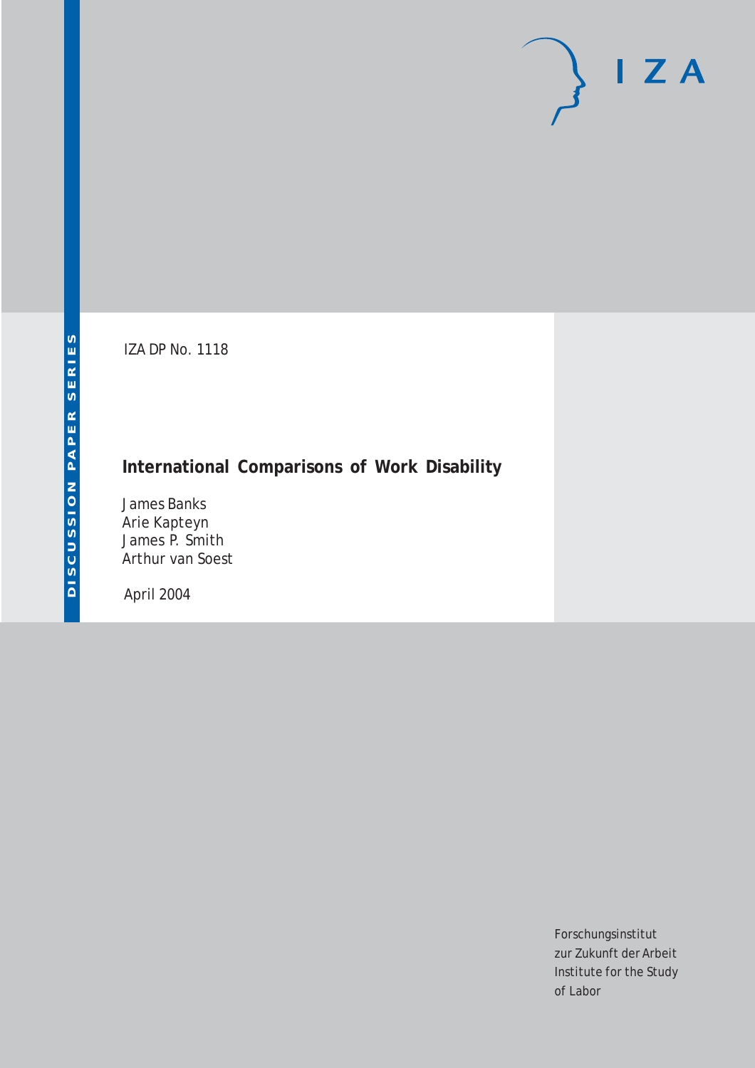IZA DP No. 1118

# International Comparisons of Work Disability

James Banks
Arie Kapteyn
James P. Smith
Arthur van Soest

April 2004

DISCUSSION PAPER SERIES

IZA

Forschungsinstitut
zur Zukunft der Arbeit
Institute for the Study
of Labor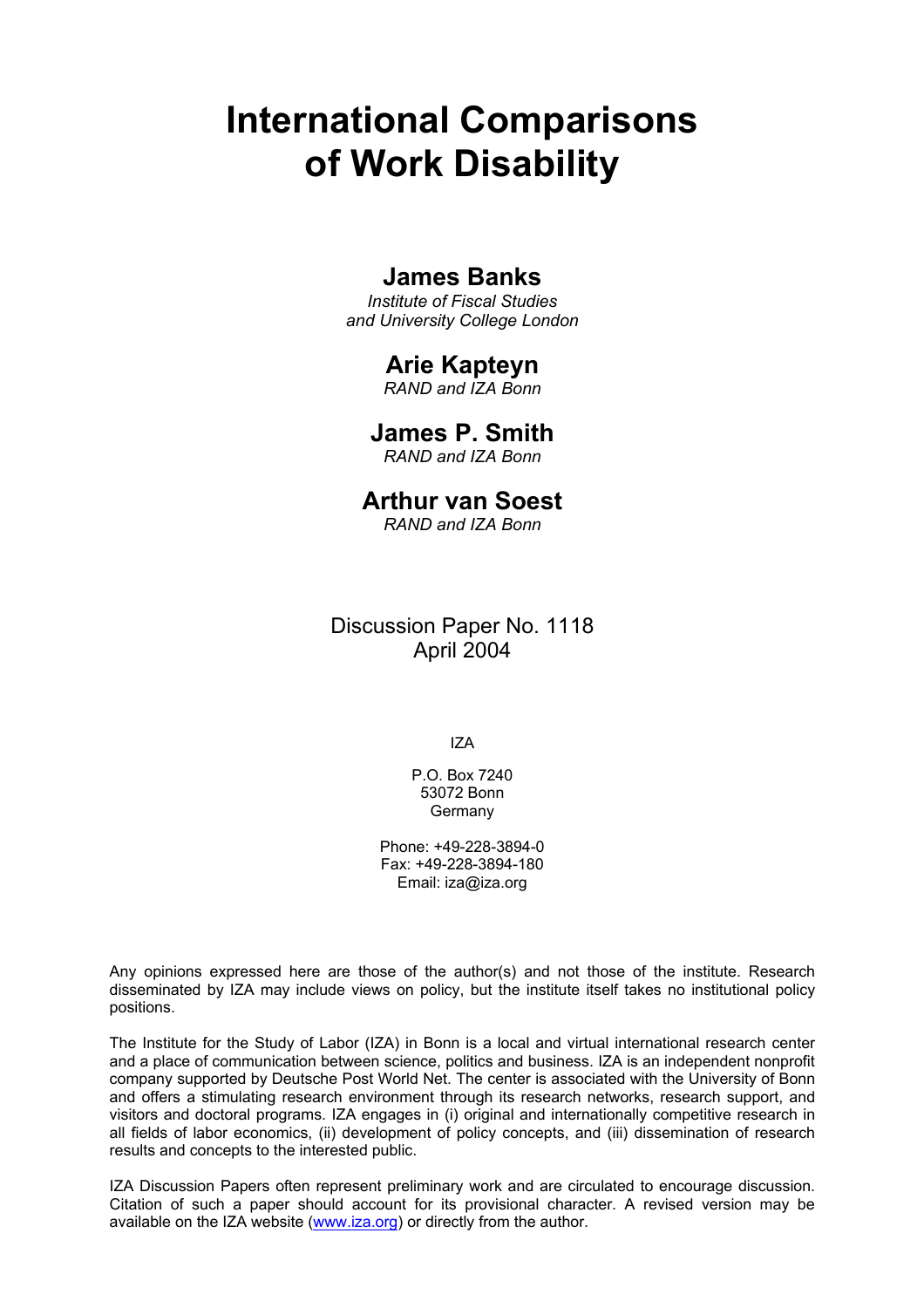# International Comparisons of Work Disability

**James Banks**
*Institute of Fiscal Studies and University College London*

**Arie Kapteyn**
*RAND and IZA Bonn*

**James P. Smith**
*RAND and IZA Bonn*

**Arthur van Soest**
*RAND and IZA Bonn*

Discussion Paper No. 1118
April 2004

IZA

P.O. Box 7240
53072 Bonn
Germany

Phone: +49-228-3894-0
Fax: +49-228-3894-180
Email: iza@iza.org

Any opinions expressed here are those of the author(s) and not those of the institute. Research disseminated by IZA may include views on policy, but the institute itself takes no institutional policy positions.

The Institute for the Study of Labor (IZA) in Bonn is a local and virtual international research center and a place of communication between science, politics and business. IZA is an independent nonprofit company supported by Deutsche Post World Net. The center is associated with the University of Bonn and offers a stimulating research environment through its research networks, research support, and visitors and doctoral programs. IZA engages in (i) original and internationally competitive research in all fields of labor economics, (ii) development of policy concepts, and (iii) dissemination of research results and concepts to the interested public.

IZA Discussion Papers often represent preliminary work and are circulated to encourage discussion. Citation of such a paper should account for its provisional character. A revised version may be available on the IZA website (www.iza.org) or directly from the author.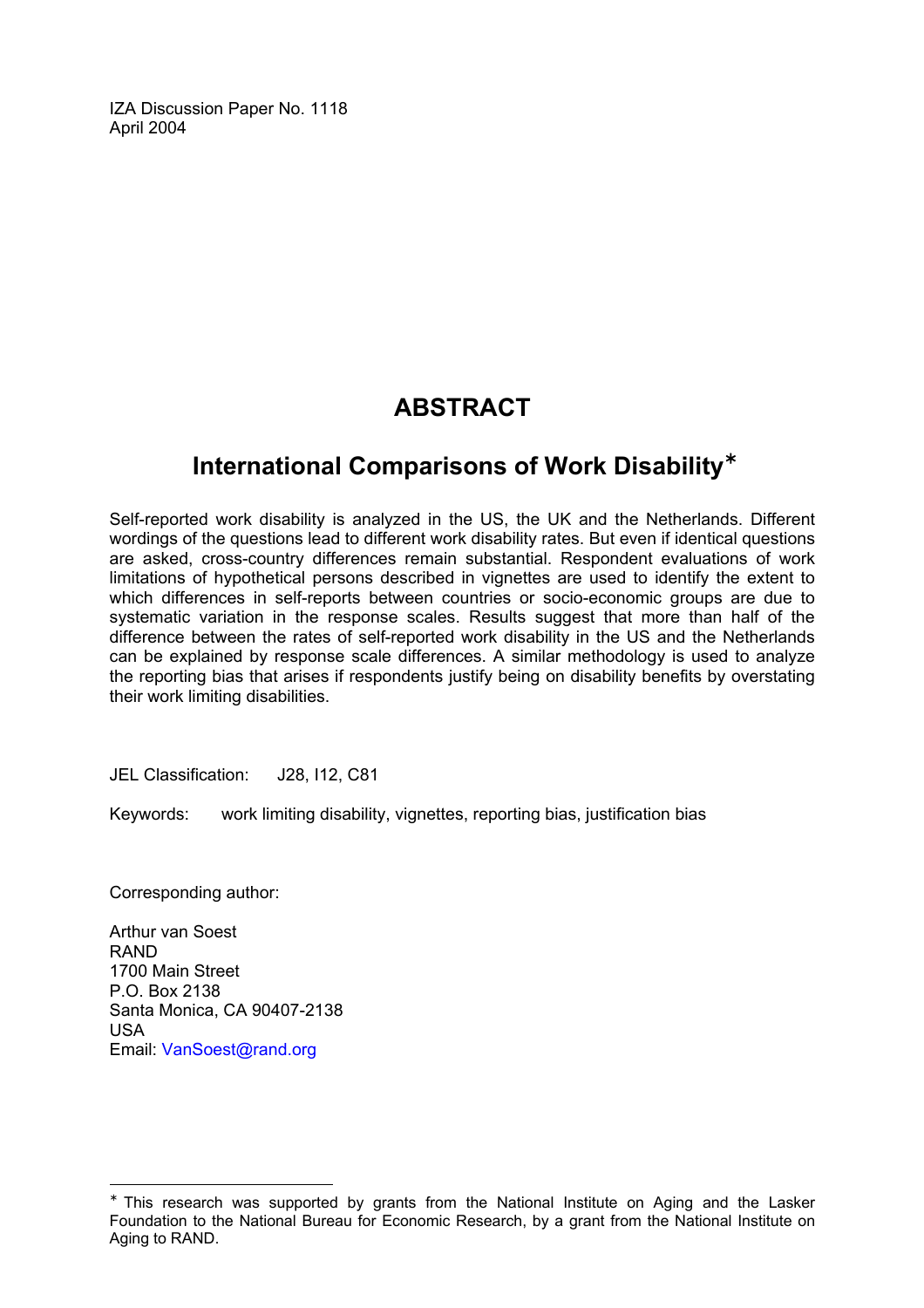IZA Discussion Paper No. 1118
April 2004

# ABSTRACT

## International Comparisons of Work Disability*

Self-reported work disability is analyzed in the US, the UK and the Netherlands. Different wordings of the questions lead to different work disability rates. But even if identical questions are asked, cross-country differences remain substantial. Respondent evaluations of work limitations of hypothetical persons described in vignettes are used to identify the extent to which differences in self-reports between countries or socio-economic groups are due to systematic variation in the response scales. Results suggest that more than half of the difference between the rates of self-reported work disability in the US and the Netherlands can be explained by response scale differences. A similar methodology is used to analyze the reporting bias that arises if respondents justify being on disability benefits by overstating their work limiting disabilities.

JEL Classification: J28, I12, C81

Keywords: work limiting disability, vignettes, reporting bias, justification bias

Corresponding author:

Arthur van Soest
RAND
1700 Main Street
P.O. Box 2138
Santa Monica, CA 90407-2138
USA
Email: VanSoest@rand.org

* This research was supported by grants from the National Institute on Aging and the Lasker Foundation to the National Bureau for Economic Research, by a grant from the National Institute on Aging to RAND.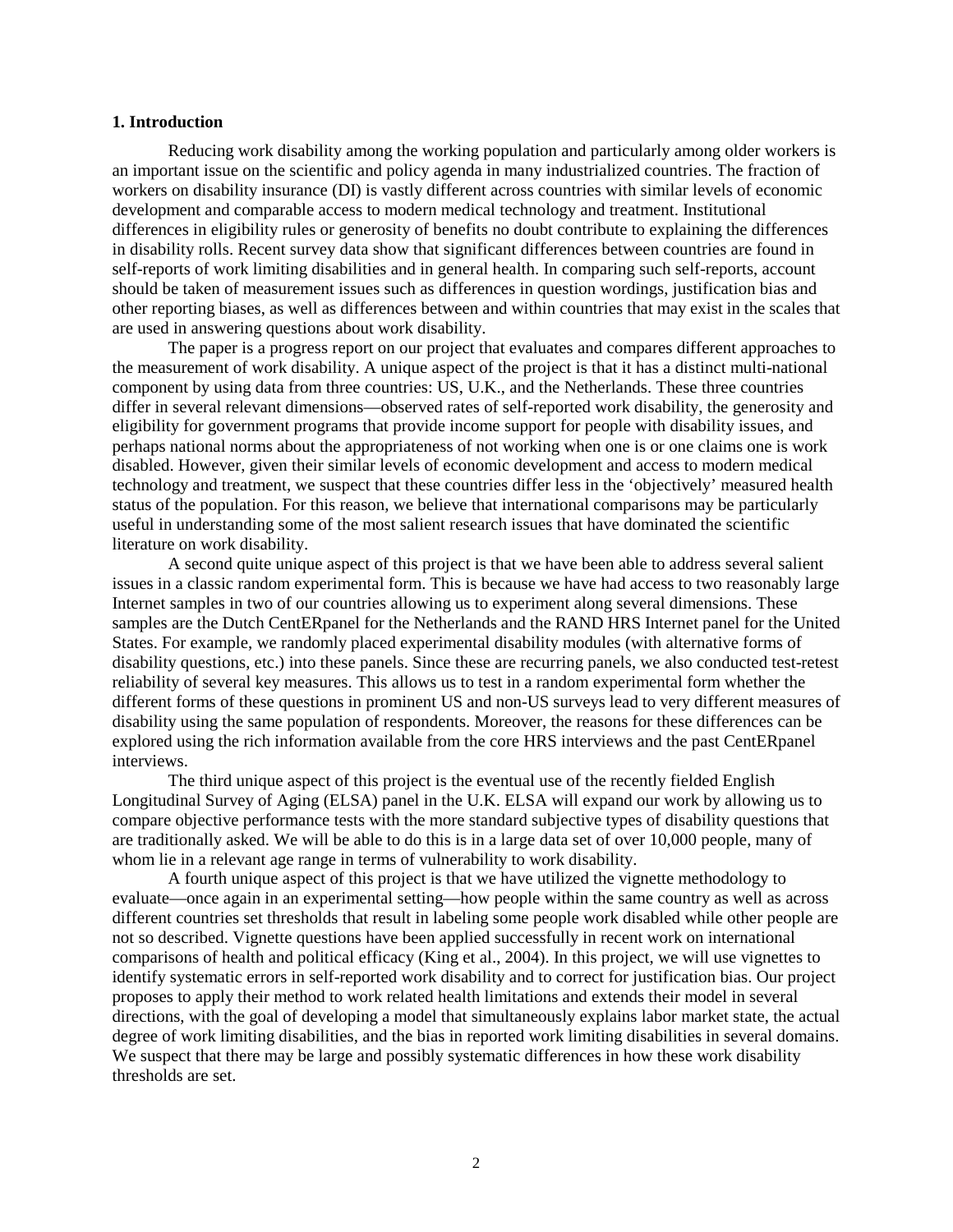## 1. Introduction

Reducing work disability among the working population and particularly among older workers is an important issue on the scientific and policy agenda in many industrialized countries. The fraction of workers on disability insurance (DI) is vastly different across countries with similar levels of economic development and comparable access to modern medical technology and treatment. Institutional differences in eligibility rules or generosity of benefits no doubt contribute to explaining the differences in disability rolls. Recent survey data show that significant differences between countries are found in self-reports of work limiting disabilities and in general health. In comparing such self-reports, account should be taken of measurement issues such as differences in question wordings, justification bias and other reporting biases, as well as differences between and within countries that may exist in the scales that are used in answering questions about work disability.

The paper is a progress report on our project that evaluates and compares different approaches to the measurement of work disability. A unique aspect of the project is that it has a distinct multi-national component by using data from three countries: US, U.K., and the Netherlands. These three countries differ in several relevant dimensions—observed rates of self-reported work disability, the generosity and eligibility for government programs that provide income support for people with disability issues, and perhaps national norms about the appropriateness of not working when one is or one claims one is work disabled. However, given their similar levels of economic development and access to modern medical technology and treatment, we suspect that these countries differ less in the 'objectively' measured health status of the population. For this reason, we believe that international comparisons may be particularly useful in understanding some of the most salient research issues that have dominated the scientific literature on work disability.

A second quite unique aspect of this project is that we have been able to address several salient issues in a classic random experimental form. This is because we have had access to two reasonably large Internet samples in two of our countries allowing us to experiment along several dimensions. These samples are the Dutch CentERpanel for the Netherlands and the RAND HRS Internet panel for the United States. For example, we randomly placed experimental disability modules (with alternative forms of disability questions, etc.) into these panels. Since these are recurring panels, we also conducted test-retest reliability of several key measures. This allows us to test in a random experimental form whether the different forms of these questions in prominent US and non-US surveys lead to very different measures of disability using the same population of respondents. Moreover, the reasons for these differences can be explored using the rich information available from the core HRS interviews and the past CentERpanel interviews.

The third unique aspect of this project is the eventual use of the recently fielded English Longitudinal Survey of Aging (ELSA) panel in the U.K. ELSA will expand our work by allowing us to compare objective performance tests with the more standard subjective types of disability questions that are traditionally asked. We will be able to do this is in a large data set of over 10,000 people, many of whom lie in a relevant age range in terms of vulnerability to work disability.

A fourth unique aspect of this project is that we have utilized the vignette methodology to evaluate—once again in an experimental setting—how people within the same country as well as across different countries set thresholds that result in labeling some people work disabled while other people are not so described. Vignette questions have been applied successfully in recent work on international comparisons of health and political efficacy (King et al., 2004). In this project, we will use vignettes to identify systematic errors in self-reported work disability and to correct for justification bias. Our project proposes to apply their method to work related health limitations and extends their model in several directions, with the goal of developing a model that simultaneously explains labor market state, the actual degree of work limiting disabilities, and the bias in reported work limiting disabilities in several domains. We suspect that there may be large and possibly systematic differences in how these work disability thresholds are set.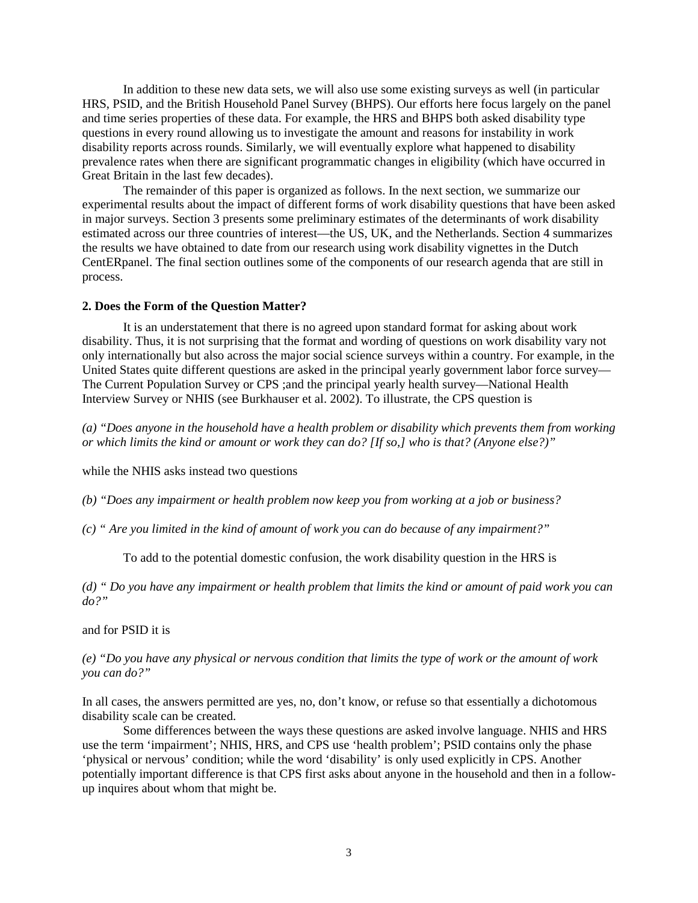In addition to these new data sets, we will also use some existing surveys as well (in particular HRS, PSID, and the British Household Panel Survey (BHPS). Our efforts here focus largely on the panel and time series properties of these data. For example, the HRS and BHPS both asked disability type questions in every round allowing us to investigate the amount and reasons for instability in work disability reports across rounds. Similarly, we will eventually explore what happened to disability prevalence rates when there are significant programmatic changes in eligibility (which have occurred in Great Britain in the last few decades).

The remainder of this paper is organized as follows. In the next section, we summarize our experimental results about the impact of different forms of work disability questions that have been asked in major surveys. Section 3 presents some preliminary estimates of the determinants of work disability estimated across our three countries of interest—the US, UK, and the Netherlands. Section 4 summarizes the results we have obtained to date from our research using work disability vignettes in the Dutch CentERpanel. The final section outlines some of the components of our research agenda that are still in process.

### 2. Does the Form of the Question Matter?

It is an understatement that there is no agreed upon standard format for asking about work disability. Thus, it is not surprising that the format and wording of questions on work disability vary not only internationally but also across the major social science surveys within a country. For example, in the United States quite different questions are asked in the principal yearly government labor force survey—The Current Population Survey or CPS ;and the principal yearly health survey—National Health Interview Survey or NHIS (see Burkhauser et al. 2002). To illustrate, the CPS question is

*(a) "Does anyone in the household have a health problem or disability which prevents them from working or which limits the kind or amount or work they can do? [If so,] who is that? (Anyone else?)"*

while the NHIS asks instead two questions

*(b) "Does any impairment or health problem now keep you from working at a job or business?*

*(c) " Are you limited in the kind of amount of work you can do because of any impairment?"*

To add to the potential domestic confusion, the work disability question in the HRS is

*(d) " Do you have any impairment or health problem that limits the kind or amount of paid work you can do?"*

and for PSID it is

*(e) "Do you have any physical or nervous condition that limits the type of work or the amount of work you can do?"*

In all cases, the answers permitted are yes, no, don't know, or refuse so that essentially a dichotomous disability scale can be created.

Some differences between the ways these questions are asked involve language. NHIS and HRS use the term 'impairment'; NHIS, HRS, and CPS use 'health problem'; PSID contains only the phase 'physical or nervous' condition; while the word 'disability' is only used explicitly in CPS. Another potentially important difference is that CPS first asks about anyone in the household and then in a follow-up inquires about whom that might be.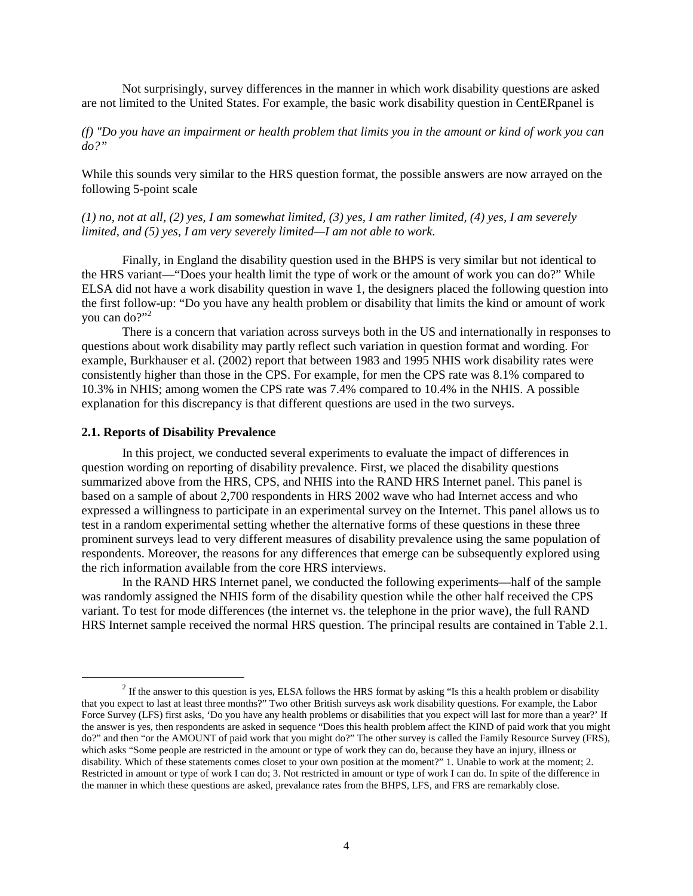Not surprisingly, survey differences in the manner in which work disability questions are asked are not limited to the United States. For example, the basic work disability question in CentERpanel is

*(f) "Do you have an impairment or health problem that limits you in the amount or kind of work you can do?"*

While this sounds very similar to the HRS question format, the possible answers are now arrayed on the following 5-point scale

*(1) no, not at all, (2) yes, I am somewhat limited, (3) yes, I am rather limited, (4) yes, I am severely limited, and (5) yes, I am very severely limited—I am not able to work.*

Finally, in England the disability question used in the BHPS is very similar but not identical to the HRS variant—"Does your health limit the type of work or the amount of work you can do?" While ELSA did not have a work disability question in wave 1, the designers placed the following question into the first follow-up: "Do you have any health problem or disability that limits the kind or amount of work you can do?"[2]

There is a concern that variation across surveys both in the US and internationally in responses to questions about work disability may partly reflect such variation in question format and wording. For example, Burkhauser et al. (2002) report that between 1983 and 1995 NHIS work disability rates were consistently higher than those in the CPS. For example, for men the CPS rate was 8.1% compared to 10.3% in NHIS; among women the CPS rate was 7.4% compared to 10.4% in the NHIS. A possible explanation for this discrepancy is that different questions are used in the two surveys.

### 2.1. Reports of Disability Prevalence

In this project, we conducted several experiments to evaluate the impact of differences in question wording on reporting of disability prevalence. First, we placed the disability questions summarized above from the HRS, CPS, and NHIS into the RAND HRS Internet panel. This panel is based on a sample of about 2,700 respondents in HRS 2002 wave who had Internet access and who expressed a willingness to participate in an experimental survey on the Internet. This panel allows us to test in a random experimental setting whether the alternative forms of these questions in these three prominent surveys lead to very different measures of disability prevalence using the same population of respondents. Moreover, the reasons for any differences that emerge can be subsequently explored using the rich information available from the core HRS interviews.

In the RAND HRS Internet panel, we conducted the following experiments—half of the sample was randomly assigned the NHIS form of the disability question while the other half received the CPS variant. To test for mode differences (the internet vs. the telephone in the prior wave), the full RAND HRS Internet sample received the normal HRS question. The principal results are contained in Table 2.1.

[2] If the answer to this question is yes, ELSA follows the HRS format by asking "Is this a health problem or disability that you expect to last at least three months?" Two other British surveys ask work disability questions. For example, the Labor Force Survey (LFS) first asks, 'Do you have any health problems or disabilities that you expect will last for more than a year?' If the answer is yes, then respondents are asked in sequence "Does this health problem affect the KIND of paid work that you might do?" and then "or the AMOUNT of paid work that you might do?" The other survey is called the Family Resource Survey (FRS), which asks "Some people are restricted in the amount or type of work they can do, because they have an injury, illness or disability. Which of these statements comes closet to your own position at the moment?" 1. Unable to work at the moment; 2. Restricted in amount or type of work I can do; 3. Not restricted in amount or type of work I can do. In spite of the difference in the manner in which these questions are asked, prevalance rates from the BHPS, LFS, and FRS are remarkably close.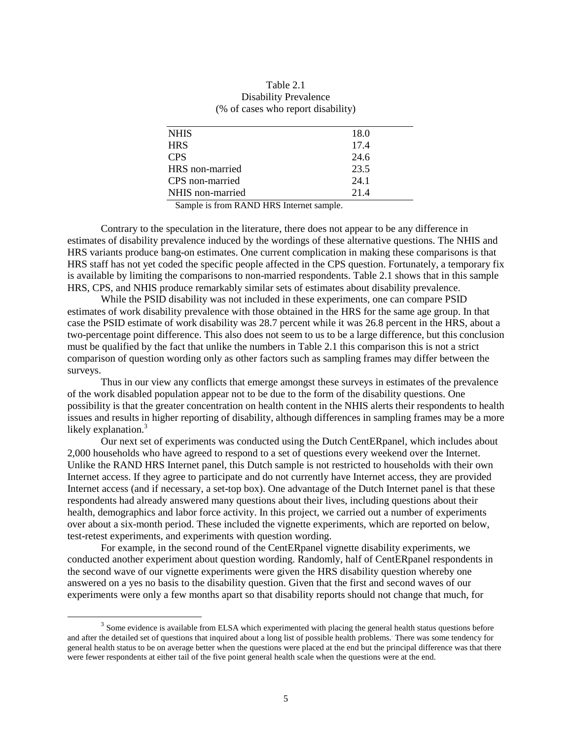Table 2.1
Disability Prevalence
(% of cases who report disability)

| | |
|---|---|
| NHIS | 18.0 |
| HRS | 17.4 |
| CPS | 24.6 |
| HRS non-married | 23.5 |
| CPS non-married | 24.1 |
| NHIS non-married | 21.4 |

Sample is from RAND HRS Internet sample.

Contrary to the speculation in the literature, there does not appear to be any difference in estimates of disability prevalence induced by the wordings of these alternative questions. The NHIS and HRS variants produce bang-on estimates. One current complication in making these comparisons is that HRS staff has not yet coded the specific people affected in the CPS question. Fortunately, a temporary fix is available by limiting the comparisons to non-married respondents. Table 2.1 shows that in this sample HRS, CPS, and NHIS produce remarkably similar sets of estimates about disability prevalence.

While the PSID disability was not included in these experiments, one can compare PSID estimates of work disability prevalence with those obtained in the HRS for the same age group. In that case the PSID estimate of work disability was 28.7 percent while it was 26.8 percent in the HRS, about a two-percentage point difference. This also does not seem to us to be a large difference, but this conclusion must be qualified by the fact that unlike the numbers in Table 2.1 this comparison this is not a strict comparison of question wording only as other factors such as sampling frames may differ between the surveys.

Thus in our view any conflicts that emerge amongst these surveys in estimates of the prevalence of the work disabled population appear not to be due to the form of the disability questions. One possibility is that the greater concentration on health content in the NHIS alerts their respondents to health issues and results in higher reporting of disability, although differences in sampling frames may be a more likely explanation.[3]

Our next set of experiments was conducted using the Dutch CentERpanel, which includes about 2,000 households who have agreed to respond to a set of questions every weekend over the Internet. Unlike the RAND HRS Internet panel, this Dutch sample is not restricted to households with their own Internet access. If they agree to participate and do not currently have Internet access, they are provided Internet access (and if necessary, a set-top box). One advantage of the Dutch Internet panel is that these respondents had already answered many questions about their lives, including questions about their health, demographics and labor force activity. In this project, we carried out a number of experiments over about a six-month period. These included the vignette experiments, which are reported on below, test-retest experiments, and experiments with question wording.

For example, in the second round of the CentERpanel vignette disability experiments, we conducted another experiment about question wording. Randomly, half of CentERpanel respondents in the second wave of our vignette experiments were given the HRS disability question whereby one answered on a yes no basis to the disability question. Given that the first and second waves of our experiments were only a few months apart so that disability reports should not change that much, for

[3] Some evidence is available from ELSA which experimented with placing the general health status questions before and after the detailed set of questions that inquired about a long list of possible health problems. There was some tendency for general health status to be on average better when the questions were placed at the end but the principal difference was that there were fewer respondents at either tail of the five point general health scale when the questions were at the end.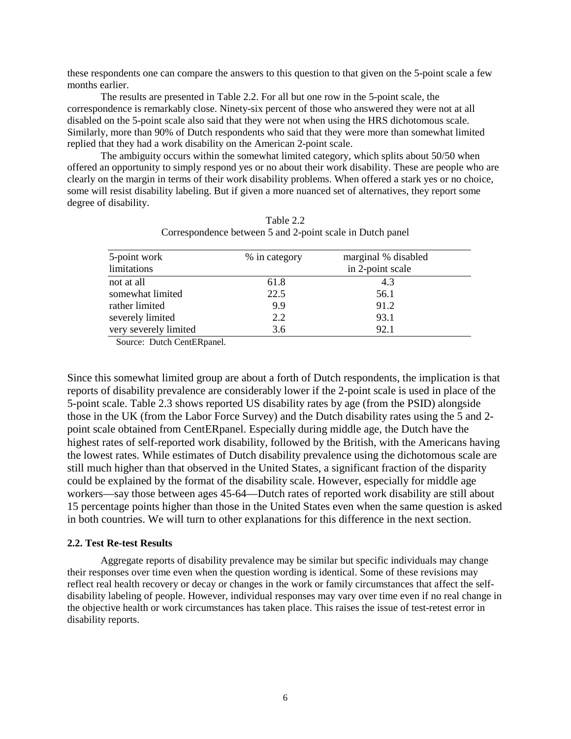these respondents one can compare the answers to this question to that given on the 5-point scale a few months earlier.

The results are presented in Table 2.2. For all but one row in the 5-point scale, the correspondence is remarkably close. Ninety-six percent of those who answered they were not at all disabled on the 5-point scale also said that they were not when using the HRS dichotomous scale. Similarly, more than 90% of Dutch respondents who said that they were more than somewhat limited replied that they had a work disability on the American 2-point scale.

The ambiguity occurs within the somewhat limited category, which splits about 50/50 when offered an opportunity to simply respond yes or no about their work disability. These are people who are clearly on the margin in terms of their work disability problems. When offered a stark yes or no choice, some will resist disability labeling. But if given a more nuanced set of alternatives, they report some degree of disability.

Table 2.2
Correspondence between 5 and 2-point scale in Dutch panel

| 5-point work limitations | % in category | marginal % disabled in 2-point scale |
|---|---|---|
| not at all | 61.8 | 4.3 |
| somewhat limited | 22.5 | 56.1 |
| rather limited | 9.9 | 91.2 |
| severely limited | 2.2 | 93.1 |
| very severely limited | 3.6 | 92.1 |

Source: Dutch CentERpanel.

Since this somewhat limited group are about a forth of Dutch respondents, the implication is that reports of disability prevalence are considerably lower if the 2-point scale is used in place of the 5-point scale. Table 2.3 shows reported US disability rates by age (from the PSID) alongside those in the UK (from the Labor Force Survey) and the Dutch disability rates using the 5 and 2-point scale obtained from CentERpanel. Especially during middle age, the Dutch have the highest rates of self-reported work disability, followed by the British, with the Americans having the lowest rates. While estimates of Dutch disability prevalence using the dichotomous scale are still much higher than that observed in the United States, a significant fraction of the disparity could be explained by the format of the disability scale. However, especially for middle age workers—say those between ages 45-64—Dutch rates of reported work disability are still about 15 percentage points higher than those in the United States even when the same question is asked in both countries. We will turn to other explanations for this difference in the next section.

### 2.2. Test Re-test Results

Aggregate reports of disability prevalence may be similar but specific individuals may change their responses over time even when the question wording is identical. Some of these revisions may reflect real health recovery or decay or changes in the work or family circumstances that affect the self-disability labeling of people. However, individual responses may vary over time even if no real change in the objective health or work circumstances has taken place. This raises the issue of test-retest error in disability reports.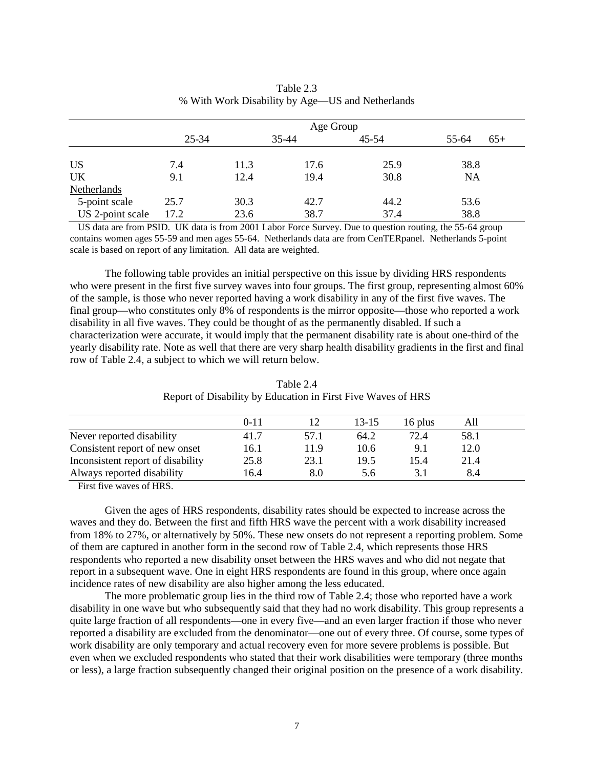Table 2.3
% With Work Disability by Age—US and Netherlands

| | Age Group | | | | |
|---|---|---|---|---|---|
| | 25-34 | 35-44 | 45-54 | 55-64 | 65+ |
| US | 7.4 | 11.3 | 17.6 | 25.9 | 38.8 |
| UK | 9.1 | 12.4 | 19.4 | 30.8 | NA |
| Netherlands | | | | | |
| 5-point scale | 25.7 | 30.3 | 42.7 | 44.2 | 53.6 |
| US 2-point scale | 17.2 | 23.6 | 38.7 | 37.4 | 38.8 |

US data are from PSID. UK data is from 2001 Labor Force Survey. Due to question routing, the 55-64 group contains women ages 55-59 and men ages 55-64. Netherlands data are from CenTERpanel. Netherlands 5-point scale is based on report of any limitation. All data are weighted.

The following table provides an initial perspective on this issue by dividing HRS respondents who were present in the first five survey waves into four groups. The first group, representing almost 60% of the sample, is those who never reported having a work disability in any of the first five waves. The final group—who constitutes only 8% of respondents is the mirror opposite—those who reported a work disability in all five waves. They could be thought of as the permanently disabled. If such a characterization were accurate, it would imply that the permanent disability rate is about one-third of the yearly disability rate. Note as well that there are very sharp health disability gradients in the first and final row of Table 2.4, a subject to which we will return below.

Table 2.4
Report of Disability by Education in First Five Waves of HRS

| | 0-11 | 12 | 13-15 | 16 plus | All |
|---|---|---|---|---|---|
| Never reported disability | 41.7 | 57.1 | 64.2 | 72.4 | 58.1 |
| Consistent report of new onset | 16.1 | 11.9 | 10.6 | 9.1 | 12.0 |
| Inconsistent report of disability | 25.8 | 23.1 | 19.5 | 15.4 | 21.4 |
| Always reported disability | 16.4 | 8.0 | 5.6 | 3.1 | 8.4 |

First five waves of HRS.

Given the ages of HRS respondents, disability rates should be expected to increase across the waves and they do. Between the first and fifth HRS wave the percent with a work disability increased from 18% to 27%, or alternatively by 50%. These new onsets do not represent a reporting problem. Some of them are captured in another form in the second row of Table 2.4, which represents those HRS respondents who reported a new disability onset between the HRS waves and who did not negate that report in a subsequent wave. One in eight HRS respondents are found in this group, where once again incidence rates of new disability are also higher among the less educated.

The more problematic group lies in the third row of Table 2.4; those who reported have a work disability in one wave but who subsequently said that they had no work disability. This group represents a quite large fraction of all respondents—one in every five—and an even larger fraction if those who never reported a disability are excluded from the denominator—one out of every three. Of course, some types of work disability are only temporary and actual recovery even for more severe problems is possible. But even when we excluded respondents who stated that their work disabilities were temporary (three months or less), a large fraction subsequently changed their original position on the presence of a work disability.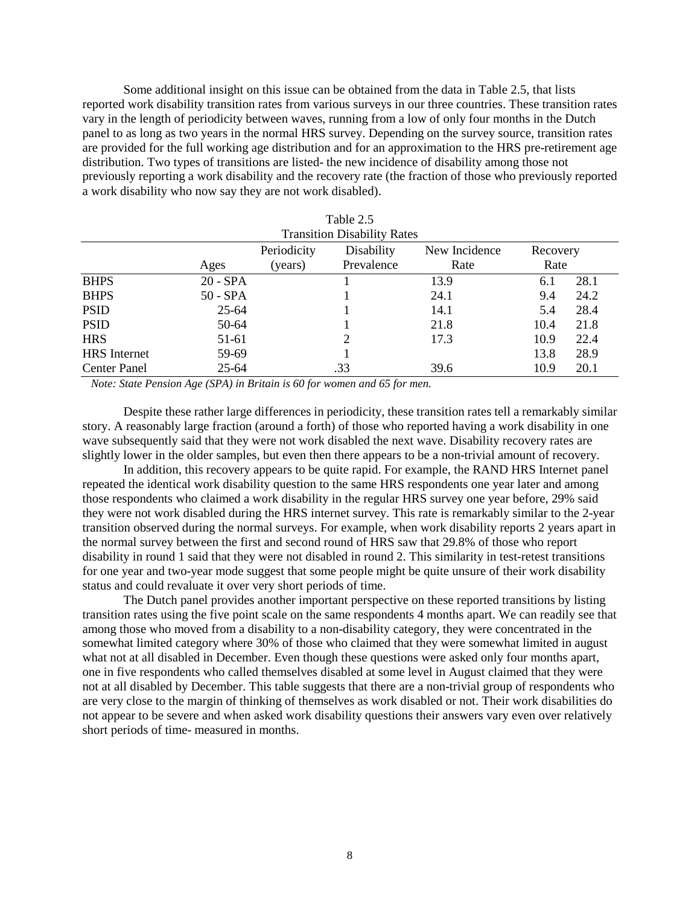Some additional insight on this issue can be obtained from the data in Table 2.5, that lists reported work disability transition rates from various surveys in our three countries. These transition rates vary in the length of periodicity between waves, running from a low of only four months in the Dutch panel to as long as two years in the normal HRS survey. Depending on the survey source, transition rates are provided for the full working age distribution and for an approximation to the HRS pre-retirement age distribution. Two types of transitions are listed- the new incidence of disability among those not previously reporting a work disability and the recovery rate (the fraction of those who previously reported a work disability who now say they are not work disabled).

Table 2.5
Transition Disability Rates

| | Ages | Periodicity (years) | Disability Prevalence | New Incidence Rate | Recovery Rate |
|---|---|---|---|---|---|
| BHPS | 20 - SPA | 1 | 13.9 | 6.1 | 28.1 |
| BHPS | 50 - SPA | 1 | 24.1 | 9.4 | 24.2 |
| PSID | 25-64 | 1 | 14.1 | 5.4 | 28.4 |
| PSID | 50-64 | 1 | 21.8 | 10.4 | 21.8 |
| HRS | 51-61 | 2 | 17.3 | 10.9 | 22.4 |
| HRS Internet | 59-69 | 1 | | 13.8 | 28.9 |
| Center Panel | 25-64 | .33 | 39.6 | 10.9 | 20.1 |

*Note: State Pension Age (SPA) in Britain is 60 for women and 65 for men.*

Despite these rather large differences in periodicity, these transition rates tell a remarkably similar story. A reasonably large fraction (around a forth) of those who reported having a work disability in one wave subsequently said that they were not work disabled the next wave. Disability recovery rates are slightly lower in the older samples, but even then there appears to be a non-trivial amount of recovery.

In addition, this recovery appears to be quite rapid. For example, the RAND HRS Internet panel repeated the identical work disability question to the same HRS respondents one year later and among those respondents who claimed a work disability in the regular HRS survey one year before, 29% said they were not work disabled during the HRS internet survey. This rate is remarkably similar to the 2-year transition observed during the normal surveys. For example, when work disability reports 2 years apart in the normal survey between the first and second round of HRS saw that 29.8% of those who report disability in round 1 said that they were not disabled in round 2. This similarity in test-retest transitions for one year and two-year mode suggest that some people might be quite unsure of their work disability status and could revaluate it over very short periods of time.

The Dutch panel provides another important perspective on these reported transitions by listing transition rates using the five point scale on the same respondents 4 months apart. We can readily see that among those who moved from a disability to a non-disability category, they were concentrated in the somewhat limited category where 30% of those who claimed that they were somewhat limited in august what not at all disabled in December. Even though these questions were asked only four months apart, one in five respondents who called themselves disabled at some level in August claimed that they were not at all disabled by December. This table suggests that there are a non-trivial group of respondents who are very close to the margin of thinking of themselves as work disabled or not. Their work disabilities do not appear to be severe and when asked work disability questions their answers vary even over relatively short periods of time- measured in months.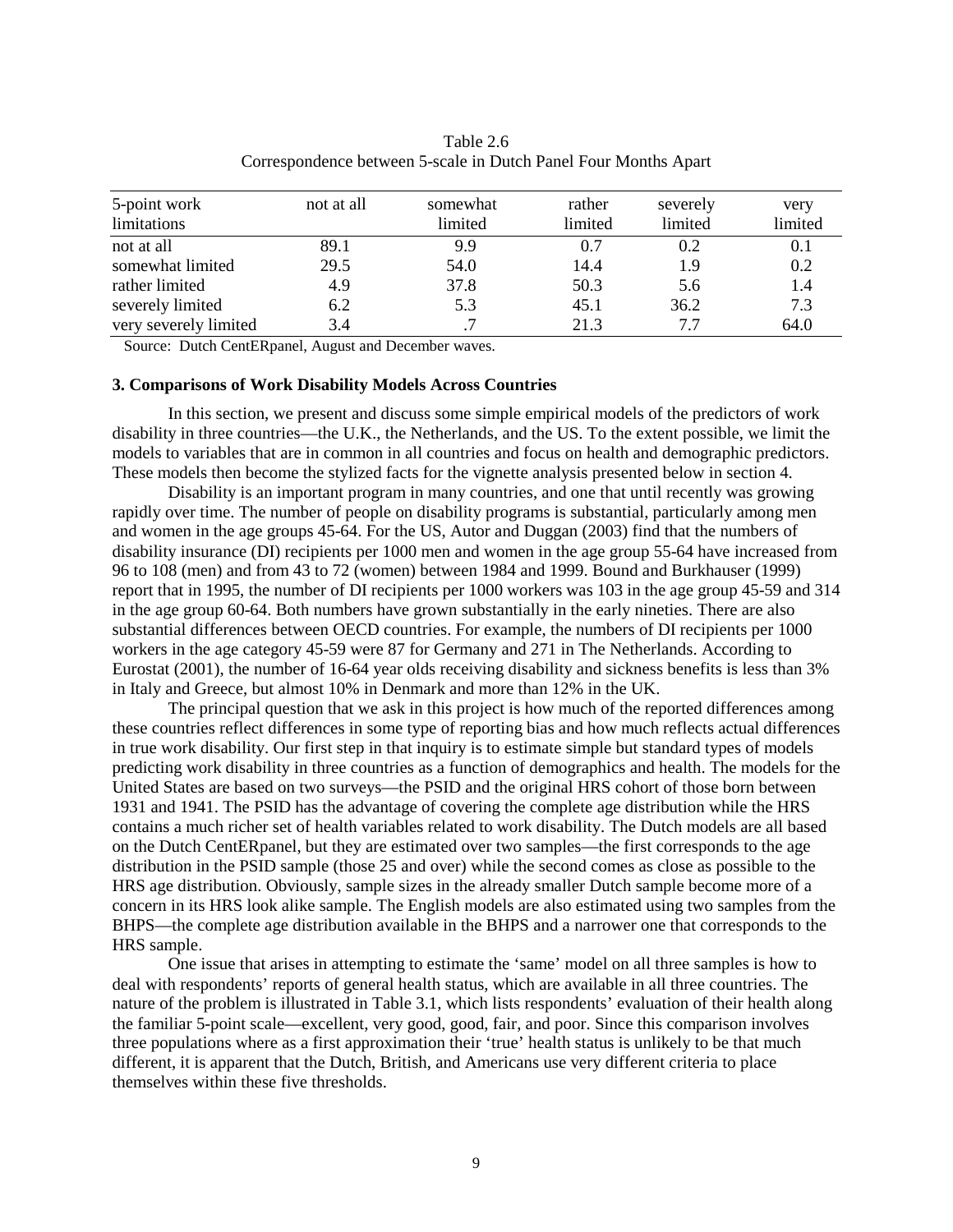Table 2.6
Correspondence between 5-scale in Dutch Panel Four Months Apart

| 5-point work limitations | not at all | somewhat limited | rather limited | severely limited | very limited |
|---|---|---|---|---|---|
| not at all | 89.1 | 9.9 | 0.7 | 0.2 | 0.1 |
| somewhat limited | 29.5 | 54.0 | 14.4 | 1.9 | 0.2 |
| rather limited | 4.9 | 37.8 | 50.3 | 5.6 | 1.4 |
| severely limited | 6.2 | 5.3 | 45.1 | 36.2 | 7.3 |
| very severely limited | 3.4 | .7 | 21.3 | 7.7 | 64.0 |

Source: Dutch CentERpanel, August and December waves.

**3. Comparisons of Work Disability Models Across Countries**

In this section, we present and discuss some simple empirical models of the predictors of work disability in three countries—the U.K., the Netherlands, and the US. To the extent possible, we limit the models to variables that are in common in all countries and focus on health and demographic predictors. These models then become the stylized facts for the vignette analysis presented below in section 4.

Disability is an important program in many countries, and one that until recently was growing rapidly over time. The number of people on disability programs is substantial, particularly among men and women in the age groups 45-64. For the US, Autor and Duggan (2003) find that the numbers of disability insurance (DI) recipients per 1000 men and women in the age group 55-64 have increased from 96 to 108 (men) and from 43 to 72 (women) between 1984 and 1999. Bound and Burkhauser (1999) report that in 1995, the number of DI recipients per 1000 workers was 103 in the age group 45-59 and 314 in the age group 60-64. Both numbers have grown substantially in the early nineties. There are also substantial differences between OECD countries. For example, the numbers of DI recipients per 1000 workers in the age category 45-59 were 87 for Germany and 271 in The Netherlands. According to Eurostat (2001), the number of 16-64 year olds receiving disability and sickness benefits is less than 3% in Italy and Greece, but almost 10% in Denmark and more than 12% in the UK.

The principal question that we ask in this project is how much of the reported differences among these countries reflect differences in some type of reporting bias and how much reflects actual differences in true work disability. Our first step in that inquiry is to estimate simple but standard types of models predicting work disability in three countries as a function of demographics and health. The models for the United States are based on two surveys—the PSID and the original HRS cohort of those born between 1931 and 1941. The PSID has the advantage of covering the complete age distribution while the HRS contains a much richer set of health variables related to work disability. The Dutch models are all based on the Dutch CentERpanel, but they are estimated over two samples—the first corresponds to the age distribution in the PSID sample (those 25 and over) while the second comes as close as possible to the HRS age distribution. Obviously, sample sizes in the already smaller Dutch sample become more of a concern in its HRS look alike sample. The English models are also estimated using two samples from the BHPS—the complete age distribution available in the BHPS and a narrower one that corresponds to the HRS sample.

One issue that arises in attempting to estimate the 'same' model on all three samples is how to deal with respondents' reports of general health status, which are available in all three countries. The nature of the problem is illustrated in Table 3.1, which lists respondents' evaluation of their health along the familiar 5-point scale—excellent, very good, good, fair, and poor. Since this comparison involves three populations where as a first approximation their 'true' health status is unlikely to be that much different, it is apparent that the Dutch, British, and Americans use very different criteria to place themselves within these five thresholds.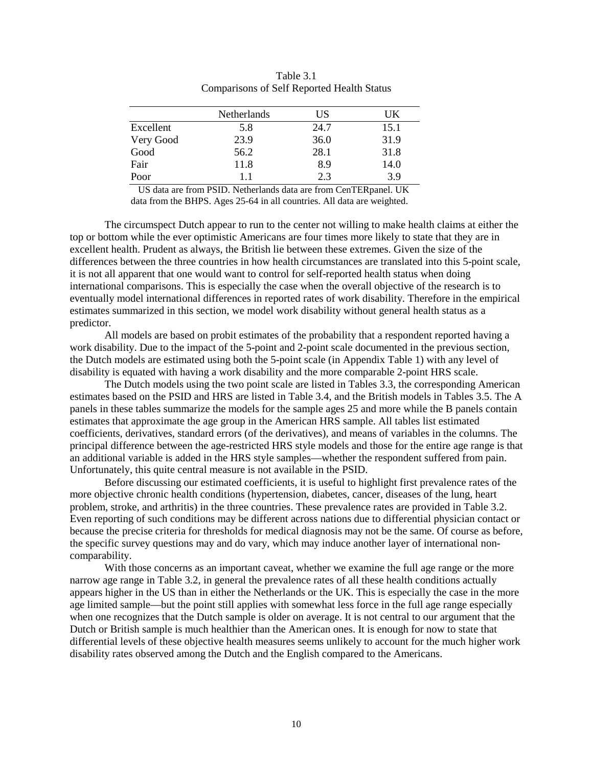Table 3.1
Comparisons of Self Reported Health Status

| | Netherlands | US | UK |
|---|---|---|---|
| Excellent | 5.8 | 24.7 | 15.1 |
| Very Good | 23.9 | 36.0 | 31.9 |
| Good | 56.2 | 28.1 | 31.8 |
| Fair | 11.8 | 8.9 | 14.0 |
| Poor | 1.1 | 2.3 | 3.9 |

US data are from PSID. Netherlands data are from CenTERpanel. UK data from the BHPS. Ages 25-64 in all countries. All data are weighted.

The circumspect Dutch appear to run to the center not willing to make health claims at either the top or bottom while the ever optimistic Americans are four times more likely to state that they are in excellent health. Prudent as always, the British lie between these extremes. Given the size of the differences between the three countries in how health circumstances are translated into this 5-point scale, it is not all apparent that one would want to control for self-reported health status when doing international comparisons. This is especially the case when the overall objective of the research is to eventually model international differences in reported rates of work disability. Therefore in the empirical estimates summarized in this section, we model work disability without general health status as a predictor.

All models are based on probit estimates of the probability that a respondent reported having a work disability. Due to the impact of the 5-point and 2-point scale documented in the previous section, the Dutch models are estimated using both the 5-point scale (in Appendix Table 1) with any level of disability is equated with having a work disability and the more comparable 2-point HRS scale.

The Dutch models using the two point scale are listed in Tables 3.3, the corresponding American estimates based on the PSID and HRS are listed in Table 3.4, and the British models in Tables 3.5. The A panels in these tables summarize the models for the sample ages 25 and more while the B panels contain estimates that approximate the age group in the American HRS sample. All tables list estimated coefficients, derivatives, standard errors (of the derivatives), and means of variables in the columns. The principal difference between the age-restricted HRS style models and those for the entire age range is that an additional variable is added in the HRS style samples—whether the respondent suffered from pain. Unfortunately, this quite central measure is not available in the PSID.

Before discussing our estimated coefficients, it is useful to highlight first prevalence rates of the more objective chronic health conditions (hypertension, diabetes, cancer, diseases of the lung, heart problem, stroke, and arthritis) in the three countries. These prevalence rates are provided in Table 3.2. Even reporting of such conditions may be different across nations due to differential physician contact or because the precise criteria for thresholds for medical diagnosis may not be the same. Of course as before, the specific survey questions may and do vary, which may induce another layer of international non-comparability.

With those concerns as an important caveat, whether we examine the full age range or the more narrow age range in Table 3.2, in general the prevalence rates of all these health conditions actually appears higher in the US than in either the Netherlands or the UK. This is especially the case in the more age limited sample—but the point still applies with somewhat less force in the full age range especially when one recognizes that the Dutch sample is older on average. It is not central to our argument that the Dutch or British sample is much healthier than the American ones. It is enough for now to state that differential levels of these objective health measures seems unlikely to account for the much higher work disability rates observed among the Dutch and the English compared to the Americans.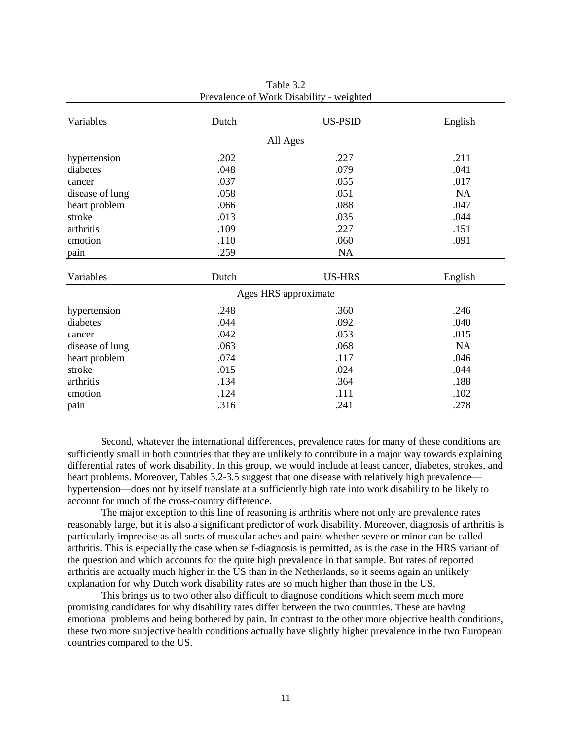Table 3.2
Prevalence of Work Disability - weighted

| Variables | Dutch | US-PSID | English |
|---|---|---|---|
| | | All Ages | |
| hypertension | .202 | .227 | .211 |
| diabetes | .048 | .079 | .041 |
| cancer | .037 | .055 | .017 |
| disease of lung | .058 | .051 | NA |
| heart problem | .066 | .088 | .047 |
| stroke | .013 | .035 | .044 |
| arthritis | .109 | .227 | .151 |
| emotion | .110 | .060 | .091 |
| pain | .259 | NA | |
| **Variables** | **Dutch** | **US-HRS** | **English** |
| | | Ages HRS approximate | |
| hypertension | .248 | .360 | .246 |
| diabetes | .044 | .092 | .040 |
| cancer | .042 | .053 | .015 |
| disease of lung | .063 | .068 | NA |
| heart problem | .074 | .117 | .046 |
| stroke | .015 | .024 | .044 |
| arthritis | .134 | .364 | .188 |
| emotion | .124 | .111 | .102 |
| pain | .316 | .241 | .278 |

Second, whatever the international differences, prevalence rates for many of these conditions are sufficiently small in both countries that they are unlikely to contribute in a major way towards explaining differential rates of work disability. In this group, we would include at least cancer, diabetes, strokes, and heart problems. Moreover, Tables 3.2-3.5 suggest that one disease with relatively high prevalence—hypertension—does not by itself translate at a sufficiently high rate into work disability to be likely to account for much of the cross-country difference.

The major exception to this line of reasoning is arthritis where not only are prevalence rates reasonably large, but it is also a significant predictor of work disability. Moreover, diagnosis of arthritis is particularly imprecise as all sorts of muscular aches and pains whether severe or minor can be called arthritis. This is especially the case when self-diagnosis is permitted, as is the case in the HRS variant of the question and which accounts for the quite high prevalence in that sample. But rates of reported arthritis are actually much higher in the US than in the Netherlands, so it seems again an unlikely explanation for why Dutch work disability rates are so much higher than those in the US.

This brings us to two other also difficult to diagnose conditions which seem much more promising candidates for why disability rates differ between the two countries. These are having emotional problems and being bothered by pain. In contrast to the other more objective health conditions, these two more subjective health conditions actually have slightly higher prevalence in the two European countries compared to the US.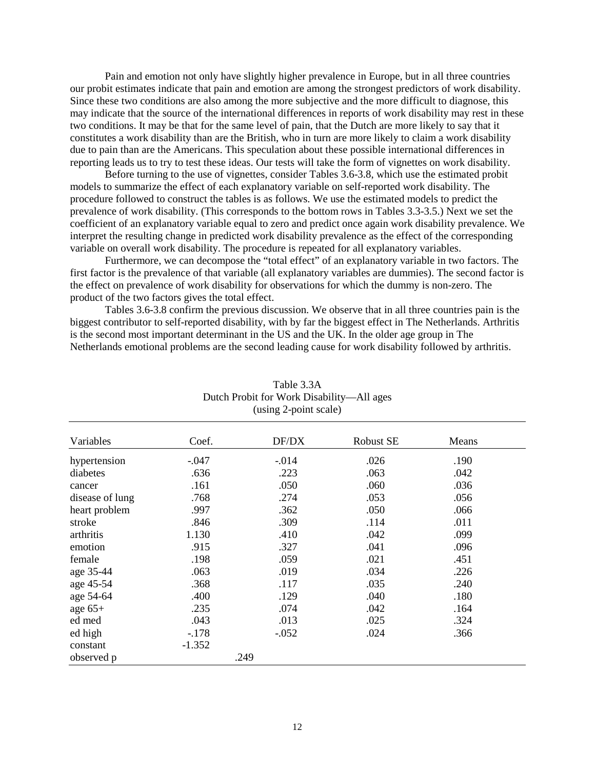Pain and emotion not only have slightly higher prevalence in Europe, but in all three countries our probit estimates indicate that pain and emotion are among the strongest predictors of work disability. Since these two conditions are also among the more subjective and the more difficult to diagnose, this may indicate that the source of the international differences in reports of work disability may rest in these two conditions. It may be that for the same level of pain, that the Dutch are more likely to say that it constitutes a work disability than are the British, who in turn are more likely to claim a work disability due to pain than are the Americans. This speculation about these possible international differences in reporting leads us to try to test these ideas. Our tests will take the form of vignettes on work disability.

Before turning to the use of vignettes, consider Tables 3.6-3.8, which use the estimated probit models to summarize the effect of each explanatory variable on self-reported work disability. The procedure followed to construct the tables is as follows. We use the estimated models to predict the prevalence of work disability. (This corresponds to the bottom rows in Tables 3.3-3.5.) Next we set the coefficient of an explanatory variable equal to zero and predict once again work disability prevalence. We interpret the resulting change in predicted work disability prevalence as the effect of the corresponding variable on overall work disability. The procedure is repeated for all explanatory variables.

Furthermore, we can decompose the "total effect" of an explanatory variable in two factors. The first factor is the prevalence of that variable (all explanatory variables are dummies). The second factor is the effect on prevalence of work disability for observations for which the dummy is non-zero. The product of the two factors gives the total effect.

Tables 3.6-3.8 confirm the previous discussion. We observe that in all three countries pain is the biggest contributor to self-reported disability, with by far the biggest effect in The Netherlands. Arthritis is the second most important determinant in the US and the UK. In the older age group in The Netherlands emotional problems are the second leading cause for work disability followed by arthritis.

Table 3.3A
Dutch Probit for Work Disability—All ages
(using 2-point scale)

| Variables | Coef. | DF/DX | Robust SE | Means |
|---|---|---|---|---|
| hypertension | -.047 | -.014 | .026 | .190 |
| diabetes | .636 | .223 | .063 | .042 |
| cancer | .161 | .050 | .060 | .036 |
| disease of lung | .768 | .274 | .053 | .056 |
| heart problem | .997 | .362 | .050 | .066 |
| stroke | .846 | .309 | .114 | .011 |
| arthritis | 1.130 | .410 | .042 | .099 |
| emotion | .915 | .327 | .041 | .096 |
| female | .198 | .059 | .021 | .451 |
| age 35-44 | .063 | .019 | .034 | .226 |
| age 45-54 | .368 | .117 | .035 | .240 |
| age 54-64 | .400 | .129 | .040 | .180 |
| age 65+ | .235 | .074 | .042 | .164 |
| ed med | .043 | .013 | .025 | .324 |
| ed high | -.178 | -.052 | .024 | .366 |
| constant | -1.352 | | | |
| observed p | | .249 | | |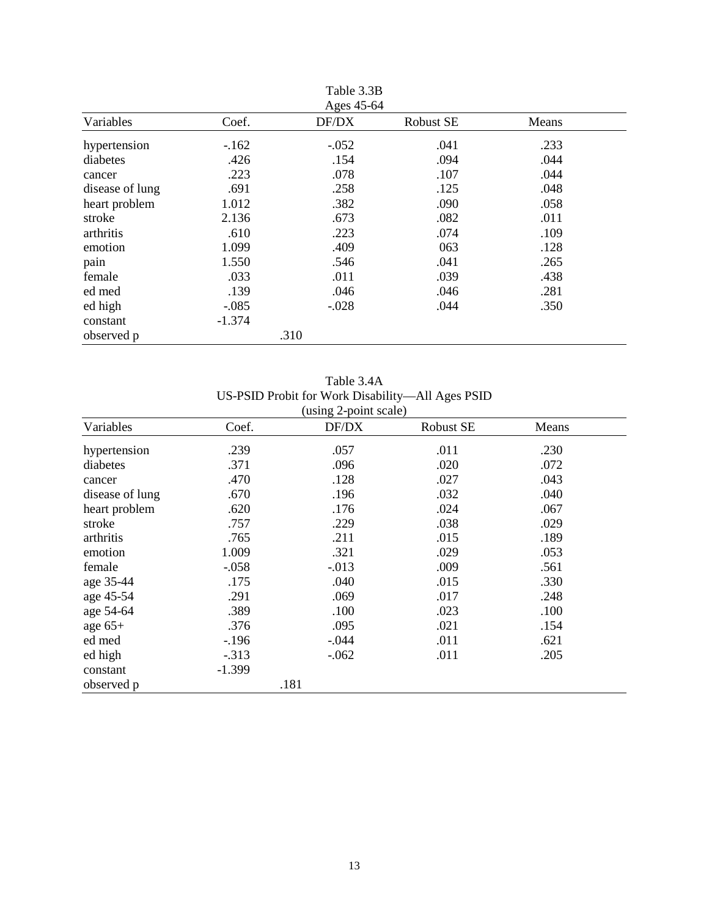Table 3.3B
Ages 45-64

| Variables | Coef. | DF/DX | Robust SE | Means |
|---|---|---|---|---|
| hypertension | -.162 | -.052 | .041 | .233 |
| diabetes | .426 | .154 | .094 | .044 |
| cancer | .223 | .078 | .107 | .044 |
| disease of lung | .691 | .258 | .125 | .048 |
| heart problem | 1.012 | .382 | .090 | .058 |
| stroke | 2.136 | .673 | .082 | .011 |
| arthritis | .610 | .223 | .074 | .109 |
| emotion | 1.099 | .409 | 063 | .128 |
| pain | 1.550 | .546 | .041 | .265 |
| female | .033 | .011 | .039 | .438 |
| ed med | .139 | .046 | .046 | .281 |
| ed high | -.085 | -.028 | .044 | .350 |
| constant | -1.374 | | | |
| observed p | | .310 | | |

Table 3.4A
US-PSID Probit for Work Disability—All Ages PSID
(using 2-point scale)

| Variables | Coef. | DF/DX | Robust SE | Means |
|---|---|---|---|---|
| hypertension | .239 | .057 | .011 | .230 |
| diabetes | .371 | .096 | .020 | .072 |
| cancer | .470 | .128 | .027 | .043 |
| disease of lung | .670 | .196 | .032 | .040 |
| heart problem | .620 | .176 | .024 | .067 |
| stroke | .757 | .229 | .038 | .029 |
| arthritis | .765 | .211 | .015 | .189 |
| emotion | 1.009 | .321 | .029 | .053 |
| female | -.058 | -.013 | .009 | .561 |
| age 35-44 | .175 | .040 | .015 | .330 |
| age 45-54 | .291 | .069 | .017 | .248 |
| age 54-64 | .389 | .100 | .023 | .100 |
| age 65+ | .376 | .095 | .021 | .154 |
| ed med | -.196 | -.044 | .011 | .621 |
| ed high | -.313 | -.062 | .011 | .205 |
| constant | -1.399 | | | |
| observed p | | .181 | | |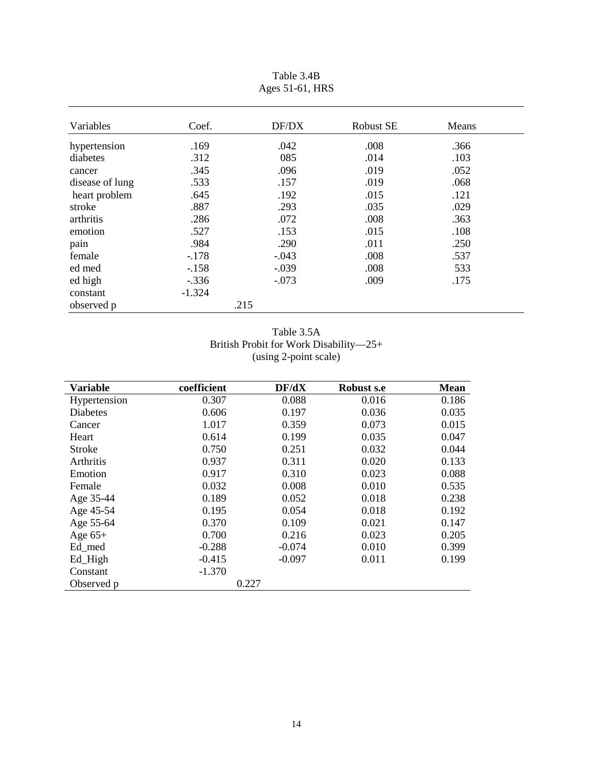Table 3.4B
Ages 51-61, HRS

| Variables | Coef. | DF/DX | Robust SE | Means |
|---|---|---|---|---|
| hypertension | .169 | .042 | .008 | .366 |
| diabetes | .312 | 085 | .014 | .103 |
| cancer | .345 | .096 | .019 | .052 |
| disease of lung | .533 | .157 | .019 | .068 |
| heart problem | .645 | .192 | .015 | .121 |
| stroke | .887 | .293 | .035 | .029 |
| arthritis | .286 | .072 | .008 | .363 |
| emotion | .527 | .153 | .015 | .108 |
| pain | .984 | .290 | .011 | .250 |
| female | -.178 | -.043 | .008 | .537 |
| ed med | -.158 | -.039 | .008 | 533 |
| ed high | -.336 | -.073 | .009 | .175 |
| constant | -1.324 | | | |
| observed p | .215 | | | |

Table 3.5A
British Probit for Work Disability—25+
(using 2-point scale)

| **Variable** | **coefficient** | **DF/dX** | **Robust s.e** | **Mean** |
|---|---|---|---|---|
| Hypertension | 0.307 | 0.088 | 0.016 | 0.186 |
| Diabetes | 0.606 | 0.197 | 0.036 | 0.035 |
| Cancer | 1.017 | 0.359 | 0.073 | 0.015 |
| Heart | 0.614 | 0.199 | 0.035 | 0.047 |
| Stroke | 0.750 | 0.251 | 0.032 | 0.044 |
| Arthritis | 0.937 | 0.311 | 0.020 | 0.133 |
| Emotion | 0.917 | 0.310 | 0.023 | 0.088 |
| Female | 0.032 | 0.008 | 0.010 | 0.535 |
| Age 35-44 | 0.189 | 0.052 | 0.018 | 0.238 |
| Age 45-54 | 0.195 | 0.054 | 0.018 | 0.192 |
| Age 55-64 | 0.370 | 0.109 | 0.021 | 0.147 |
| Age 65+ | 0.700 | 0.216 | 0.023 | 0.205 |
| Ed_med | -0.288 | -0.074 | 0.010 | 0.399 |
| Ed_High | -0.415 | -0.097 | 0.011 | 0.199 |
| Constant | -1.370 | | | |
| Observed p | 0.227 | | | |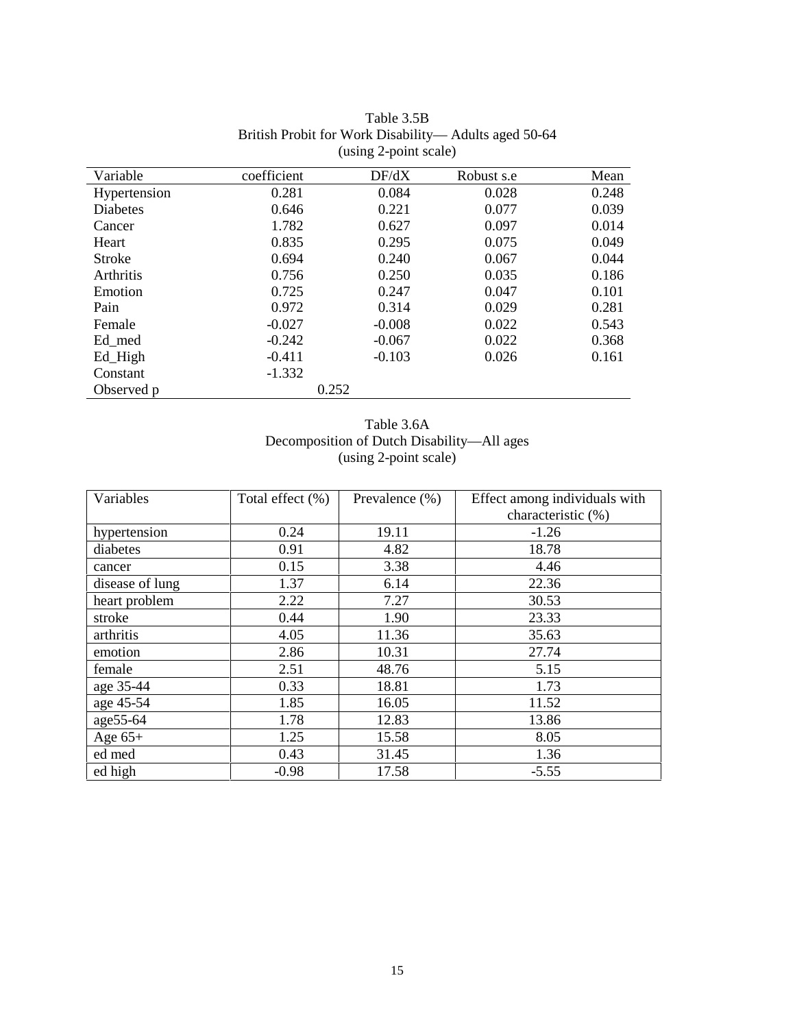Table 3.5B
British Probit for Work Disability— Adults aged 50-64
(using 2-point scale)

| Variable | coefficient | DF/dX | Robust s.e | Mean |
|---|---|---|---|---|
| Hypertension | 0.281 | 0.084 | 0.028 | 0.248 |
| Diabetes | 0.646 | 0.221 | 0.077 | 0.039 |
| Cancer | 1.782 | 0.627 | 0.097 | 0.014 |
| Heart | 0.835 | 0.295 | 0.075 | 0.049 |
| Stroke | 0.694 | 0.240 | 0.067 | 0.044 |
| Arthritis | 0.756 | 0.250 | 0.035 | 0.186 |
| Emotion | 0.725 | 0.247 | 0.047 | 0.101 |
| Pain | 0.972 | 0.314 | 0.029 | 0.281 |
| Female | -0.027 | -0.008 | 0.022 | 0.543 |
| Ed_med | -0.242 | -0.067 | 0.022 | 0.368 |
| Ed_High | -0.411 | -0.103 | 0.026 | 0.161 |
| Constant | -1.332 | | | |
| Observed p | 0.252 | | | |

Table 3.6A
Decomposition of Dutch Disability—All ages
(using 2-point scale)

| Variables | Total effect (%) | Prevalence (%) | Effect among individuals with characteristic (%) |
|---|---|---|---|
| hypertension | 0.24 | 19.11 | -1.26 |
| diabetes | 0.91 | 4.82 | 18.78 |
| cancer | 0.15 | 3.38 | 4.46 |
| disease of lung | 1.37 | 6.14 | 22.36 |
| heart problem | 2.22 | 7.27 | 30.53 |
| stroke | 0.44 | 1.90 | 23.33 |
| arthritis | 4.05 | 11.36 | 35.63 |
| emotion | 2.86 | 10.31 | 27.74 |
| female | 2.51 | 48.76 | 5.15 |
| age 35-44 | 0.33 | 18.81 | 1.73 |
| age 45-54 | 1.85 | 16.05 | 11.52 |
| age55-64 | 1.78 | 12.83 | 13.86 |
| Age 65+ | 1.25 | 15.58 | 8.05 |
| ed med | 0.43 | 31.45 | 1.36 |
| ed high | -0.98 | 17.58 | -5.55 |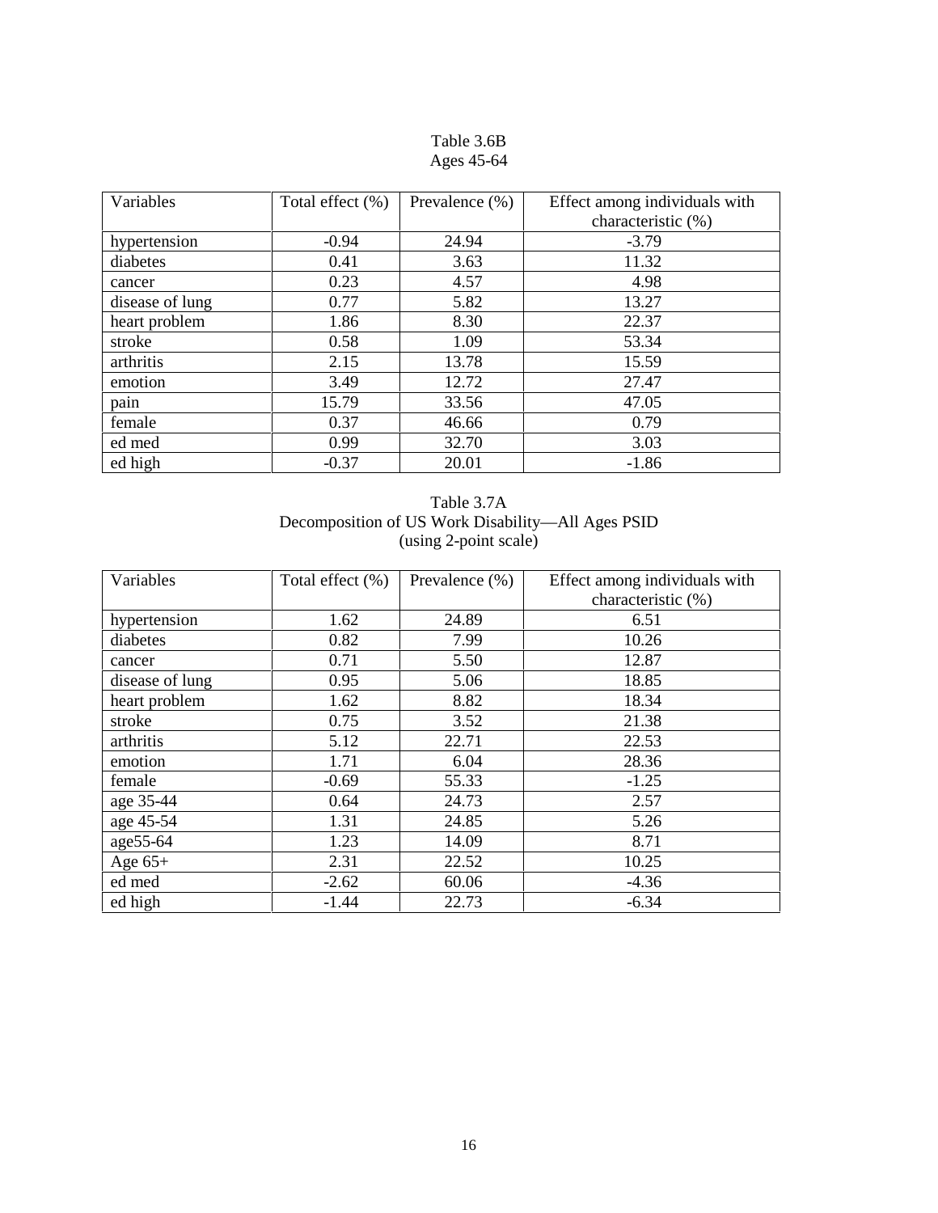Table 3.6B
Ages 45-64

| Variables | Total effect (%) | Prevalence (%) | Effect among individuals with characteristic (%) |
|---|---|---|---|
| hypertension | -0.94 | 24.94 | -3.79 |
| diabetes | 0.41 | 3.63 | 11.32 |
| cancer | 0.23 | 4.57 | 4.98 |
| disease of lung | 0.77 | 5.82 | 13.27 |
| heart problem | 1.86 | 8.30 | 22.37 |
| stroke | 0.58 | 1.09 | 53.34 |
| arthritis | 2.15 | 13.78 | 15.59 |
| emotion | 3.49 | 12.72 | 27.47 |
| pain | 15.79 | 33.56 | 47.05 |
| female | 0.37 | 46.66 | 0.79 |
| ed med | 0.99 | 32.70 | 3.03 |
| ed high | -0.37 | 20.01 | -1.86 |

Table 3.7A
Decomposition of US Work Disability—All Ages PSID
(using 2-point scale)

| Variables | Total effect (%) | Prevalence (%) | Effect among individuals with characteristic (%) |
|---|---|---|---|
| hypertension | 1.62 | 24.89 | 6.51 |
| diabetes | 0.82 | 7.99 | 10.26 |
| cancer | 0.71 | 5.50 | 12.87 |
| disease of lung | 0.95 | 5.06 | 18.85 |
| heart problem | 1.62 | 8.82 | 18.34 |
| stroke | 0.75 | 3.52 | 21.38 |
| arthritis | 5.12 | 22.71 | 22.53 |
| emotion | 1.71 | 6.04 | 28.36 |
| female | -0.69 | 55.33 | -1.25 |
| age 35-44 | 0.64 | 24.73 | 2.57 |
| age 45-54 | 1.31 | 24.85 | 5.26 |
| age55-64 | 1.23 | 14.09 | 8.71 |
| Age 65+ | 2.31 | 22.52 | 10.25 |
| ed med | -2.62 | 60.06 | -4.36 |
| ed high | -1.44 | 22.73 | -6.34 |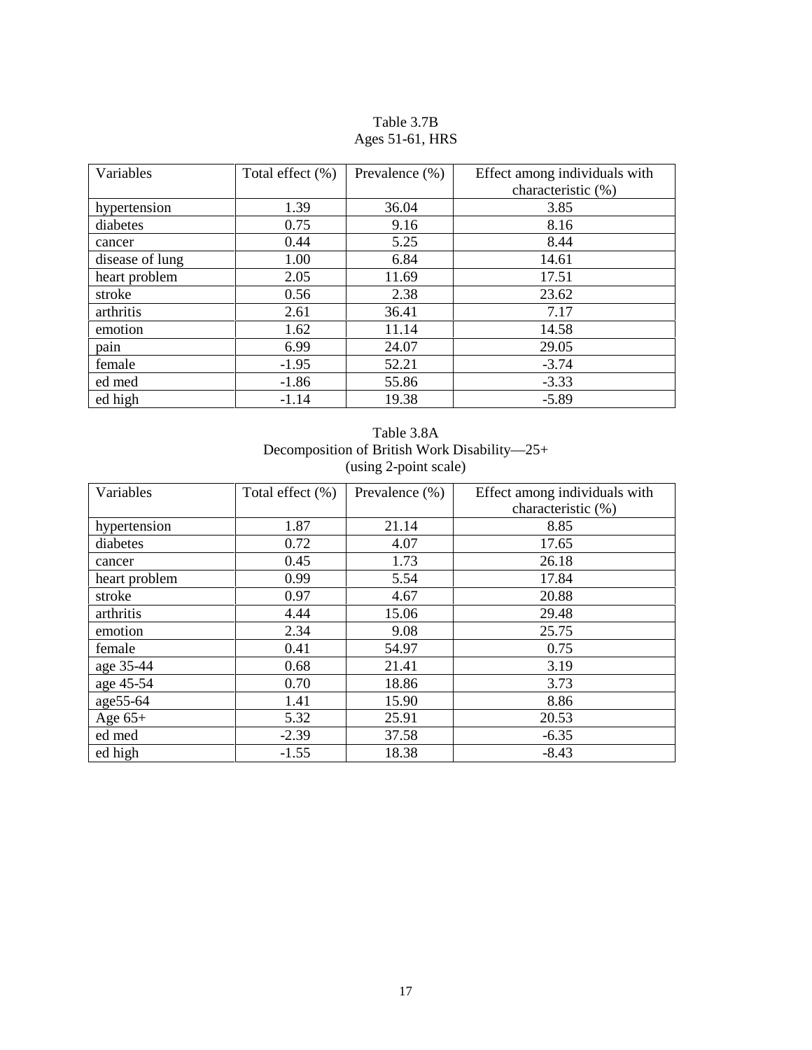Table 3.7B
Ages 51-61, HRS

| Variables | Total effect (%) | Prevalence (%) | Effect among individuals with characteristic (%) |
|---|---|---|---|
| hypertension | 1.39 | 36.04 | 3.85 |
| diabetes | 0.75 | 9.16 | 8.16 |
| cancer | 0.44 | 5.25 | 8.44 |
| disease of lung | 1.00 | 6.84 | 14.61 |
| heart problem | 2.05 | 11.69 | 17.51 |
| stroke | 0.56 | 2.38 | 23.62 |
| arthritis | 2.61 | 36.41 | 7.17 |
| emotion | 1.62 | 11.14 | 14.58 |
| pain | 6.99 | 24.07 | 29.05 |
| female | -1.95 | 52.21 | -3.74 |
| ed med | -1.86 | 55.86 | -3.33 |
| ed high | -1.14 | 19.38 | -5.89 |

Table 3.8A
Decomposition of British Work Disability—25+
(using 2-point scale)

| Variables | Total effect (%) | Prevalence (%) | Effect among individuals with characteristic (%) |
|---|---|---|---|
| hypertension | 1.87 | 21.14 | 8.85 |
| diabetes | 0.72 | 4.07 | 17.65 |
| cancer | 0.45 | 1.73 | 26.18 |
| heart problem | 0.99 | 5.54 | 17.84 |
| stroke | 0.97 | 4.67 | 20.88 |
| arthritis | 4.44 | 15.06 | 29.48 |
| emotion | 2.34 | 9.08 | 25.75 |
| female | 0.41 | 54.97 | 0.75 |
| age 35-44 | 0.68 | 21.41 | 3.19 |
| age 45-54 | 0.70 | 18.86 | 3.73 |
| age55-64 | 1.41 | 15.90 | 8.86 |
| Age 65+ | 5.32 | 25.91 | 20.53 |
| ed med | -2.39 | 37.58 | -6.35 |
| ed high | -1.55 | 18.38 | -8.43 |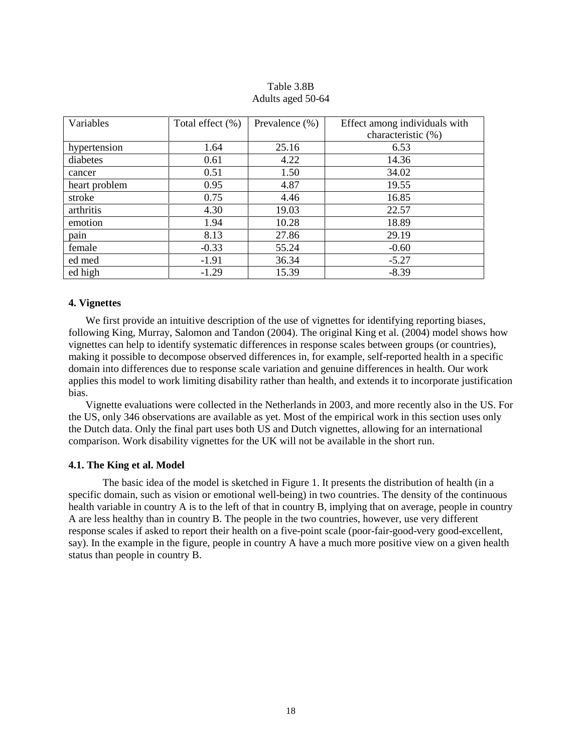Table 3.8B
Adults aged 50-64

| Variables | Total effect (%) | Prevalence (%) | Effect among individuals with characteristic (%) |
|---|---|---|---|
| hypertension | 1.64 | 25.16 | 6.53 |
| diabetes | 0.61 | 4.22 | 14.36 |
| cancer | 0.51 | 1.50 | 34.02 |
| heart problem | 0.95 | 4.87 | 19.55 |
| stroke | 0.75 | 4.46 | 16.85 |
| arthritis | 4.30 | 19.03 | 22.57 |
| emotion | 1.94 | 10.28 | 18.89 |
| pain | 8.13 | 27.86 | 29.19 |
| female | -0.33 | 55.24 | -0.60 |
| ed med | -1.91 | 36.34 | -5.27 |
| ed high | -1.29 | 15.39 | -8.39 |

## 4. Vignettes

We first provide an intuitive description of the use of vignettes for identifying reporting biases, following King, Murray, Salomon and Tandon (2004). The original King et al. (2004) model shows how vignettes can help to identify systematic differences in response scales between groups (or countries), making it possible to decompose observed differences in, for example, self-reported health in a specific domain into differences due to response scale variation and genuine differences in health. Our work applies this model to work limiting disability rather than health, and extends it to incorporate justification bias.

Vignette evaluations were collected in the Netherlands in 2003, and more recently also in the US. For the US, only 346 observations are available as yet. Most of the empirical work in this section uses only the Dutch data. Only the final part uses both US and Dutch vignettes, allowing for an international comparison. Work disability vignettes for the UK will not be available in the short run.

### 4.1. The King et al. Model

The basic idea of the model is sketched in Figure 1. It presents the distribution of health (in a specific domain, such as vision or emotional well-being) in two countries. The density of the continuous health variable in country A is to the left of that in country B, implying that on average, people in country A are less healthy than in country B. The people in the two countries, however, use very different response scales if asked to report their health on a five-point scale (poor-fair-good-very good-excellent, say). In the example in the figure, people in country A have a much more positive view on a given health status than people in country B.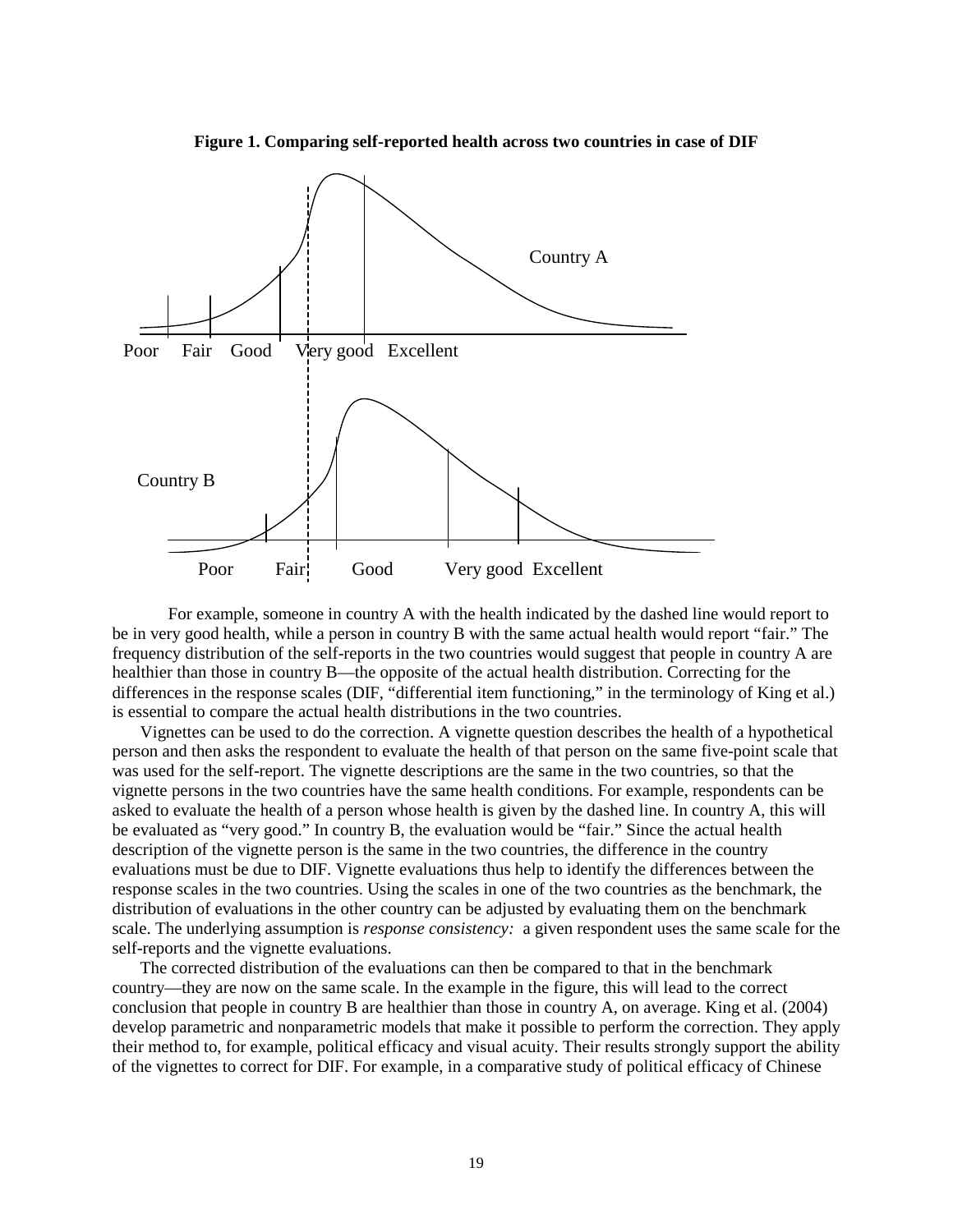**Figure 1. Comparing self-reported health across two countries in case of DIF**

Country A

Poor Fair Good Very good Excellent

Country B

Poor Fair Good Very good Excellent

For example, someone in country A with the health indicated by the dashed line would report to be in very good health, while a person in country B with the same actual health would report "fair." The frequency distribution of the self-reports in the two countries would suggest that people in country A are healthier than those in country B—the opposite of the actual health distribution. Correcting for the differences in the response scales (DIF, "differential item functioning," in the terminology of King et al.) is essential to compare the actual health distributions in the two countries.

Vignettes can be used to do the correction. A vignette question describes the health of a hypothetical person and then asks the respondent to evaluate the health of that person on the same five-point scale that was used for the self-report. The vignette descriptions are the same in the two countries, so that the vignette persons in the two countries have the same health conditions. For example, respondents can be asked to evaluate the health of a person whose health is given by the dashed line. In country A, this will be evaluated as "very good." In country B, the evaluation would be "fair." Since the actual health description of the vignette person is the same in the two countries, the difference in the country evaluations must be due to DIF. Vignette evaluations thus help to identify the differences between the response scales in the two countries. Using the scales in one of the two countries as the benchmark, the distribution of evaluations in the other country can be adjusted by evaluating them on the benchmark scale. The underlying assumption is *response consistency:* a given respondent uses the same scale for the self-reports and the vignette evaluations.

The corrected distribution of the evaluations can then be compared to that in the benchmark country—they are now on the same scale. In the example in the figure, this will lead to the correct conclusion that people in country B are healthier than those in country A, on average. King et al. (2004) develop parametric and nonparametric models that make it possible to perform the correction. They apply their method to, for example, political efficacy and visual acuity. Their results strongly support the ability of the vignettes to correct for DIF. For example, in a comparative study of political efficacy of Chinese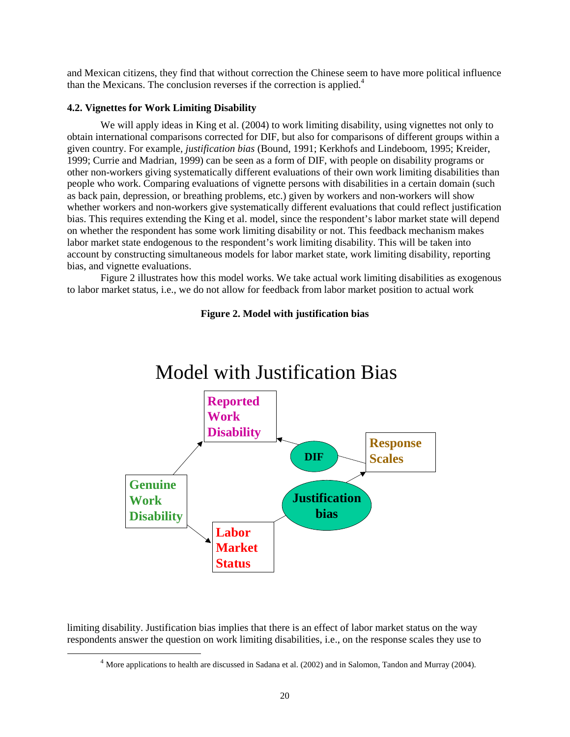and Mexican citizens, they find that without correction the Chinese seem to have more political influence than the Mexicans. The conclusion reverses if the correction is applied.[4]

### 4.2. Vignettes for Work Limiting Disability

We will apply ideas in King et al. (2004) to work limiting disability, using vignettes not only to obtain international comparisons corrected for DIF, but also for comparisons of different groups within a given country. For example, *justification bias* (Bound, 1991; Kerkhofs and Lindeboom, 1995; Kreider, 1999; Currie and Madrian, 1999) can be seen as a form of DIF, with people on disability programs or other non-workers giving systematically different evaluations of their own work limiting disabilities than people who work. Comparing evaluations of vignette persons with disabilities in a certain domain (such as back pain, depression, or breathing problems, etc.) given by workers and non-workers will show whether workers and non-workers give systematically different evaluations that could reflect justification bias. This requires extending the King et al. model, since the respondent's labor market state will depend on whether the respondent has some work limiting disability or not. This feedback mechanism makes labor market state endogenous to the respondent's work limiting disability. This will be taken into account by constructing simultaneous models for labor market state, work limiting disability, reporting bias, and vignette evaluations.

Figure 2 illustrates how this model works. We take actual work limiting disabilities as exogenous to labor market status, i.e., we do not allow for feedback from labor market position to actual work

**Figure 2. Model with justification bias**

Model with Justification Bias

Reported Work Disability

DIF

Response Scales

Genuine Work Disability

Justification bias

Labor Market Status

limiting disability. Justification bias implies that there is an effect of labor market status on the way respondents answer the question on work limiting disabilities, i.e., on the response scales they use to

[4] More applications to health are discussed in Sadana et al. (2002) and in Salomon, Tandon and Murray (2004).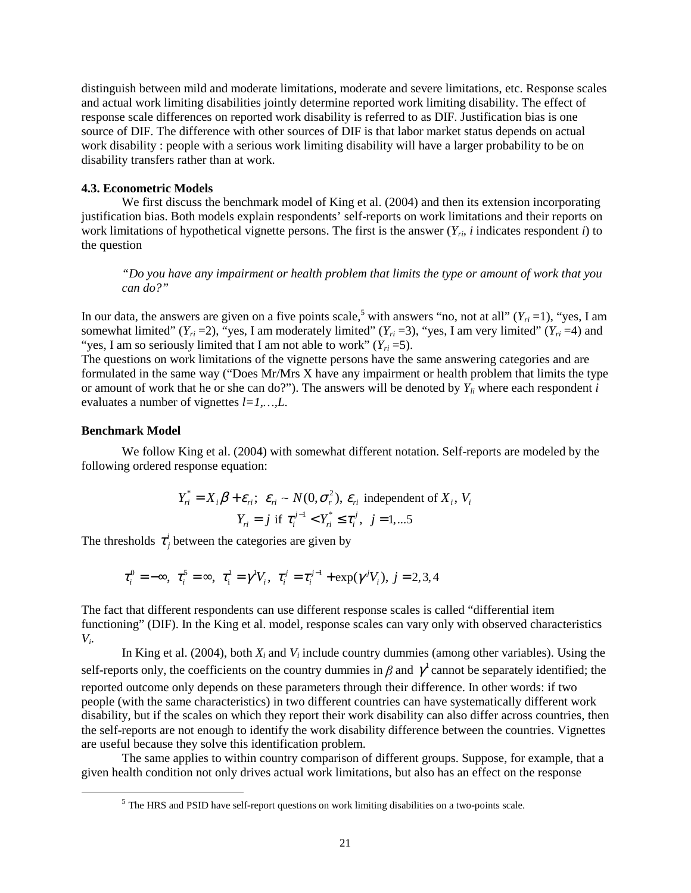distinguish between mild and moderate limitations, moderate and severe limitations, etc. Response scales and actual work limiting disabilities jointly determine reported work limiting disability. The effect of response scale differences on reported work disability is referred to as DIF. Justification bias is one source of DIF. The difference with other sources of DIF is that labor market status depends on actual work disability : people with a serious work limiting disability will have a larger probability to be on disability transfers rather than at work.

### 4.3. Econometric Models

We first discuss the benchmark model of King et al. (2004) and then its extension incorporating justification bias. Both models explain respondents' self-reports on work limitations and their reports on work limitations of hypothetical vignette persons. The first is the answer ($Y_{ri}$, $i$ indicates respondent $i$) to the question

> *"Do you have any impairment or health problem that limits the type or amount of work that you can do?"*

In our data, the answers are given on a five points scale,[5] with answers "no, not at all" ($Y_{ri}$ =1), "yes, I am somewhat limited" ($Y_{ri}$ =2), "yes, I am moderately limited" ($Y_{ri}$ =3), "yes, I am very limited" ($Y_{ri}$ =4) and "yes, I am so seriously limited that I am not able to work" ($Y_{ri}$ =5).
The questions on work limitations of the vignette persons have the same answering categories and are formulated in the same way ("Does Mr/Mrs X have any impairment or health problem that limits the type or amount of work that he or she can do?"). The answers will be denoted by $Y_{li}$ where each respondent $i$ evaluates a number of vignettes $l=1,\dots,L$.

#### Benchmark Model

We follow King et al. (2004) with somewhat different notation. Self-reports are modeled by the following ordered response equation:

$$Y_{ri}^{*} = X_i\beta + \varepsilon_{ri};\ \ \varepsilon_{ri} \sim N(0,\sigma_r^2),\ \varepsilon_{ri} \text{ independent of } X_i,\, V_i$$
$$Y_{ri} = j \text{ if } \tau_i^{j-1} < Y_{ri}^{*} \leq \tau_i^{j},\ \ j = 1,\dots 5$$

The thresholds $\tau_j^i$ between the categories are given by

$$\tau_i^0 = -\infty,\ \tau_i^5 = \infty,\ \tau_i^1 = \gamma^1 V_i,\ \tau_i^j = \tau_i^{j-1} + \exp(\gamma^j V_i),\ j = 2,3,4$$

The fact that different respondents can use different response scales is called "differential item functioning" (DIF). In the King et al. model, response scales can vary only with observed characteristics $V_i$.

In King et al. (2004), both $X_i$ and $V_i$ include country dummies (among other variables). Using the self-reports only, the coefficients on the country dummies in $\beta$ and $\gamma^1$ cannot be separately identified; the reported outcome only depends on these parameters through their difference. In other words: if two people (with the same characteristics) in two different countries can have systematically different work disability, but if the scales on which they report their work disability can also differ across countries, then the self-reports are not enough to identify the work disability difference between the countries. Vignettes are useful because they solve this identification problem.

The same applies to within country comparison of different groups. Suppose, for example, that a given health condition not only drives actual work limitations, but also has an effect on the response

[5] The HRS and PSID have self-report questions on work limiting disabilities on a two-points scale.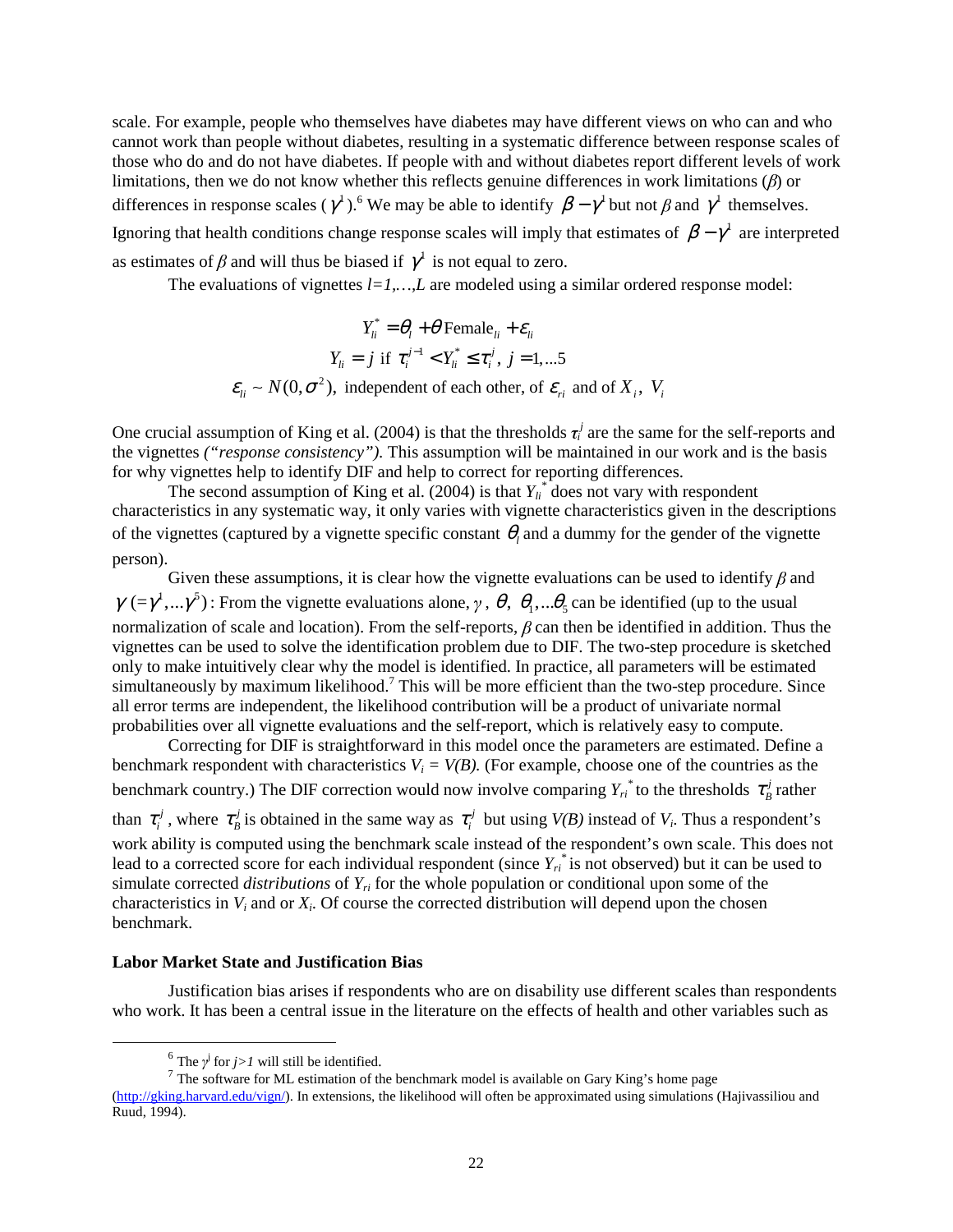scale. For example, people who themselves have diabetes may have different views on who can and who cannot work than people without diabetes, resulting in a systematic difference between response scales of those who do and do not have diabetes. If people with and without diabetes report different levels of work limitations, then we do not know whether this reflects genuine differences in work limitations ($\beta$) or differences in response scales ($\gamma^1$).[6] We may be able to identify $\beta - \gamma^1$ but not $\beta$ and $\gamma^1$ themselves. Ignoring that health conditions change response scales will imply that estimates of $\beta - \gamma^1$ are interpreted as estimates of $\beta$ and will thus be biased if $\gamma^1$ is not equal to zero.

The evaluations of vignettes $l=1,\ldots,L$ are modeled using a similar ordered response model:

$$Y_{li}^* = \theta_l + \theta \,\text{Female}_{li} + \varepsilon_{li}$$

$$Y_{li} = j \text{ if } \tau_i^{j-1} < Y_{li}^* \leq \tau_i^j,\ j = 1,\ldots 5$$

$$\varepsilon_{li} \sim N(0, \sigma^2), \text{ independent of each other, of } \varepsilon_{ri} \text{ and of } X_i,\ V_i$$

One crucial assumption of King et al. (2004) is that the thresholds $\tau_i^j$ are the same for the self-reports and the vignettes *("response consistency").* This assumption will be maintained in our work and is the basis for why vignettes help to identify DIF and help to correct for reporting differences.

The second assumption of King et al. (2004) is that $Y_{li}^*$ does not vary with respondent characteristics in any systematic way, it only varies with vignette characteristics given in the descriptions of the vignettes (captured by a vignette specific constant $\theta_l$ and a dummy for the gender of the vignette person).

Given these assumptions, it is clear how the vignette evaluations can be used to identify $\beta$ and $\gamma\ (=\gamma^1,\ldots\gamma^5)$: From the vignette evaluations alone, $\gamma$, $\theta$, $\theta_1,\ldots\theta_5$ can be identified (up to the usual normalization of scale and location). From the self-reports, $\beta$ can then be identified in addition. Thus the vignettes can be used to solve the identification problem due to DIF. The two-step procedure is sketched only to make intuitively clear why the model is identified. In practice, all parameters will be estimated simultaneously by maximum likelihood.[7] This will be more efficient than the two-step procedure. Since all error terms are independent, the likelihood contribution will be a product of univariate normal probabilities over all vignette evaluations and the self-report, which is relatively easy to compute.

Correcting for DIF is straightforward in this model once the parameters are estimated. Define a benchmark respondent with characteristics $V_i = V(B)$. (For example, choose one of the countries as the benchmark country.) The DIF correction would now involve comparing $Y_{ri}^*$ to the thresholds $\tau_B^j$ rather than $\tau_i^j$, where $\tau_B^j$ is obtained in the same way as $\tau_i^j$ but using $V(B)$ instead of $V_i$. Thus a respondent's work ability is computed using the benchmark scale instead of the respondent's own scale. This does not lead to a corrected score for each individual respondent (since $Y_{ri}^*$ is not observed) but it can be used to simulate corrected *distributions* of $Y_{ri}$ for the whole population or conditional upon some of the characteristics in $V_i$ and or $X_i$. Of course the corrected distribution will depend upon the chosen benchmark.

### Labor Market State and Justification Bias

Justification bias arises if respondents who are on disability use different scales than respondents who work. It has been a central issue in the literature on the effects of health and other variables such as

---

[6] The $\gamma^j$ for $j>1$ will still be identified.

[7] The software for ML estimation of the benchmark model is available on Gary King's home page (http://gking.harvard.edu/vign/). In extensions, the likelihood will often be approximated using simulations (Hajivassiliou and Ruud, 1994).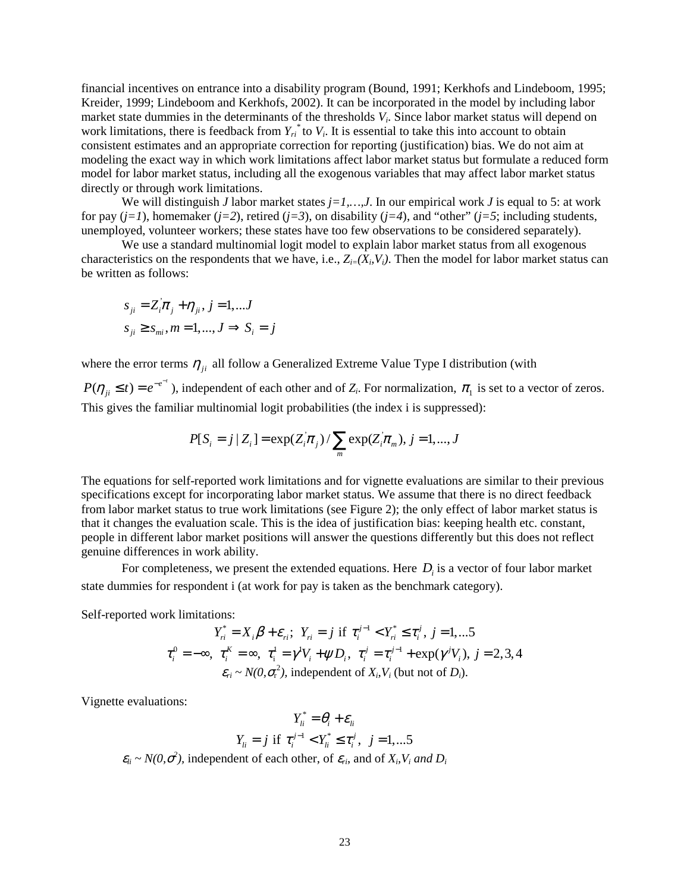financial incentives on entrance into a disability program (Bound, 1991; Kerkhofs and Lindeboom, 1995; Kreider, 1999; Lindeboom and Kerkhofs, 2002). It can be incorporated in the model by including labor market state dummies in the determinants of the thresholds $V_i$. Since labor market status will depend on work limitations, there is feedback from $Y_{ri}^*$ to $V_i$. It is essential to take this into account to obtain consistent estimates and an appropriate correction for reporting (justification) bias. We do not aim at modeling the exact way in which work limitations affect labor market status but formulate a reduced form model for labor market status, including all the exogenous variables that may affect labor market status directly or through work limitations.

We will distinguish $J$ labor market states $j=1,\ldots,J$. In our empirical work $J$ is equal to 5: at work for pay ($j=1$), homemaker ($j=2$), retired ($j=3$), on disability ($j=4$), and "other" ($j=5$; including students, unemployed, volunteer workers; these states have too few observations to be considered separately).

We use a standard multinomial logit model to explain labor market status from all exogenous characteristics on the respondents that we have, i.e., $Z_i=(X_i,V_i)$. Then the model for labor market status can be written as follows:

$$s_{ji} = Z_i'\pi_j + \eta_{ji},\ j = 1,\ldots J$$
$$s_{ji} \geq s_{mi}, m = 1,\ldots,J \Rightarrow S_i = j$$

where the error terms $\eta_{ji}$ all follow a Generalized Extreme Value Type I distribution (with $P(\eta_{ji} \leq t) = e^{-e^{-t}}$), independent of each other and of $Z_i$. For normalization, $\pi_1$ is set to a vector of zeros. This gives the familiar multinomial logit probabilities (the index i is suppressed):

$$P[S_i = j \mid Z_i] = \exp(Z_i'\pi_j)/\sum_m \exp(Z_i'\pi_m),\ j = 1,\ldots,J$$

The equations for self-reported work limitations and for vignette evaluations are similar to their previous specifications except for incorporating labor market status. We assume that there is no direct feedback from labor market status to true work limitations (see Figure 2); the only effect of labor market status is that it changes the evaluation scale. This is the idea of justification bias: keeping health etc. constant, people in different labor market positions will answer the questions differently but this does not reflect genuine differences in work ability.

For completeness, we present the extended equations. Here $D_i$ is a vector of four labor market state dummies for respondent i (at work for pay is taken as the benchmark category).

Self-reported work limitations:

$$Y_{ri}^* = X_i\beta + \varepsilon_{ri};\ \ Y_{ri} = j \text{ if } \tau_i^{j-1} < Y_{ri}^* \leq \tau_i^j,\ j = 1,\ldots 5$$
$$\tau_i^0 = -\infty,\ \tau_i^K = \infty,\ \tau_i^1 = \gamma^1 V_i + \psi D_i,\ \tau_i^j = \tau_i^{j-1} + \exp(\gamma^j V_i),\ j = 2,3,4$$
$$\varepsilon_{ri} \sim N(0,\sigma_r^2), \text{ independent of } X_i,V_i \text{ (but not of } D_i\text{).}$$

Vignette evaluations:

$$Y_{li}^* = \theta_l + \varepsilon_{li}$$
$$Y_{li} = j \text{ if } \tau_i^{j-1} < Y_{li}^* \leq \tau_i^j,\ \ j = 1,\ldots 5$$

$\varepsilon_{li} \sim N(0,\sigma^2)$, independent of each other, of $\varepsilon_{ri}$, and of $X_i,V_i$ *and* $D_i$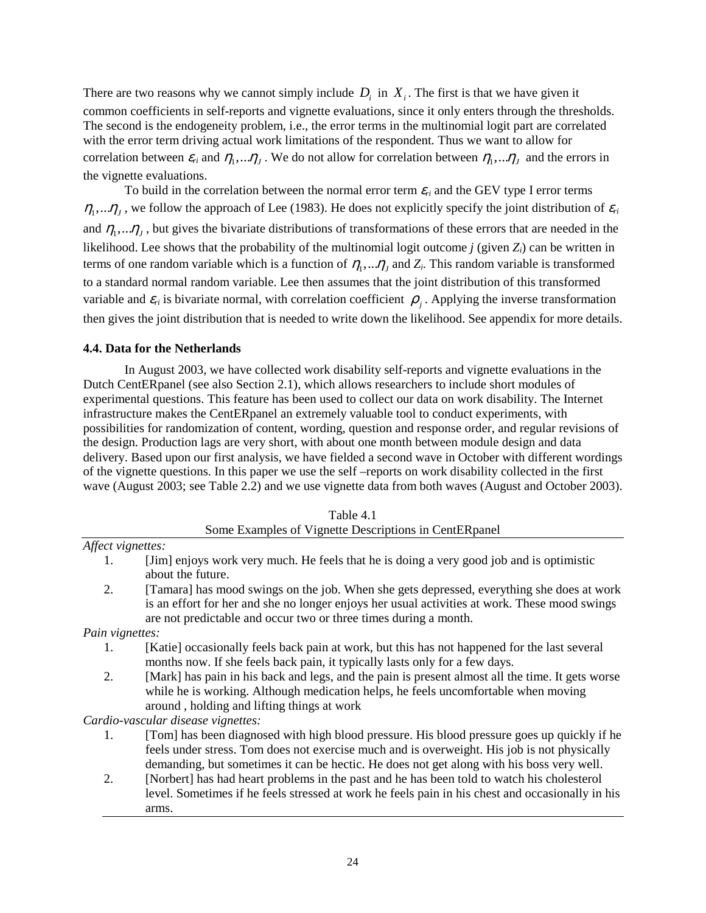There are two reasons why we cannot simply include $D_i$ in $X_i$. The first is that we have given it common coefficients in self-reports and vignette evaluations, since it only enters through the thresholds. The second is the endogeneity problem, i.e., the error terms in the multinomial logit part are correlated with the error term driving actual work limitations of the respondent. Thus we want to allow for correlation between $\varepsilon_{ri}$ and $\eta_1,...\eta_J$. We do not allow for correlation between $\eta_1,...\eta_J$ and the errors in the vignette evaluations.

To build in the correlation between the normal error term $\varepsilon_{ri}$ and the GEV type I error terms $\eta_1,...\eta_J$, we follow the approach of Lee (1983). He does not explicitly specify the joint distribution of $\varepsilon_{ri}$ and $\eta_1,...\eta_J$, but gives the bivariate distributions of transformations of these errors that are needed in the likelihood. Lee shows that the probability of the multinomial logit outcome *j* (given $Z_i$) can be written in terms of one random variable which is a function of $\eta_1,...\eta_J$ and $Z_i$. This random variable is transformed to a standard normal random variable. Lee then assumes that the joint distribution of this transformed variable and $\varepsilon_{ri}$ is bivariate normal, with correlation coefficient $\rho_j$. Applying the inverse transformation then gives the joint distribution that is needed to write down the likelihood. See appendix for more details.

### 4.4. Data for the Netherlands

In August 2003, we have collected work disability self-reports and vignette evaluations in the Dutch CentERpanel (see also Section 2.1), which allows researchers to include short modules of experimental questions. This feature has been used to collect our data on work disability. The Internet infrastructure makes the CentERpanel an extremely valuable tool to conduct experiments, with possibilities for randomization of content, wording, question and response order, and regular revisions of the design. Production lags are very short, with about one month between module design and data delivery. Based upon our first analysis, we have fielded a second wave in October with different wordings of the vignette questions. In this paper we use the self –reports on work disability collected in the first wave (August 2003; see Table 2.2) and we use vignette data from both waves (August and October 2003).

Table 4.1
Some Examples of Vignette Descriptions in CentERpanel

*Affect vignettes:*

1. [Jim] enjoys work very much. He feels that he is doing a very good job and is optimistic about the future.
2. [Tamara] has mood swings on the job. When she gets depressed, everything she does at work is an effort for her and she no longer enjoys her usual activities at work. These mood swings are not predictable and occur two or three times during a month.

*Pain vignettes:*

1. [Katie] occasionally feels back pain at work, but this has not happened for the last several months now. If she feels back pain, it typically lasts only for a few days.
2. [Mark] has pain in his back and legs, and the pain is present almost all the time. It gets worse while he is working. Although medication helps, he feels uncomfortable when moving around , holding and lifting things at work

*Cardio-vascular disease vignettes:*

1. [Tom] has been diagnosed with high blood pressure. His blood pressure goes up quickly if he feels under stress. Tom does not exercise much and is overweight. His job is not physically demanding, but sometimes it can be hectic. He does not get along with his boss very well.
2. [Norbert] has had heart problems in the past and he has been told to watch his cholesterol level. Sometimes if he feels stressed at work he feels pain in his chest and occasionally in his arms.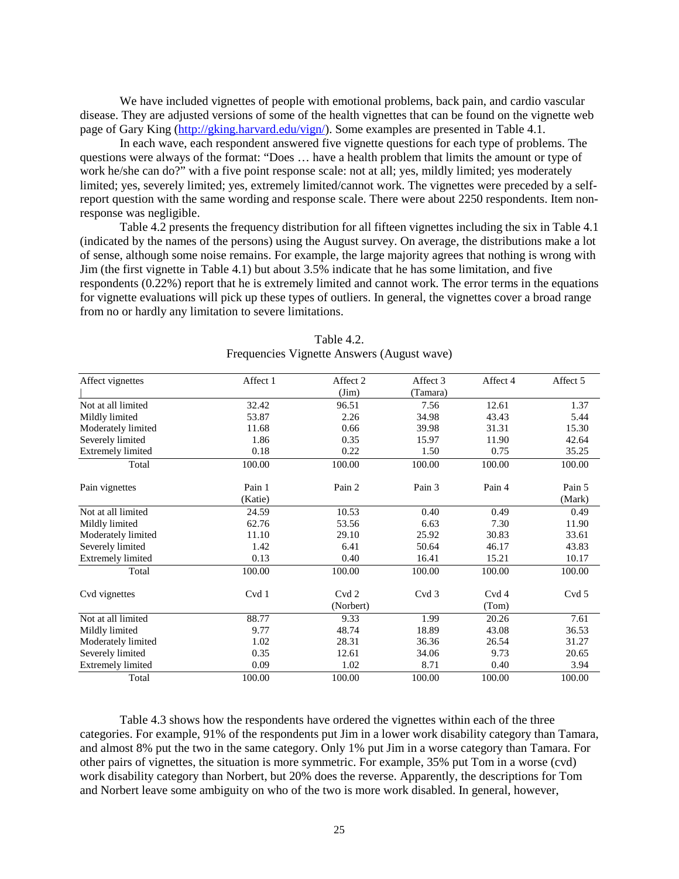We have included vignettes of people with emotional problems, back pain, and cardio vascular disease. They are adjusted versions of some of the health vignettes that can be found on the vignette web page of Gary King (http://gking.harvard.edu/vign/). Some examples are presented in Table 4.1.

In each wave, each respondent answered five vignette questions for each type of problems. The questions were always of the format: "Does … have a health problem that limits the amount or type of work he/she can do?" with a five point response scale: not at all; yes, mildly limited; yes moderately limited; yes, severely limited; yes, extremely limited/cannot work. The vignettes were preceded by a self-report question with the same wording and response scale. There were about 2250 respondents. Item non-response was negligible.

Table 4.2 presents the frequency distribution for all fifteen vignettes including the six in Table 4.1 (indicated by the names of the persons) using the August survey. On average, the distributions make a lot of sense, although some noise remains. For example, the large majority agrees that nothing is wrong with Jim (the first vignette in Table 4.1) but about 3.5% indicate that he has some limitation, and five respondents (0.22%) report that he is extremely limited and cannot work. The error terms in the equations for vignette evaluations will pick up these types of outliers. In general, the vignettes cover a broad range from no or hardly any limitation to severe limitations.

Table 4.2.
Frequencies Vignette Answers (August wave)

| Affect vignettes | Affect 1 | Affect 2 (Jim) | Affect 3 (Tamara) | Affect 4 | Affect 5 |
|---|---|---|---|---|---|
| Not at all limited | 32.42 | 96.51 | 7.56 | 12.61 | 1.37 |
| Mildly limited | 53.87 | 2.26 | 34.98 | 43.43 | 5.44 |
| Moderately limited | 11.68 | 0.66 | 39.98 | 31.31 | 15.30 |
| Severely limited | 1.86 | 0.35 | 15.97 | 11.90 | 42.64 |
| Extremely limited | 0.18 | 0.22 | 1.50 | 0.75 | 35.25 |
| Total | 100.00 | 100.00 | 100.00 | 100.00 | 100.00 |
| **Pain vignettes** | **Pain 1 (Katie)** | **Pain 2** | **Pain 3** | **Pain 4** | **Pain 5 (Mark)** |
| Not at all limited | 24.59 | 10.53 | 0.40 | 0.49 | 0.49 |
| Mildly limited | 62.76 | 53.56 | 6.63 | 7.30 | 11.90 |
| Moderately limited | 11.10 | 29.10 | 25.92 | 30.83 | 33.61 |
| Severely limited | 1.42 | 6.41 | 50.64 | 46.17 | 43.83 |
| Extremely limited | 0.13 | 0.40 | 16.41 | 15.21 | 10.17 |
| Total | 100.00 | 100.00 | 100.00 | 100.00 | 100.00 |
| **Cvd vignettes** | **Cvd 1** | **Cvd 2 (Norbert)** | **Cvd 3** | **Cvd 4 (Tom)** | **Cvd 5** |
| Not at all limited | 88.77 | 9.33 | 1.99 | 20.26 | 7.61 |
| Mildly limited | 9.77 | 48.74 | 18.89 | 43.08 | 36.53 |
| Moderately limited | 1.02 | 28.31 | 36.36 | 26.54 | 31.27 |
| Severely limited | 0.35 | 12.61 | 34.06 | 9.73 | 20.65 |
| Extremely limited | 0.09 | 1.02 | 8.71 | 0.40 | 3.94 |
| Total | 100.00 | 100.00 | 100.00 | 100.00 | 100.00 |

Table 4.3 shows how the respondents have ordered the vignettes within each of the three categories. For example, 91% of the respondents put Jim in a lower work disability category than Tamara, and almost 8% put the two in the same category. Only 1% put Jim in a worse category than Tamara. For other pairs of vignettes, the situation is more symmetric. For example, 35% put Tom in a worse (cvd) work disability category than Norbert, but 20% does the reverse. Apparently, the descriptions for Tom and Norbert leave some ambiguity on who of the two is more work disabled. In general, however,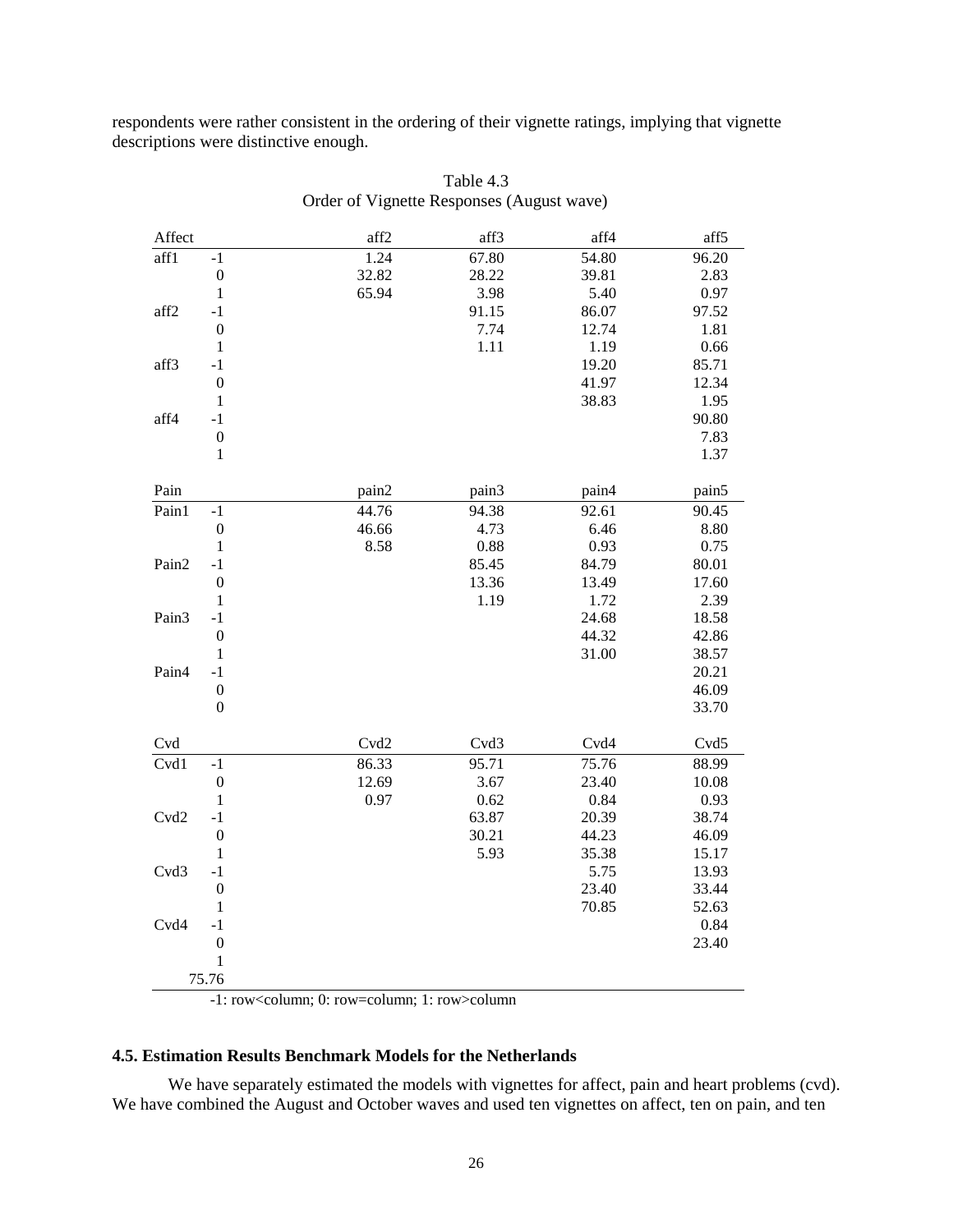respondents were rather consistent in the ordering of their vignette ratings, implying that vignette descriptions were distinctive enough.

Table 4.3
Order of Vignette Responses (August wave)

| Affect | | aff2 | aff3 | aff4 | aff5 |
|---|---|---|---|---|---|
| aff1 | -1 | 1.24 | 67.80 | 54.80 | 96.20 |
| | 0 | 32.82 | 28.22 | 39.81 | 2.83 |
| | 1 | 65.94 | 3.98 | 5.40 | 0.97 |
| aff2 | -1 | | 91.15 | 86.07 | 97.52 |
| | 0 | | 7.74 | 12.74 | 1.81 |
| | 1 | | 1.11 | 1.19 | 0.66 |
| aff3 | -1 | | | 19.20 | 85.71 |
| | 0 | | | 41.97 | 12.34 |
| | 1 | | | 38.83 | 1.95 |
| aff4 | -1 | | | | 90.80 |
| | 0 | | | | 7.83 |
| | 1 | | | | 1.37 |
| **Pain** | | **pain2** | **pain3** | **pain4** | **pain5** |
| Pain1 | -1 | 44.76 | 94.38 | 92.61 | 90.45 |
| | 0 | 46.66 | 4.73 | 6.46 | 8.80 |
| | 1 | 8.58 | 0.88 | 0.93 | 0.75 |
| Pain2 | -1 | | 85.45 | 84.79 | 80.01 |
| | 0 | | 13.36 | 13.49 | 17.60 |
| | 1 | | 1.19 | 1.72 | 2.39 |
| Pain3 | -1 | | | 24.68 | 18.58 |
| | 0 | | | 44.32 | 42.86 |
| | 1 | | | 31.00 | 38.57 |
| Pain4 | -1 | | | | 20.21 |
| | 0 | | | | 46.09 |
| | 0 | | | | 33.70 |
| **Cvd** | | **Cvd2** | **Cvd3** | **Cvd4** | **Cvd5** |
| Cvd1 | -1 | 86.33 | 95.71 | 75.76 | 88.99 |
| | 0 | 12.69 | 3.67 | 23.40 | 10.08 |
| | 1 | 0.97 | 0.62 | 0.84 | 0.93 |
| Cvd2 | -1 | | 63.87 | 20.39 | 38.74 |
| | 0 | | 30.21 | 44.23 | 46.09 |
| | 1 | | 5.93 | 35.38 | 15.17 |
| Cvd3 | -1 | | | 5.75 | 13.93 |
| | 0 | | | 23.40 | 33.44 |
| | 1 | | | 70.85 | 52.63 |
| Cvd4 | -1 | | | | 0.84 |
| | 0 | | | | 23.40 |
| | 1 | | | | |
| 75.76 | | | | | |

-1: row<column; 0: row=column; 1: row>column

### 4.5. Estimation Results Benchmark Models for the Netherlands

We have separately estimated the models with vignettes for affect, pain and heart problems (cvd). We have combined the August and October waves and used ten vignettes on affect, ten on pain, and ten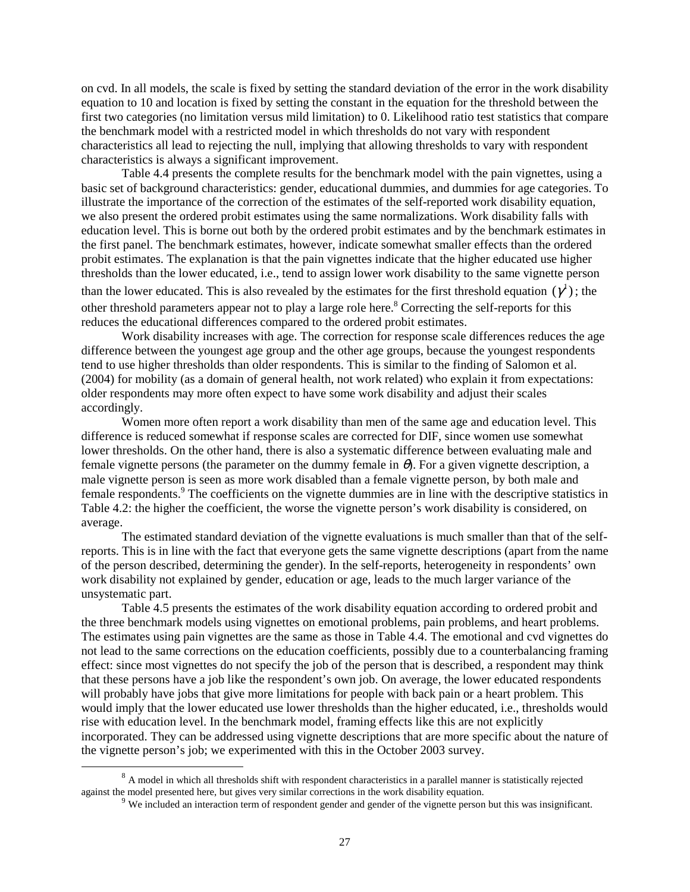on cvd. In all models, the scale is fixed by setting the standard deviation of the error in the work disability equation to 10 and location is fixed by setting the constant in the equation for the threshold between the first two categories (no limitation versus mild limitation) to 0. Likelihood ratio test statistics that compare the benchmark model with a restricted model in which thresholds do not vary with respondent characteristics all lead to rejecting the null, implying that allowing thresholds to vary with respondent characteristics is always a significant improvement.

Table 4.4 presents the complete results for the benchmark model with the pain vignettes, using a basic set of background characteristics: gender, educational dummies, and dummies for age categories. To illustrate the importance of the correction of the estimates of the self-reported work disability equation, we also present the ordered probit estimates using the same normalizations. Work disability falls with education level. This is borne out both by the ordered probit estimates and by the benchmark estimates in the first panel. The benchmark estimates, however, indicate somewhat smaller effects than the ordered probit estimates. The explanation is that the pain vignettes indicate that the higher educated use higher thresholds than the lower educated, i.e., tend to assign lower work disability to the same vignette person than the lower educated. This is also revealed by the estimates for the first threshold equation $(\gamma^1)$; the other threshold parameters appear not to play a large role here.[8] Correcting the self-reports for this reduces the educational differences compared to the ordered probit estimates.

Work disability increases with age. The correction for response scale differences reduces the age difference between the youngest age group and the other age groups, because the youngest respondents tend to use higher thresholds than older respondents. This is similar to the finding of Salomon et al. (2004) for mobility (as a domain of general health, not work related) who explain it from expectations: older respondents may more often expect to have some work disability and adjust their scales accordingly.

Women more often report a work disability than men of the same age and education level. This difference is reduced somewhat if response scales are corrected for DIF, since women use somewhat lower thresholds. On the other hand, there is also a systematic difference between evaluating male and female vignette persons (the parameter on the dummy female in $\theta$). For a given vignette description, a male vignette person is seen as more work disabled than a female vignette person, by both male and female respondents.[9] The coefficients on the vignette dummies are in line with the descriptive statistics in Table 4.2: the higher the coefficient, the worse the vignette person's work disability is considered, on average.

The estimated standard deviation of the vignette evaluations is much smaller than that of the self-reports. This is in line with the fact that everyone gets the same vignette descriptions (apart from the name of the person described, determining the gender). In the self-reports, heterogeneity in respondents' own work disability not explained by gender, education or age, leads to the much larger variance of the unsystematic part.

Table 4.5 presents the estimates of the work disability equation according to ordered probit and the three benchmark models using vignettes on emotional problems, pain problems, and heart problems. The estimates using pain vignettes are the same as those in Table 4.4. The emotional and cvd vignettes do not lead to the same corrections on the education coefficients, possibly due to a counterbalancing framing effect: since most vignettes do not specify the job of the person that is described, a respondent may think that these persons have a job like the respondent's own job. On average, the lower educated respondents will probably have jobs that give more limitations for people with back pain or a heart problem. This would imply that the lower educated use lower thresholds than the higher educated, i.e., thresholds would rise with education level. In the benchmark model, framing effects like this are not explicitly incorporated. They can be addressed using vignette descriptions that are more specific about the nature of the vignette person's job; we experimented with this in the October 2003 survey.

[8] A model in which all thresholds shift with respondent characteristics in a parallel manner is statistically rejected against the model presented here, but gives very similar corrections in the work disability equation.

[9] We included an interaction term of respondent gender and gender of the vignette person but this was insignificant.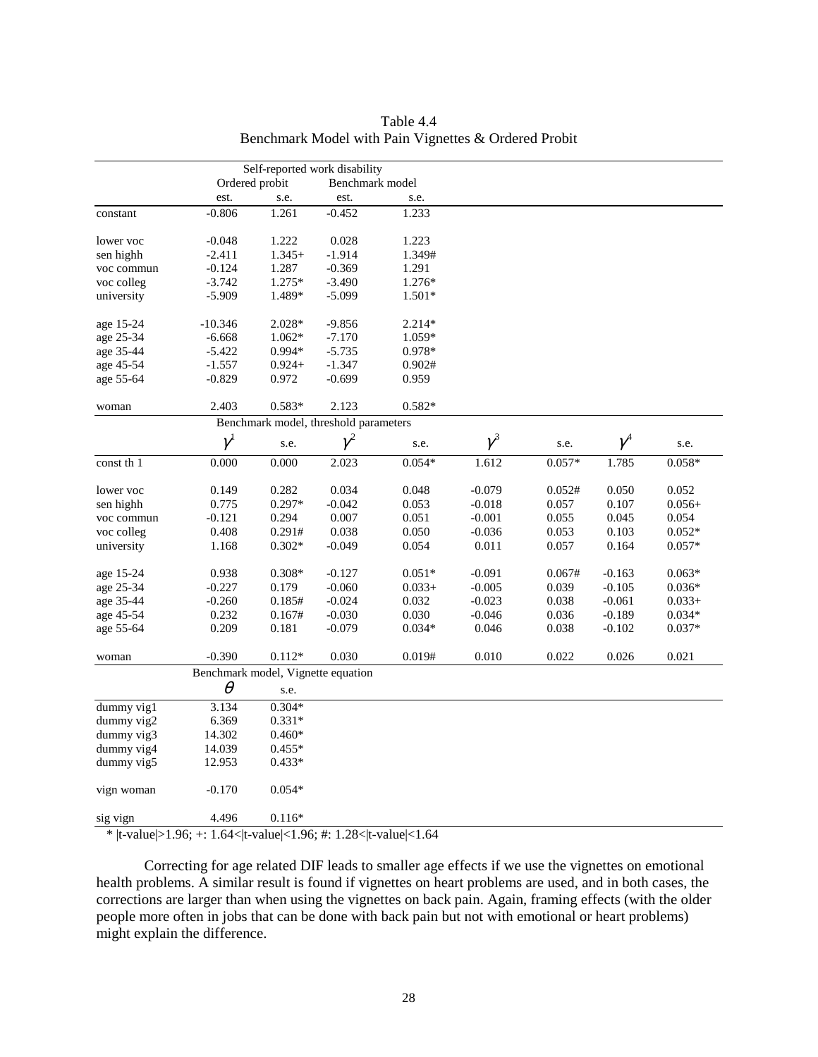Table 4.4
Benchmark Model with Pain Vignettes & Ordered Probit

| | Self-reported work disability | | | |
|---|---|---|---|---|
| | Ordered probit | | Benchmark model | |
| | est. | s.e. | est. | s.e. |
| constant | -0.806 | 1.261 | -0.452 | 1.233 |
| lower voc | -0.048 | 1.222 | 0.028 | 1.223 |
| sen highh | -2.411 | 1.345+ | -1.914 | 1.349# |
| voc commun | -0.124 | 1.287 | -0.369 | 1.291 |
| voc colleg | -3.742 | 1.275* | -3.490 | 1.276* |
| university | -5.909 | 1.489* | -5.099 | 1.501* |
| age 15-24 | -10.346 | 2.028* | -9.856 | 2.214* |
| age 25-34 | -6.668 | 1.062* | -7.170 | 1.059* |
| age 35-44 | -5.422 | 0.994* | -5.735 | 0.978* |
| age 45-54 | -1.557 | 0.924+ | -1.347 | 0.902# |
| age 55-64 | -0.829 | 0.972 | -0.699 | 0.959 |
| woman | 2.403 | 0.583* | 2.123 | 0.582* |

| | Benchmark model, threshold parameters | | | | | | | |
|---|---|---|---|---|---|---|---|---|
| | $\gamma^1$ | s.e. | $\gamma^2$ | s.e. | $\gamma^3$ | s.e. | $\gamma^4$ | s.e. |
| const th 1 | 0.000 | 0.000 | 2.023 | 0.054* | 1.612 | 0.057* | 1.785 | 0.058* |
| lower voc | 0.149 | 0.282 | 0.034 | 0.048 | -0.079 | 0.052# | 0.050 | 0.052 |
| sen highh | 0.775 | 0.297* | -0.042 | 0.053 | -0.018 | 0.057 | 0.107 | 0.056+ |
| voc commun | -0.121 | 0.294 | 0.007 | 0.051 | -0.001 | 0.055 | 0.045 | 0.054 |
| voc colleg | 0.408 | 0.291# | 0.038 | 0.050 | -0.036 | 0.053 | 0.103 | 0.052* |
| university | 1.168 | 0.302* | -0.049 | 0.054 | 0.011 | 0.057 | 0.164 | 0.057* |
| age 15-24 | 0.938 | 0.308* | -0.127 | 0.051* | -0.091 | 0.067# | -0.163 | 0.063* |
| age 25-34 | -0.227 | 0.179 | -0.060 | 0.033+ | -0.005 | 0.039 | -0.105 | 0.036* |
| age 35-44 | -0.260 | 0.185# | -0.024 | 0.032 | -0.023 | 0.038 | -0.061 | 0.033+ |
| age 45-54 | 0.232 | 0.167# | -0.030 | 0.030 | -0.046 | 0.036 | -0.189 | 0.034* |
| age 55-64 | 0.209 | 0.181 | -0.079 | 0.034* | 0.046 | 0.038 | -0.102 | 0.037* |
| woman | -0.390 | 0.112* | 0.030 | 0.019# | 0.010 | 0.022 | 0.026 | 0.021 |

| | Benchmark model, Vignette equation | |
|---|---|---|
| | $\theta$ | s.e. |
| dummy vig1 | 3.134 | 0.304* |
| dummy vig2 | 6.369 | 0.331* |
| dummy vig3 | 14.302 | 0.460* |
| dummy vig4 | 14.039 | 0.455* |
| dummy vig5 | 12.953 | 0.433* |
| vign woman | -0.170 | 0.054* |
| sig vign | 4.496 | 0.116* |

\* |t-value|>1.96; +: 1.64<|t-value|<1.96; #: 1.28<|t-value|<1.64

Correcting for age related DIF leads to smaller age effects if we use the vignettes on emotional health problems. A similar result is found if vignettes on heart problems are used, and in both cases, the corrections are larger than when using the vignettes on back pain. Again, framing effects (with the older people more often in jobs that can be done with back pain but not with emotional or heart problems) might explain the difference.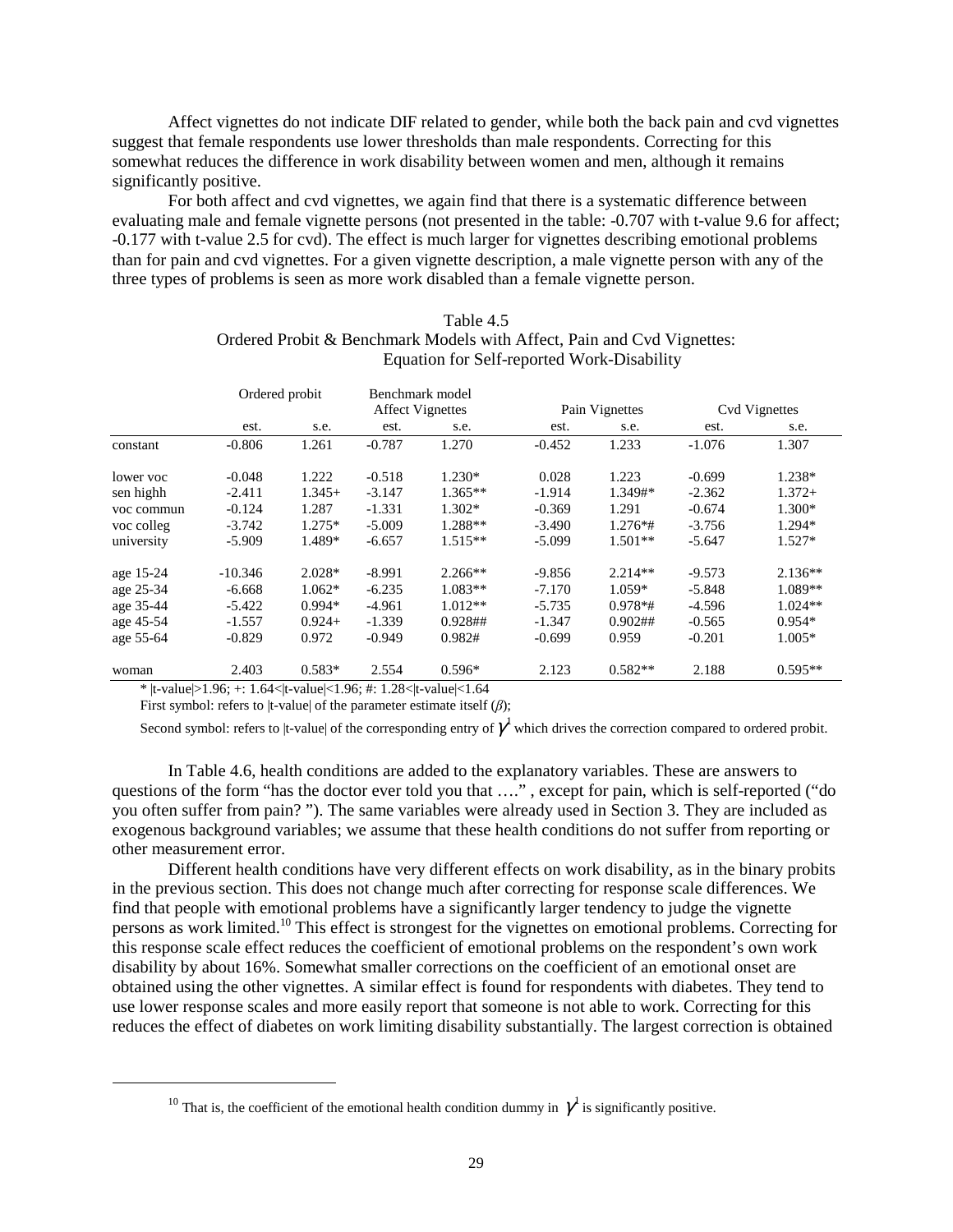Affect vignettes do not indicate DIF related to gender, while both the back pain and cvd vignettes suggest that female respondents use lower thresholds than male respondents. Correcting for this somewhat reduces the difference in work disability between women and men, although it remains significantly positive.

For both affect and cvd vignettes, we again find that there is a systematic difference between evaluating male and female vignette persons (not presented in the table: -0.707 with t-value 9.6 for affect; -0.177 with t-value 2.5 for cvd). The effect is much larger for vignettes describing emotional problems than for pain and cvd vignettes. For a given vignette description, a male vignette person with any of the three types of problems is seen as more work disabled than a female vignette person.

Table 4.5
Ordered Probit & Benchmark Models with Affect, Pain and Cvd Vignettes: Equation for Self-reported Work-Disability

| | Ordered probit | | Benchmark model Affect Vignettes | | Pain Vignettes | | Cvd Vignettes | |
|---|---|---|---|---|---|---|---|---|
| | est. | s.e. | est. | s.e. | est. | s.e. | est. | s.e. |
| constant | -0.806 | 1.261 | -0.787 | 1.270 | -0.452 | 1.233 | -1.076 | 1.307 |
| lower voc | -0.048 | 1.222 | -0.518 | 1.230* | 0.028 | 1.223 | -0.699 | 1.238* |
| sen highh | -2.411 | 1.345+ | -3.147 | 1.365** | -1.914 | 1.349#* | -2.362 | 1.372+ |
| voc commun | -0.124 | 1.287 | -1.331 | 1.302* | -0.369 | 1.291 | -0.674 | 1.300* |
| voc colleg | -3.742 | 1.275* | -5.009 | 1.288** | -3.490 | 1.276*# | -3.756 | 1.294* |
| university | -5.909 | 1.489* | -6.657 | 1.515** | -5.099 | 1.501** | -5.647 | 1.527* |
| age 15-24 | -10.346 | 2.028* | -8.991 | 2.266** | -9.856 | 2.214** | -9.573 | 2.136** |
| age 25-34 | -6.668 | 1.062* | -6.235 | 1.083** | -7.170 | 1.059* | -5.848 | 1.089** |
| age 35-44 | -5.422 | 0.994* | -4.961 | 1.012** | -5.735 | 0.978*# | -4.596 | 1.024** |
| age 45-54 | -1.557 | 0.924+ | -1.339 | 0.928## | -1.347 | 0.902## | -0.565 | 0.954* |
| age 55-64 | -0.829 | 0.972 | -0.949 | 0.982# | -0.699 | 0.959 | -0.201 | 1.005* |
| woman | 2.403 | 0.583* | 2.554 | 0.596* | 2.123 | 0.582** | 2.188 | 0.595** |

\* |t-value|>1.96; +: 1.64<|t-value|<1.96; #: 1.28<|t-value|<1.64

First symbol: refers to |t-value| of the parameter estimate itself ($\beta$);

Second symbol: refers to |t-value| of the corresponding entry of $\gamma^1$ which drives the correction compared to ordered probit.

In Table 4.6, health conditions are added to the explanatory variables. These are answers to questions of the form "has the doctor ever told you that …." , except for pain, which is self-reported ("do you often suffer from pain? "). The same variables were already used in Section 3. They are included as exogenous background variables; we assume that these health conditions do not suffer from reporting or other measurement error.

Different health conditions have very different effects on work disability, as in the binary probits in the previous section. This does not change much after correcting for response scale differences. We find that people with emotional problems have a significantly larger tendency to judge the vignette persons as work limited.[10] This effect is strongest for the vignettes on emotional problems. Correcting for this response scale effect reduces the coefficient of emotional problems on the respondent's own work disability by about 16%. Somewhat smaller corrections on the coefficient of an emotional onset are obtained using the other vignettes. A similar effect is found for respondents with diabetes. They tend to use lower response scales and more easily report that someone is not able to work. Correcting for this reduces the effect of diabetes on work limiting disability substantially. The largest correction is obtained

[10] That is, the coefficient of the emotional health condition dummy in $\gamma^1$ is significantly positive.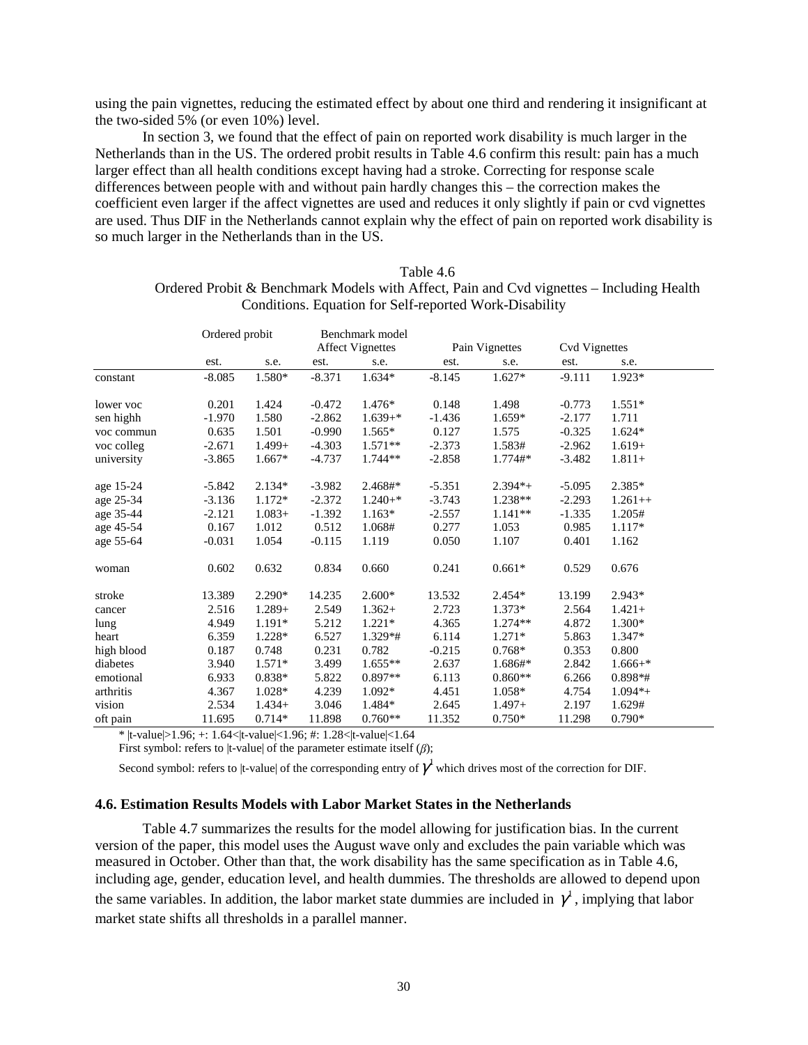using the pain vignettes, reducing the estimated effect by about one third and rendering it insignificant at the two-sided 5% (or even 10%) level.

In section 3, we found that the effect of pain on reported work disability is much larger in the Netherlands than in the US. The ordered probit results in Table 4.6 confirm this result: pain has a much larger effect than all health conditions except having had a stroke. Correcting for response scale differences between people with and without pain hardly changes this – the correction makes the coefficient even larger if the affect vignettes are used and reduces it only slightly if pain or cvd vignettes are used. Thus DIF in the Netherlands cannot explain why the effect of pain on reported work disability is so much larger in the Netherlands than in the US.

Table 4.6
Ordered Probit & Benchmark Models with Affect, Pain and Cvd vignettes – Including Health Conditions. Equation for Self-reported Work-Disability

| | Ordered probit | | Benchmark model Affect Vignettes | | Pain Vignettes | | Cvd Vignettes | |
|---|---|---|---|---|---|---|---|---|
| | est. | s.e. | est. | s.e. | est. | s.e. | est. | s.e. |
| constant | -8.085 | 1.580* | -8.371 | 1.634* | -8.145 | 1.627* | -9.111 | 1.923* |
| lower voc | 0.201 | 1.424 | -0.472 | 1.476* | 0.148 | 1.498 | -0.773 | 1.551* |
| sen highh | -1.970 | 1.580 | -2.862 | 1.639+* | -1.436 | 1.659* | -2.177 | 1.711 |
| voc commun | 0.635 | 1.501 | -0.990 | 1.565* | 0.127 | 1.575 | -0.325 | 1.624* |
| voc colleg | -2.671 | 1.499+ | -4.303 | 1.571** | -2.373 | 1.583# | -2.962 | 1.619+ |
| university | -3.865 | 1.667* | -4.737 | 1.744** | -2.858 | 1.774#* | -3.482 | 1.811+ |
| age 15-24 | -5.842 | 2.134* | -3.982 | 2.468#* | -5.351 | 2.394*+ | -5.095 | 2.385* |
| age 25-34 | -3.136 | 1.172* | -2.372 | 1.240+* | -3.743 | 1.238** | -2.293 | 1.261++ |
| age 35-44 | -2.121 | 1.083+ | -1.392 | 1.163* | -2.557 | 1.141** | -1.335 | 1.205# |
| age 45-54 | 0.167 | 1.012 | 0.512 | 1.068# | 0.277 | 1.053 | 0.985 | 1.117* |
| age 55-64 | -0.031 | 1.054 | -0.115 | 1.119 | 0.050 | 1.107 | 0.401 | 1.162 |
| woman | 0.602 | 0.632 | 0.834 | 0.660 | 0.241 | 0.661* | 0.529 | 0.676 |
| stroke | 13.389 | 2.290* | 14.235 | 2.600* | 13.532 | 2.454* | 13.199 | 2.943* |
| cancer | 2.516 | 1.289+ | 2.549 | 1.362+ | 2.723 | 1.373* | 2.564 | 1.421+ |
| lung | 4.949 | 1.191* | 5.212 | 1.221* | 4.365 | 1.274** | 4.872 | 1.300* |
| heart | 6.359 | 1.228* | 6.527 | 1.329*# | 6.114 | 1.271* | 5.863 | 1.347* |
| high blood | 0.187 | 0.748 | 0.231 | 0.782 | -0.215 | 0.768* | 0.353 | 0.800 |
| diabetes | 3.940 | 1.571* | 3.499 | 1.655** | 2.637 | 1.686#* | 2.842 | 1.666+* |
| emotional | 6.933 | 0.838* | 5.822 | 0.897** | 6.113 | 0.860** | 6.266 | 0.898*# |
| arthritis | 4.367 | 1.028* | 4.239 | 1.092* | 4.451 | 1.058* | 4.754 | 1.094*+ |
| vision | 2.534 | 1.434+ | 3.046 | 1.484* | 2.645 | 1.497+ | 2.197 | 1.629# |
| oft pain | 11.695 | 0.714* | 11.898 | 0.760** | 11.352 | 0.750* | 11.298 | 0.790* |

\* |t-value|>1.96; +: 1.64<|t-value|<1.96; #: 1.28<|t-value|<1.64

First symbol: refers to |t-value| of the parameter estimate itself ($\beta$);

Second symbol: refers to |t-value| of the corresponding entry of $\gamma^1$ which drives most of the correction for DIF.

#### 4.6. Estimation Results Models with Labor Market States in the Netherlands

Table 4.7 summarizes the results for the model allowing for justification bias. In the current version of the paper, this model uses the August wave only and excludes the pain variable which was measured in October. Other than that, the work disability has the same specification as in Table 4.6, including age, gender, education level, and health dummies. The thresholds are allowed to depend upon the same variables. In addition, the labor market state dummies are included in $\gamma^1$, implying that labor market state shifts all thresholds in a parallel manner.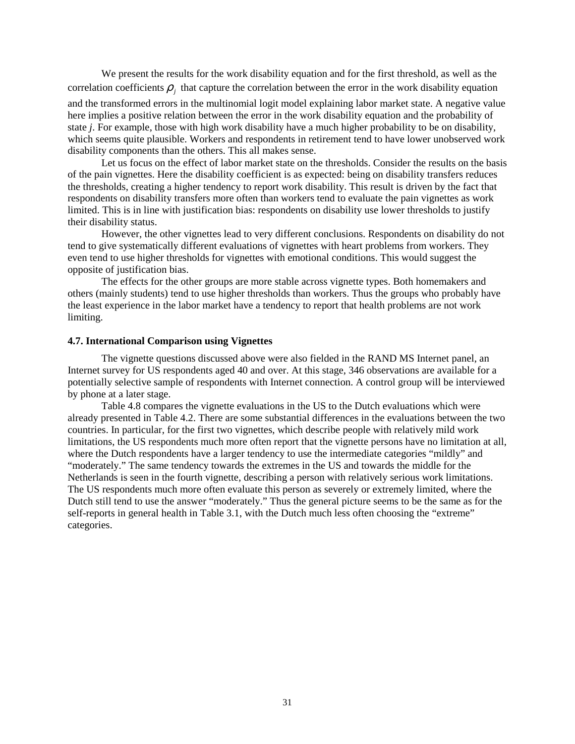We present the results for the work disability equation and for the first threshold, as well as the correlation coefficients $\rho_j$ that capture the correlation between the error in the work disability equation and the transformed errors in the multinomial logit model explaining labor market state. A negative value here implies a positive relation between the error in the work disability equation and the probability of state $j$. For example, those with high work disability have a much higher probability to be on disability, which seems quite plausible. Workers and respondents in retirement tend to have lower unobserved work disability components than the others. This all makes sense.

Let us focus on the effect of labor market state on the thresholds. Consider the results on the basis of the pain vignettes. Here the disability coefficient is as expected: being on disability transfers reduces the thresholds, creating a higher tendency to report work disability. This result is driven by the fact that respondents on disability transfers more often than workers tend to evaluate the pain vignettes as work limited. This is in line with justification bias: respondents on disability use lower thresholds to justify their disability status.

However, the other vignettes lead to very different conclusions. Respondents on disability do not tend to give systematically different evaluations of vignettes with heart problems from workers. They even tend to use higher thresholds for vignettes with emotional conditions. This would suggest the opposite of justification bias.

The effects for the other groups are more stable across vignette types. Both homemakers and others (mainly students) tend to use higher thresholds than workers. Thus the groups who probably have the least experience in the labor market have a tendency to report that health problems are not work limiting.

### 4.7. International Comparison using Vignettes

The vignette questions discussed above were also fielded in the RAND MS Internet panel, an Internet survey for US respondents aged 40 and over. At this stage, 346 observations are available for a potentially selective sample of respondents with Internet connection. A control group will be interviewed by phone at a later stage.

Table 4.8 compares the vignette evaluations in the US to the Dutch evaluations which were already presented in Table 4.2. There are some substantial differences in the evaluations between the two countries. In particular, for the first two vignettes, which describe people with relatively mild work limitations, the US respondents much more often report that the vignette persons have no limitation at all, where the Dutch respondents have a larger tendency to use the intermediate categories "mildly" and "moderately." The same tendency towards the extremes in the US and towards the middle for the Netherlands is seen in the fourth vignette, describing a person with relatively serious work limitations. The US respondents much more often evaluate this person as severely or extremely limited, where the Dutch still tend to use the answer "moderately." Thus the general picture seems to be the same as for the self-reports in general health in Table 3.1, with the Dutch much less often choosing the "extreme" categories.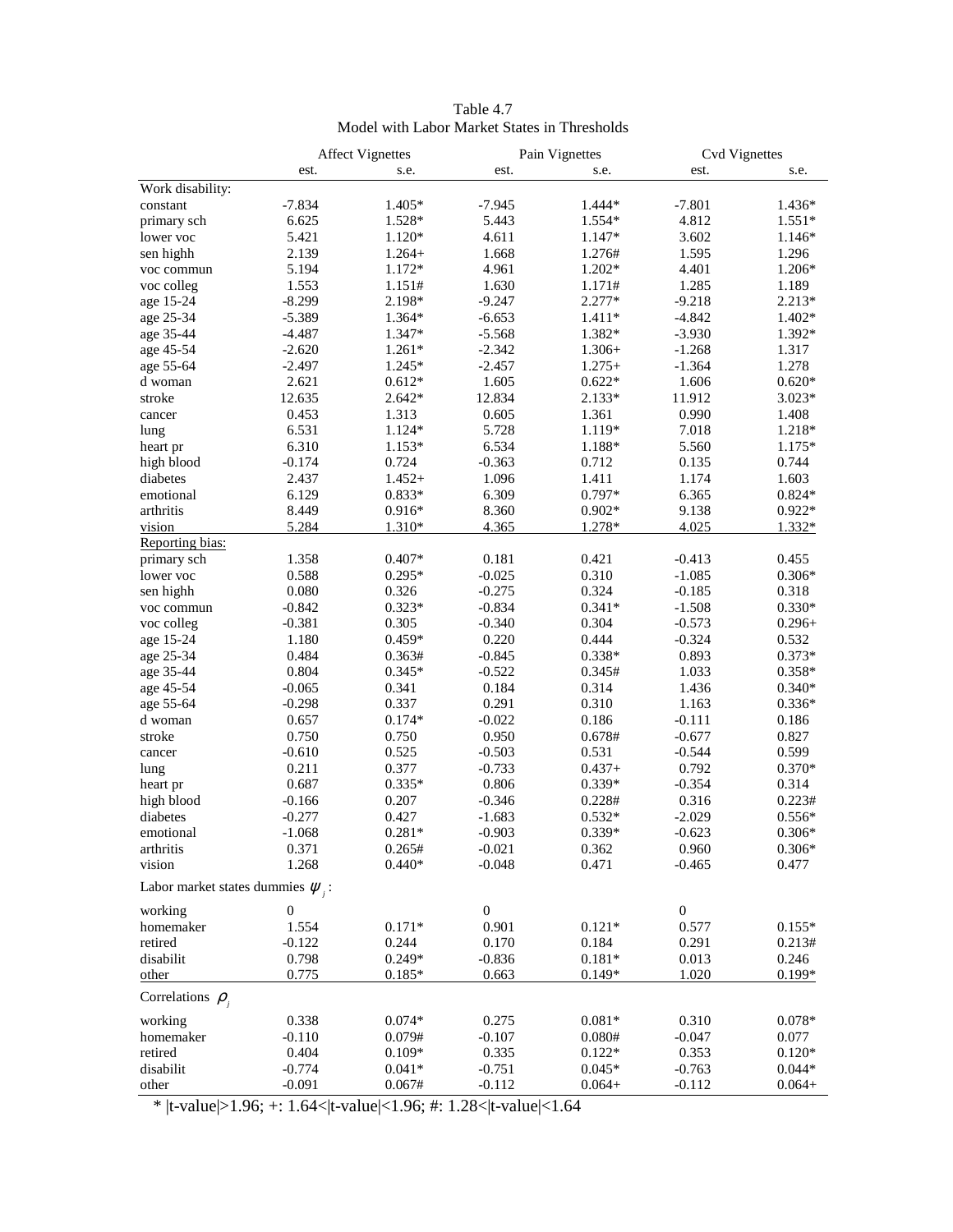Table 4.7
Model with Labor Market States in Thresholds

| | Affect Vignettes | | Pain Vignettes | | Cvd Vignettes | |
|---|---|---|---|---|---|---|
| | est. | s.e. | est. | s.e. | est. | s.e. |
| Work disability: | | | | | | |
| constant | -7.834 | 1.405* | -7.945 | 1.444* | -7.801 | 1.436* |
| primary sch | 6.625 | 1.528* | 5.443 | 1.554* | 4.812 | 1.551* |
| lower voc | 5.421 | 1.120* | 4.611 | 1.147* | 3.602 | 1.146* |
| sen highh | 2.139 | 1.264+ | 1.668 | 1.276# | 1.595 | 1.296 |
| voc commun | 5.194 | 1.172* | 4.961 | 1.202* | 4.401 | 1.206* |
| voc colleg | 1.553 | 1.151# | 1.630 | 1.171# | 1.285 | 1.189 |
| age 15-24 | -8.299 | 2.198* | -9.247 | 2.277* | -9.218 | 2.213* |
| age 25-34 | -5.389 | 1.364* | -6.653 | 1.411* | -4.842 | 1.402* |
| age 35-44 | -4.487 | 1.347* | -5.568 | 1.382* | -3.930 | 1.392* |
| age 45-54 | -2.620 | 1.261* | -2.342 | 1.306+ | -1.268 | 1.317 |
| age 55-64 | -2.497 | 1.245* | -2.457 | 1.275+ | -1.364 | 1.278 |
| d woman | 2.621 | 0.612* | 1.605 | 0.622* | 1.606 | 0.620* |
| stroke | 12.635 | 2.642* | 12.834 | 2.133* | 11.912 | 3.023* |
| cancer | 0.453 | 1.313 | 0.605 | 1.361 | 0.990 | 1.408 |
| lung | 6.531 | 1.124* | 5.728 | 1.119* | 7.018 | 1.218* |
| heart pr | 6.310 | 1.153* | 6.534 | 1.188* | 5.560 | 1.175* |
| high blood | -0.174 | 0.724 | -0.363 | 0.712 | 0.135 | 0.744 |
| diabetes | 2.437 | 1.452+ | 1.096 | 1.411 | 1.174 | 1.603 |
| emotional | 6.129 | 0.833* | 6.309 | 0.797* | 6.365 | 0.824* |
| arthritis | 8.449 | 0.916* | 8.360 | 0.902* | 9.138 | 0.922* |
| vision | 5.284 | 1.310* | 4.365 | 1.278* | 4.025 | 1.332* |
| Reporting bias: | | | | | | |
| primary sch | 1.358 | 0.407* | 0.181 | 0.421 | -0.413 | 0.455 |
| lower voc | 0.588 | 0.295* | -0.025 | 0.310 | -1.085 | 0.306* |
| sen highh | 0.080 | 0.326 | -0.275 | 0.324 | -0.185 | 0.318 |
| voc commun | -0.842 | 0.323* | -0.834 | 0.341* | -1.508 | 0.330* |
| voc colleg | -0.381 | 0.305 | -0.340 | 0.304 | -0.573 | 0.296+ |
| age 15-24 | 1.180 | 0.459* | 0.220 | 0.444 | -0.324 | 0.532 |
| age 25-34 | 0.484 | 0.363# | -0.845 | 0.338* | 0.893 | 0.373* |
| age 35-44 | 0.804 | 0.345* | -0.522 | 0.345# | 1.033 | 0.358* |
| age 45-54 | -0.065 | 0.341 | 0.184 | 0.314 | 1.436 | 0.340* |
| age 55-64 | -0.298 | 0.337 | 0.291 | 0.310 | 1.163 | 0.336* |
| d woman | 0.657 | 0.174* | -0.022 | 0.186 | -0.111 | 0.186 |
| stroke | 0.750 | 0.750 | 0.950 | 0.678# | -0.677 | 0.827 |
| cancer | -0.610 | 0.525 | -0.503 | 0.531 | -0.544 | 0.599 |
| lung | 0.211 | 0.377 | -0.733 | 0.437+ | 0.792 | 0.370* |
| heart pr | 0.687 | 0.335* | 0.806 | 0.339* | -0.354 | 0.314 |
| high blood | -0.166 | 0.207 | -0.346 | 0.228# | 0.316 | 0.223# |
| diabetes | -0.277 | 0.427 | -1.683 | 0.532* | -2.029 | 0.556* |
| emotional | -1.068 | 0.281* | -0.903 | 0.339* | -0.623 | 0.306* |
| arthritis | 0.371 | 0.265# | -0.021 | 0.362 | 0.960 | 0.306* |
| vision | 1.268 | 0.440* | -0.048 | 0.471 | -0.465 | 0.477 |
| Labor market states dummies $\psi_j$: | | | | | | |
| working | 0 | | 0 | | 0 | |
| homemaker | 1.554 | 0.171* | 0.901 | 0.121* | 0.577 | 0.155* |
| retired | -0.122 | 0.244 | 0.170 | 0.184 | 0.291 | 0.213# |
| disabilit | 0.798 | 0.249* | -0.836 | 0.181* | 0.013 | 0.246 |
| other | 0.775 | 0.185* | 0.663 | 0.149* | 1.020 | 0.199* |
| Correlations $\rho_j$ | | | | | | |
| working | 0.338 | 0.074* | 0.275 | 0.081* | 0.310 | 0.078* |
| homemaker | -0.110 | 0.079# | -0.107 | 0.080# | -0.047 | 0.077 |
| retired | 0.404 | 0.109* | 0.335 | 0.122* | 0.353 | 0.120* |
| disabilit | -0.774 | 0.041* | -0.751 | 0.045* | -0.763 | 0.044* |
| other | -0.091 | 0.067# | -0.112 | 0.064+ | -0.112 | 0.064+ |

\* |t-value|>1.96; +: 1.64<|t-value|<1.96; #: 1.28<|t-value|<1.64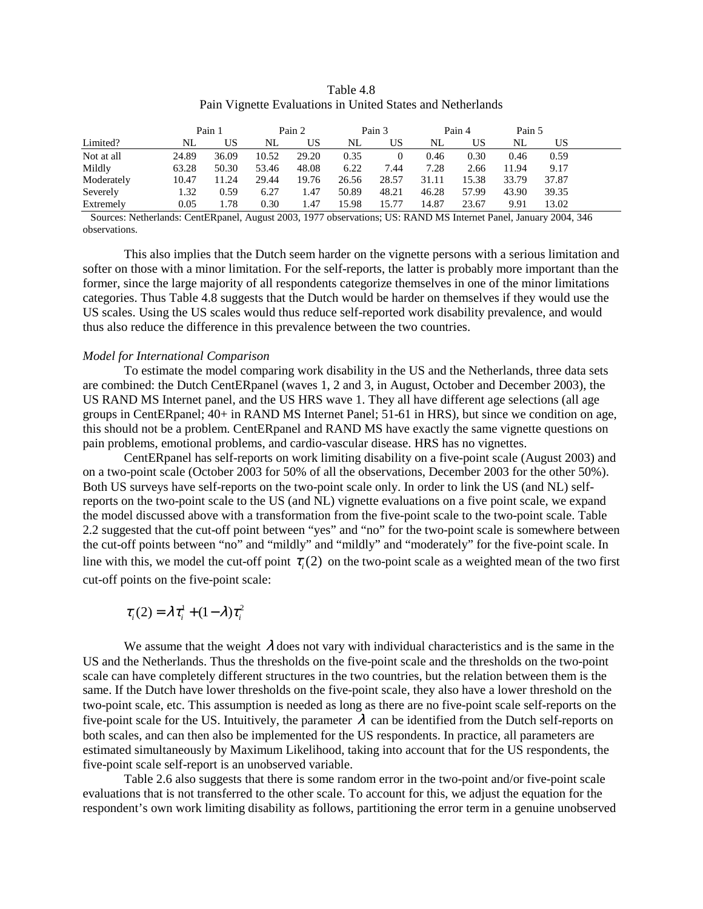Table 4.8
Pain Vignette Evaluations in United States and Netherlands

| | Pain 1 | | Pain 2 | | Pain 3 | | Pain 4 | | Pain 5 | |
|---|---|---|---|---|---|---|---|---|---|---|
| Limited? | NL | US | NL | US | NL | US | NL | US | NL | US |
| Not at all | 24.89 | 36.09 | 10.52 | 29.20 | 0.35 | 0 | 0.46 | 0.30 | 0.46 | 0.59 |
| Mildly | 63.28 | 50.30 | 53.46 | 48.08 | 6.22 | 7.44 | 7.28 | 2.66 | 11.94 | 9.17 |
| Moderately | 10.47 | 11.24 | 29.44 | 19.76 | 26.56 | 28.57 | 31.11 | 15.38 | 33.79 | 37.87 |
| Severely | 1.32 | 0.59 | 6.27 | 1.47 | 50.89 | 48.21 | 46.28 | 57.99 | 43.90 | 39.35 |
| Extremely | 0.05 | 1.78 | 0.30 | 1.47 | 15.98 | 15.77 | 14.87 | 23.67 | 9.91 | 13.02 |

Sources: Netherlands: CentERpanel, August 2003, 1977 observations; US: RAND MS Internet Panel, January 2004, 346 observations.

This also implies that the Dutch seem harder on the vignette persons with a serious limitation and softer on those with a minor limitation. For the self-reports, the latter is probably more important than the former, since the large majority of all respondents categorize themselves in one of the minor limitations categories. Thus Table 4.8 suggests that the Dutch would be harder on themselves if they would use the US scales. Using the US scales would thus reduce self-reported work disability prevalence, and would thus also reduce the difference in this prevalence between the two countries.

*Model for International Comparison*

To estimate the model comparing work disability in the US and the Netherlands, three data sets are combined: the Dutch CentERpanel (waves 1, 2 and 3, in August, October and December 2003), the US RAND MS Internet panel, and the US HRS wave 1. They all have different age selections (all age groups in CentERpanel; 40+ in RAND MS Internet Panel; 51-61 in HRS), but since we condition on age, this should not be a problem. CentERpanel and RAND MS have exactly the same vignette questions on pain problems, emotional problems, and cardio-vascular disease. HRS has no vignettes.

CentERpanel has self-reports on work limiting disability on a five-point scale (August 2003) and on a two-point scale (October 2003 for 50% of all the observations, December 2003 for the other 50%). Both US surveys have self-reports on the two-point scale only. In order to link the US (and NL) self-reports on the two-point scale to the US (and NL) vignette evaluations on a five point scale, we expand the model discussed above with a transformation from the five-point scale to the two-point scale. Table 2.2 suggested that the cut-off point between "yes" and "no" for the two-point scale is somewhere between the cut-off points between "no" and "mildly" and "mildly" and "moderately" for the five-point scale. In line with this, we model the cut-off point $\tau_i(2)$ on the two-point scale as a weighted mean of the two first cut-off points on the five-point scale:

$$\tau_i(2) = \lambda \tau_i^1 + (1-\lambda)\tau_i^2$$

We assume that the weight $\lambda$ does not vary with individual characteristics and is the same in the US and the Netherlands. Thus the thresholds on the five-point scale and the thresholds on the two-point scale can have completely different structures in the two countries, but the relation between them is the same. If the Dutch have lower thresholds on the five-point scale, they also have a lower threshold on the two-point scale, etc. This assumption is needed as long as there are no five-point scale self-reports on the five-point scale for the US. Intuitively, the parameter $\lambda$ can be identified from the Dutch self-reports on both scales, and can then also be implemented for the US respondents. In practice, all parameters are estimated simultaneously by Maximum Likelihood, taking into account that for the US respondents, the five-point scale self-report is an unobserved variable.

Table 2.6 also suggests that there is some random error in the two-point and/or five-point scale evaluations that is not transferred to the other scale. To account for this, we adjust the equation for the respondent's own work limiting disability as follows, partitioning the error term in a genuine unobserved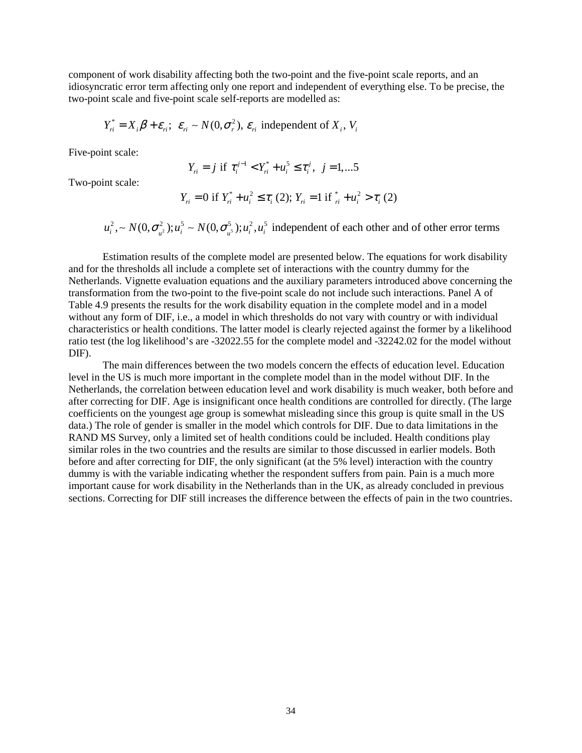component of work disability affecting both the two-point and the five-point scale reports, and an idiosyncratic error term affecting only one report and independent of everything else. To be precise, the two-point scale and five-point scale self-reports are modelled as:

$$Y_{ri}^* = X_i\beta + \varepsilon_{ri};\ \ \varepsilon_{ri} \sim N(0,\sigma_r^2),\ \varepsilon_{ri} \text{ independent of } X_i,\ V_i$$

Five-point scale:

$$Y_{ri} = j \text{ if } \tau_i^{j-1} < Y_{ri}^* + u_i^5 \leq \tau_i^j,\ \ j = 1,...5$$

Two-point scale:

$$Y_{ri} = 0 \text{ if } Y_{ri}^* + u_i^2 \leq \tau_i\,(2);\ Y_{ri} = 1 \text{ if } {}_{ri}^* + u_i^2 > \tau_i\,(2)$$

$$u_i^2, \sim N(0,\sigma_{u^2}^2); u_i^5 \sim N(0,\sigma_{u^5}^5); u_i^2, u_i^5 \text{ independent of each other and of other error terms}$$

Estimation results of the complete model are presented below. The equations for work disability and for the thresholds all include a complete set of interactions with the country dummy for the Netherlands. Vignette evaluation equations and the auxiliary parameters introduced above concerning the transformation from the two-point to the five-point scale do not include such interactions. Panel A of Table 4.9 presents the results for the work disability equation in the complete model and in a model without any form of DIF, i.e., a model in which thresholds do not vary with country or with individual characteristics or health conditions. The latter model is clearly rejected against the former by a likelihood ratio test (the log likelihood's are -32022.55 for the complete model and -32242.02 for the model without DIF).

The main differences between the two models concern the effects of education level. Education level in the US is much more important in the complete model than in the model without DIF. In the Netherlands, the correlation between education level and work disability is much weaker, both before and after correcting for DIF. Age is insignificant once health conditions are controlled for directly. (The large coefficients on the youngest age group is somewhat misleading since this group is quite small in the US data.) The role of gender is smaller in the model which controls for DIF. Due to data limitations in the RAND MS Survey, only a limited set of health conditions could be included. Health conditions play similar roles in the two countries and the results are similar to those discussed in earlier models. Both before and after correcting for DIF, the only significant (at the 5% level) interaction with the country dummy is with the variable indicating whether the respondent suffers from pain. Pain is a much more important cause for work disability in the Netherlands than in the UK, as already concluded in previous sections. Correcting for DIF still increases the difference between the effects of pain in the two countries.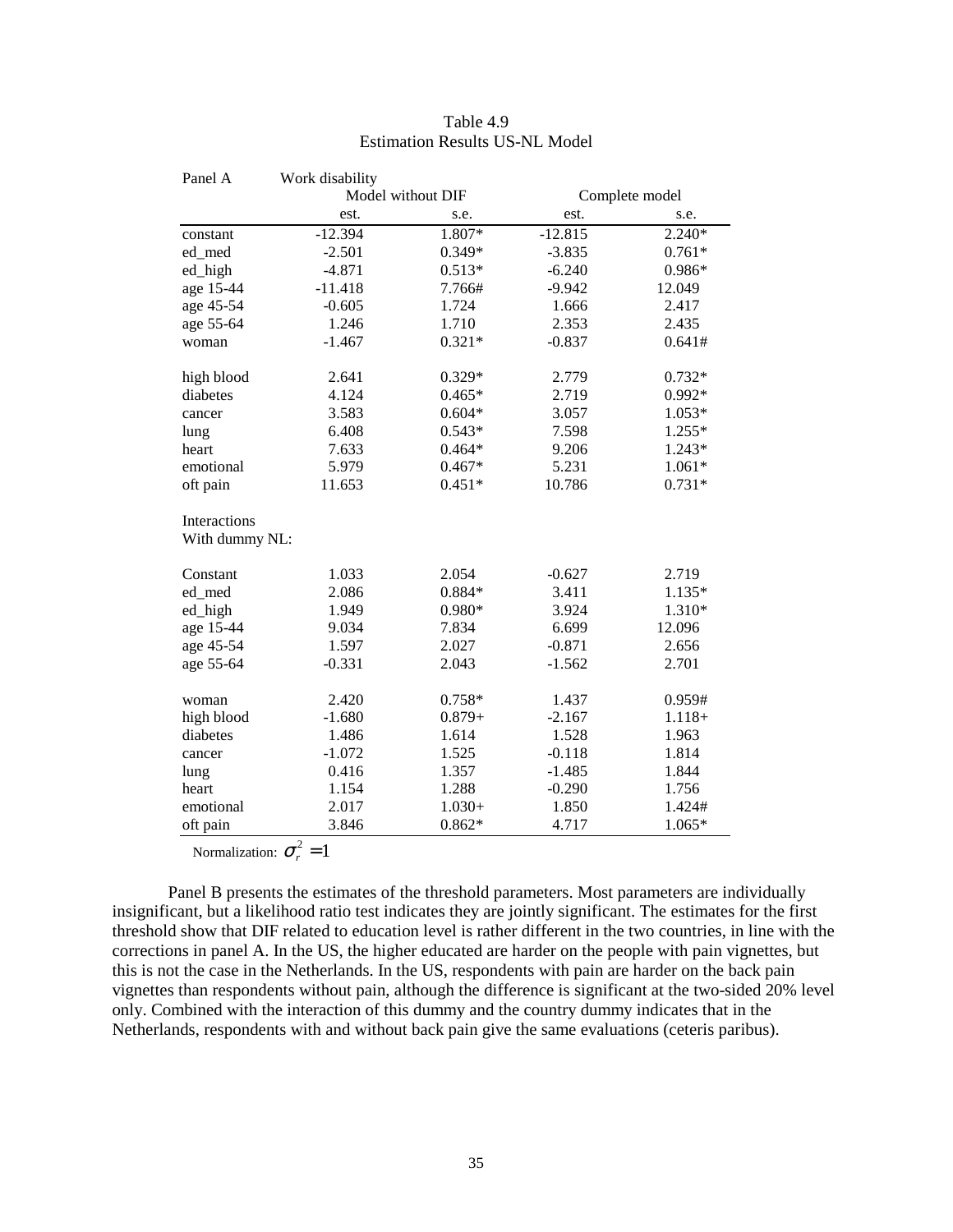Table 4.9
Estimation Results US-NL Model

| Panel A | Work disability | | | |
|---|---|---|---|---|
| | Model without DIF | | Complete model | |
| | est. | s.e. | est. | s.e. |
| constant | -12.394 | 1.807* | -12.815 | 2.240* |
| ed_med | -2.501 | 0.349* | -3.835 | 0.761* |
| ed_high | -4.871 | 0.513* | -6.240 | 0.986* |
| age 15-44 | -11.418 | 7.766# | -9.942 | 12.049 |
| age 45-54 | -0.605 | 1.724 | 1.666 | 2.417 |
| age 55-64 | 1.246 | 1.710 | 2.353 | 2.435 |
| woman | -1.467 | 0.321* | -0.837 | 0.641# |
| high blood | 2.641 | 0.329* | 2.779 | 0.732* |
| diabetes | 4.124 | 0.465* | 2.719 | 0.992* |
| cancer | 3.583 | 0.604* | 3.057 | 1.053* |
| lung | 6.408 | 0.543* | 7.598 | 1.255* |
| heart | 7.633 | 0.464* | 9.206 | 1.243* |
| emotional | 5.979 | 0.467* | 5.231 | 1.061* |
| oft pain | 11.653 | 0.451* | 10.786 | 0.731* |
| Interactions With dummy NL: | | | | |
| Constant | 1.033 | 2.054 | -0.627 | 2.719 |
| ed_med | 2.086 | 0.884* | 3.411 | 1.135* |
| ed_high | 1.949 | 0.980* | 3.924 | 1.310* |
| age 15-44 | 9.034 | 7.834 | 6.699 | 12.096 |
| age 45-54 | 1.597 | 2.027 | -0.871 | 2.656 |
| age 55-64 | -0.331 | 2.043 | -1.562 | 2.701 |
| woman | 2.420 | 0.758* | 1.437 | 0.959# |
| high blood | -1.680 | 0.879+ | -2.167 | 1.118+ |
| diabetes | 1.486 | 1.614 | 1.528 | 1.963 |
| cancer | -1.072 | 1.525 | -0.118 | 1.814 |
| lung | 0.416 | 1.357 | -1.485 | 1.844 |
| heart | 1.154 | 1.288 | -0.290 | 1.756 |
| emotional | 2.017 | 1.030+ | 1.850 | 1.424# |
| oft pain | 3.846 | 0.862* | 4.717 | 1.065* |

Normalization: $\sigma_r^2 = 1$

Panel B presents the estimates of the threshold parameters. Most parameters are individually insignificant, but a likelihood ratio test indicates they are jointly significant. The estimates for the first threshold show that DIF related to education level is rather different in the two countries, in line with the corrections in panel A. In the US, the higher educated are harder on the people with pain vignettes, but this is not the case in the Netherlands. In the US, respondents with pain are harder on the back pain vignettes than respondents without pain, although the difference is significant at the two-sided 20% level only. Combined with the interaction of this dummy and the country dummy indicates that in the Netherlands, respondents with and without back pain give the same evaluations (ceteris paribus).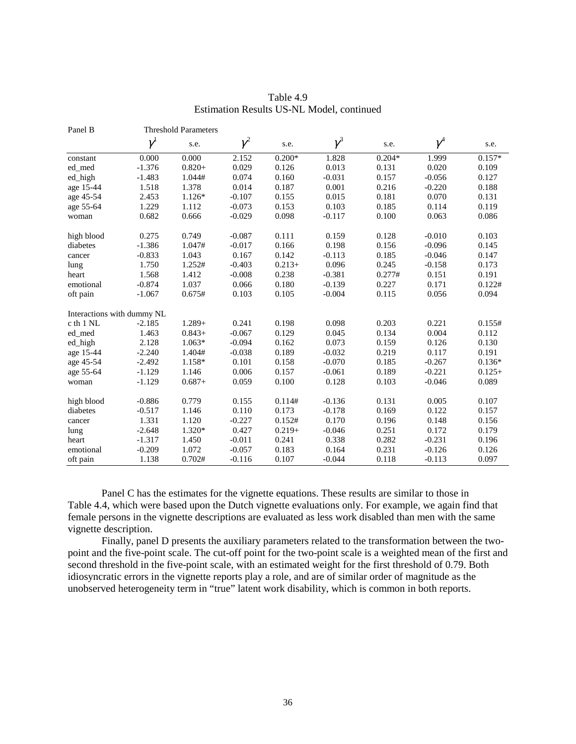Table 4.9
Estimation Results US-NL Model, continued

| Panel B | Threshold Parameters | | | | | | | |
|---|---|---|---|---|---|---|---|---|
| | $\gamma^1$ | s.e. | $\gamma^2$ | s.e. | $\gamma^3$ | s.e. | $\gamma^4$ | s.e. |
| constant | 0.000 | 0.000 | 2.152 | 0.200* | 1.828 | 0.204* | 1.999 | 0.157* |
| ed_med | -1.376 | 0.820+ | 0.029 | 0.126 | 0.013 | 0.131 | 0.020 | 0.109 |
| ed_high | -1.483 | 1.044# | 0.074 | 0.160 | -0.031 | 0.157 | -0.056 | 0.127 |
| age 15-44 | 1.518 | 1.378 | 0.014 | 0.187 | 0.001 | 0.216 | -0.220 | 0.188 |
| age 45-54 | 2.453 | 1.126* | -0.107 | 0.155 | 0.015 | 0.181 | 0.070 | 0.131 |
| age 55-64 | 1.229 | 1.112 | -0.073 | 0.153 | 0.103 | 0.185 | 0.114 | 0.119 |
| woman | 0.682 | 0.666 | -0.029 | 0.098 | -0.117 | 0.100 | 0.063 | 0.086 |
| | | | | | | | | |
| high blood | 0.275 | 0.749 | -0.087 | 0.111 | 0.159 | 0.128 | -0.010 | 0.103 |
| diabetes | -1.386 | 1.047# | -0.017 | 0.166 | 0.198 | 0.156 | -0.096 | 0.145 |
| cancer | -0.833 | 1.043 | 0.167 | 0.142 | -0.113 | 0.185 | -0.046 | 0.147 |
| lung | 1.750 | 1.252# | -0.403 | 0.213+ | 0.096 | 0.245 | -0.158 | 0.173 |
| heart | 1.568 | 1.412 | -0.008 | 0.238 | -0.381 | 0.277# | 0.151 | 0.191 |
| emotional | -0.874 | 1.037 | 0.066 | 0.180 | -0.139 | 0.227 | 0.171 | 0.122# |
| oft pain | -1.067 | 0.675# | 0.103 | 0.105 | -0.004 | 0.115 | 0.056 | 0.094 |
| | | | | | | | | |
| Interactions with dummy NL | | | | | | | | |
| c th 1 NL | -2.185 | 1.289+ | 0.241 | 0.198 | 0.098 | 0.203 | 0.221 | 0.155# |
| ed_med | 1.463 | 0.843+ | -0.067 | 0.129 | 0.045 | 0.134 | 0.004 | 0.112 |
| ed_high | 2.128 | 1.063* | -0.094 | 0.162 | 0.073 | 0.159 | 0.126 | 0.130 |
| age 15-44 | -2.240 | 1.404# | -0.038 | 0.189 | -0.032 | 0.219 | 0.117 | 0.191 |
| age 45-54 | -2.492 | 1.158* | 0.101 | 0.158 | -0.070 | 0.185 | -0.267 | 0.136* |
| age 55-64 | -1.129 | 1.146 | 0.006 | 0.157 | -0.061 | 0.189 | -0.221 | 0.125+ |
| woman | -1.129 | 0.687+ | 0.059 | 0.100 | 0.128 | 0.103 | -0.046 | 0.089 |
| | | | | | | | | |
| high blood | -0.886 | 0.779 | 0.155 | 0.114# | -0.136 | 0.131 | 0.005 | 0.107 |
| diabetes | -0.517 | 1.146 | 0.110 | 0.173 | -0.178 | 0.169 | 0.122 | 0.157 |
| cancer | 1.331 | 1.120 | -0.227 | 0.152# | 0.170 | 0.196 | 0.148 | 0.156 |
| lung | -2.648 | 1.320* | 0.427 | 0.219+ | -0.046 | 0.251 | 0.172 | 0.179 |
| heart | -1.317 | 1.450 | -0.011 | 0.241 | 0.338 | 0.282 | -0.231 | 0.196 |
| emotional | -0.209 | 1.072 | -0.057 | 0.183 | 0.164 | 0.231 | -0.126 | 0.126 |
| oft pain | 1.138 | 0.702# | -0.116 | 0.107 | -0.044 | 0.118 | -0.113 | 0.097 |

Panel C has the estimates for the vignette equations. These results are similar to those in Table 4.4, which were based upon the Dutch vignette evaluations only. For example, we again find that female persons in the vignette descriptions are evaluated as less work disabled than men with the same vignette description.

Finally, panel D presents the auxiliary parameters related to the transformation between the two-point and the five-point scale. The cut-off point for the two-point scale is a weighted mean of the first and second threshold in the five-point scale, with an estimated weight for the first threshold of 0.79. Both idiosyncratic errors in the vignette reports play a role, and are of similar order of magnitude as the unobserved heterogeneity term in "true" latent work disability, which is common in both reports.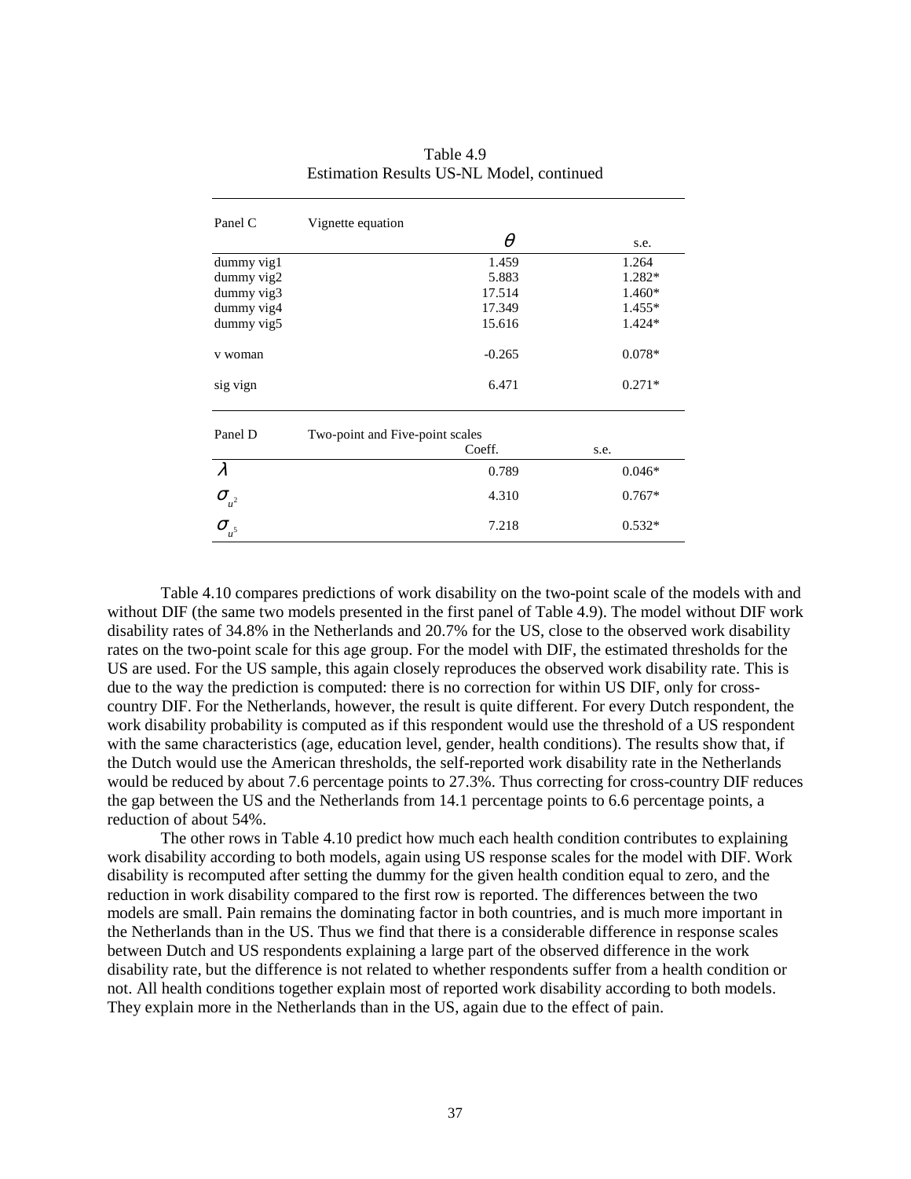Table 4.9
Estimation Results US-NL Model, continued

| Panel C | Vignette equation | | |
|---|---|---|---|
| | | $\theta$ | s.e. |
| dummy vig1 | | 1.459 | 1.264 |
| dummy vig2 | | 5.883 | 1.282* |
| dummy vig3 | | 17.514 | 1.460* |
| dummy vig4 | | 17.349 | 1.455* |
| dummy vig5 | | 15.616 | 1.424* |
| v woman | | -0.265 | 0.078* |
| sig vign | | 6.471 | 0.271* |

| Panel D | Two-point and Five-point scales | | |
|---|---|---|---|
| | | Coeff. | s.e. |
| $\lambda$ | | 0.789 | 0.046* |
| $\sigma_{u^2}$ | | 4.310 | 0.767* |
| $\sigma_{u^5}$ | | 7.218 | 0.532* |

Table 4.10 compares predictions of work disability on the two-point scale of the models with and without DIF (the same two models presented in the first panel of Table 4.9). The model without DIF work disability rates of 34.8% in the Netherlands and 20.7% for the US, close to the observed work disability rates on the two-point scale for this age group. For the model with DIF, the estimated thresholds for the US are used. For the US sample, this again closely reproduces the observed work disability rate. This is due to the way the prediction is computed: there is no correction for within US DIF, only for cross-country DIF. For the Netherlands, however, the result is quite different. For every Dutch respondent, the work disability probability is computed as if this respondent would use the threshold of a US respondent with the same characteristics (age, education level, gender, health conditions). The results show that, if the Dutch would use the American thresholds, the self-reported work disability rate in the Netherlands would be reduced by about 7.6 percentage points to 27.3%. Thus correcting for cross-country DIF reduces the gap between the US and the Netherlands from 14.1 percentage points to 6.6 percentage points, a reduction of about 54%.

The other rows in Table 4.10 predict how much each health condition contributes to explaining work disability according to both models, again using US response scales for the model with DIF. Work disability is recomputed after setting the dummy for the given health condition equal to zero, and the reduction in work disability compared to the first row is reported. The differences between the two models are small. Pain remains the dominating factor in both countries, and is much more important in the Netherlands than in the US. Thus we find that there is a considerable difference in response scales between Dutch and US respondents explaining a large part of the observed difference in the work disability rate, but the difference is not related to whether respondents suffer from a health condition or not. All health conditions together explain most of reported work disability according to both models. They explain more in the Netherlands than in the US, again due to the effect of pain.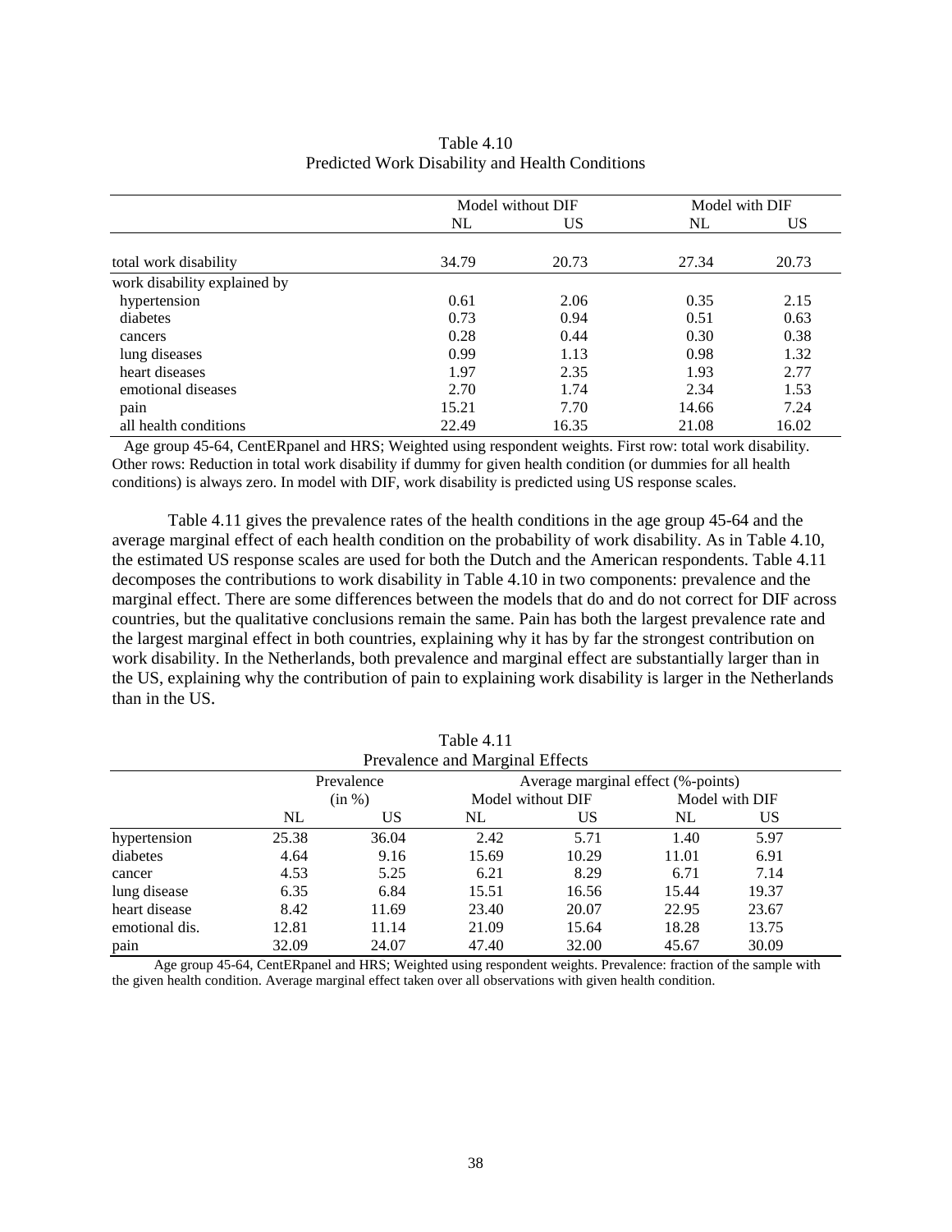Table 4.10
Predicted Work Disability and Health Conditions

| | Model without DIF | | Model with DIF | |
|---|---|---|---|---|
| | NL | US | NL | US |
| total work disability | 34.79 | 20.73 | 27.34 | 20.73 |
| work disability explained by | | | | |
| hypertension | 0.61 | 2.06 | 0.35 | 2.15 |
| diabetes | 0.73 | 0.94 | 0.51 | 0.63 |
| cancers | 0.28 | 0.44 | 0.30 | 0.38 |
| lung diseases | 0.99 | 1.13 | 0.98 | 1.32 |
| heart diseases | 1.97 | 2.35 | 1.93 | 2.77 |
| emotional diseases | 2.70 | 1.74 | 2.34 | 1.53 |
| pain | 15.21 | 7.70 | 14.66 | 7.24 |
| all health conditions | 22.49 | 16.35 | 21.08 | 16.02 |

Age group 45-64, CentERpanel and HRS; Weighted using respondent weights. First row: total work disability. Other rows: Reduction in total work disability if dummy for given health condition (or dummies for all health conditions) is always zero. In model with DIF, work disability is predicted using US response scales.

Table 4.11 gives the prevalence rates of the health conditions in the age group 45-64 and the average marginal effect of each health condition on the probability of work disability. As in Table 4.10, the estimated US response scales are used for both the Dutch and the American respondents. Table 4.11 decomposes the contributions to work disability in Table 4.10 in two components: prevalence and the marginal effect. There are some differences between the models that do and do not correct for DIF across countries, but the qualitative conclusions remain the same. Pain has both the largest prevalence rate and the largest marginal effect in both countries, explaining why it has by far the strongest contribution on work disability. In the Netherlands, both prevalence and marginal effect are substantially larger than in the US, explaining why the contribution of pain to explaining work disability is larger in the Netherlands than in the US.

Table 4.11
Prevalence and Marginal Effects

| | Prevalence (in %) | | Average marginal effect (%-points) | | | |
|---|---|---|---|---|---|---|
| | | | Model without DIF | | Model with DIF | |
| | NL | US | NL | US | NL | US |
| hypertension | 25.38 | 36.04 | 2.42 | 5.71 | 1.40 | 5.97 |
| diabetes | 4.64 | 9.16 | 15.69 | 10.29 | 11.01 | 6.91 |
| cancer | 4.53 | 5.25 | 6.21 | 8.29 | 6.71 | 7.14 |
| lung disease | 6.35 | 6.84 | 15.51 | 16.56 | 15.44 | 19.37 |
| heart disease | 8.42 | 11.69 | 23.40 | 20.07 | 22.95 | 23.67 |
| emotional dis. | 12.81 | 11.14 | 21.09 | 15.64 | 18.28 | 13.75 |
| pain | 32.09 | 24.07 | 47.40 | 32.00 | 45.67 | 30.09 |

Age group 45-64, CentERpanel and HRS; Weighted using respondent weights. Prevalence: fraction of the sample with the given health condition. Average marginal effect taken over all observations with given health condition.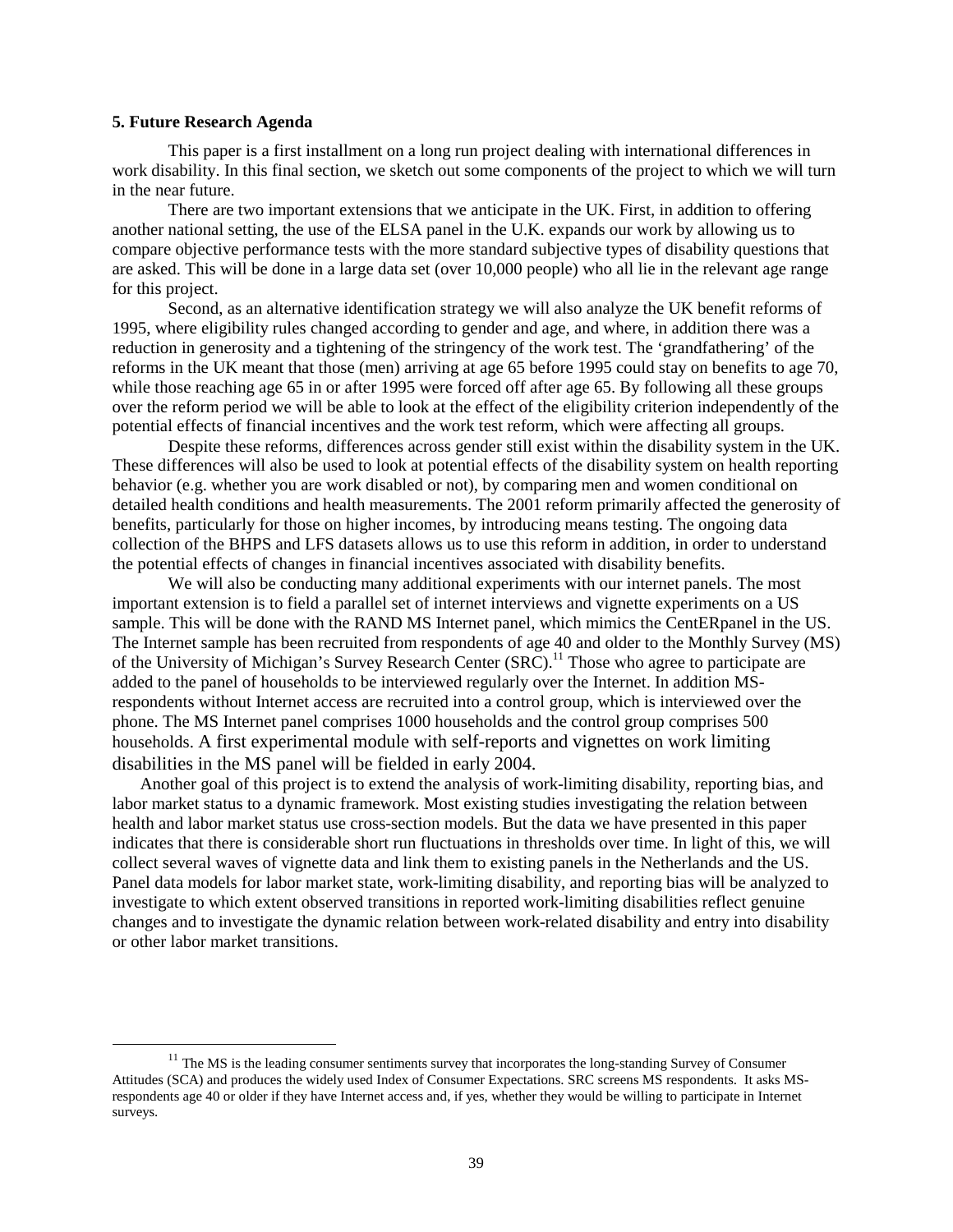## 5. Future Research Agenda

This paper is a first installment on a long run project dealing with international differences in work disability. In this final section, we sketch out some components of the project to which we will turn in the near future.

There are two important extensions that we anticipate in the UK. First, in addition to offering another national setting, the use of the ELSA panel in the U.K. expands our work by allowing us to compare objective performance tests with the more standard subjective types of disability questions that are asked. This will be done in a large data set (over 10,000 people) who all lie in the relevant age range for this project.

Second, as an alternative identification strategy we will also analyze the UK benefit reforms of 1995, where eligibility rules changed according to gender and age, and where, in addition there was a reduction in generosity and a tightening of the stringency of the work test. The 'grandfathering' of the reforms in the UK meant that those (men) arriving at age 65 before 1995 could stay on benefits to age 70, while those reaching age 65 in or after 1995 were forced off after age 65. By following all these groups over the reform period we will be able to look at the effect of the eligibility criterion independently of the potential effects of financial incentives and the work test reform, which were affecting all groups.

Despite these reforms, differences across gender still exist within the disability system in the UK. These differences will also be used to look at potential effects of the disability system on health reporting behavior (e.g. whether you are work disabled or not), by comparing men and women conditional on detailed health conditions and health measurements. The 2001 reform primarily affected the generosity of benefits, particularly for those on higher incomes, by introducing means testing. The ongoing data collection of the BHPS and LFS datasets allows us to use this reform in addition, in order to understand the potential effects of changes in financial incentives associated with disability benefits.

We will also be conducting many additional experiments with our internet panels. The most important extension is to field a parallel set of internet interviews and vignette experiments on a US sample. This will be done with the RAND MS Internet panel, which mimics the CentERpanel in the US. The Internet sample has been recruited from respondents of age 40 and older to the Monthly Survey (MS) of the University of Michigan's Survey Research Center (SRC).[11] Those who agree to participate are added to the panel of households to be interviewed regularly over the Internet. In addition MS-respondents without Internet access are recruited into a control group, which is interviewed over the phone. The MS Internet panel comprises 1000 households and the control group comprises 500 households. A first experimental module with self-reports and vignettes on work limiting disabilities in the MS panel will be fielded in early 2004.

Another goal of this project is to extend the analysis of work-limiting disability, reporting bias, and labor market status to a dynamic framework. Most existing studies investigating the relation between health and labor market status use cross-section models. But the data we have presented in this paper indicates that there is considerable short run fluctuations in thresholds over time. In light of this, we will collect several waves of vignette data and link them to existing panels in the Netherlands and the US. Panel data models for labor market state, work-limiting disability, and reporting bias will be analyzed to investigate to which extent observed transitions in reported work-limiting disabilities reflect genuine changes and to investigate the dynamic relation between work-related disability and entry into disability or other labor market transitions.

---

[11] The MS is the leading consumer sentiments survey that incorporates the long-standing Survey of Consumer Attitudes (SCA) and produces the widely used Index of Consumer Expectations. SRC screens MS respondents. It asks MS-respondents age 40 or older if they have Internet access and, if yes, whether they would be willing to participate in Internet surveys.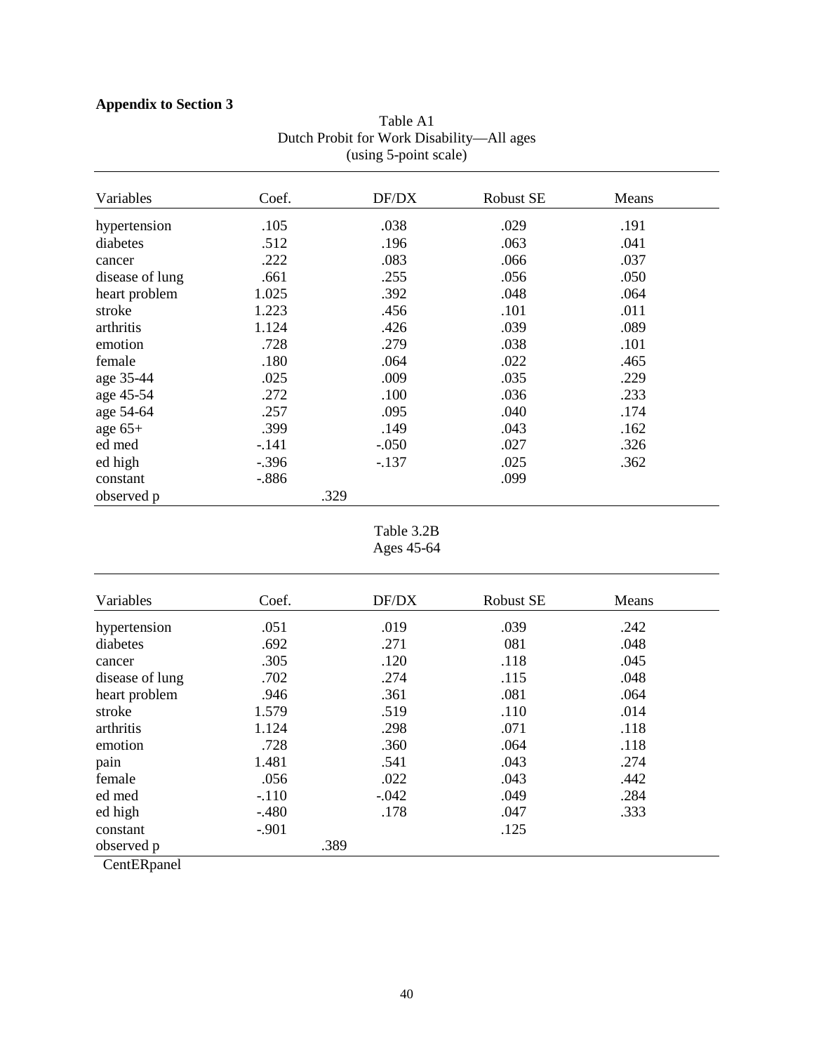**Appendix to Section 3**

Table A1
Dutch Probit for Work Disability—All ages
(using 5-point scale)

| Variables | Coef. | DF/DX | Robust SE | Means |
|---|---|---|---|---|
| hypertension | .105 | .038 | .029 | .191 |
| diabetes | .512 | .196 | .063 | .041 |
| cancer | .222 | .083 | .066 | .037 |
| disease of lung | .661 | .255 | .056 | .050 |
| heart problem | 1.025 | .392 | .048 | .064 |
| stroke | 1.223 | .456 | .101 | .011 |
| arthritis | 1.124 | .426 | .039 | .089 |
| emotion | .728 | .279 | .038 | .101 |
| female | .180 | .064 | .022 | .465 |
| age 35-44 | .025 | .009 | .035 | .229 |
| age 45-54 | .272 | .100 | .036 | .233 |
| age 54-64 | .257 | .095 | .040 | .174 |
| age 65+ | .399 | .149 | .043 | .162 |
| ed med | -.141 | -.050 | .027 | .326 |
| ed high | -.396 | -.137 | .025 | .362 |
| constant | -.886 | | .099 | |
| observed p | | .329 | | |

Table 3.2B
Ages 45-64

| Variables | Coef. | DF/DX | Robust SE | Means |
|---|---|---|---|---|
| hypertension | .051 | .019 | .039 | .242 |
| diabetes | .692 | .271 | 081 | .048 |
| cancer | .305 | .120 | .118 | .045 |
| disease of lung | .702 | .274 | .115 | .048 |
| heart problem | .946 | .361 | .081 | .064 |
| stroke | 1.579 | .519 | .110 | .014 |
| arthritis | 1.124 | .298 | .071 | .118 |
| emotion | .728 | .360 | .064 | .118 |
| pain | 1.481 | .541 | .043 | .274 |
| female | .056 | .022 | .043 | .442 |
| ed med | -.110 | -.042 | .049 | .284 |
| ed high | -.480 | .178 | .047 | .333 |
| constant | -.901 | | .125 | |
| observed p | | .389 | | |

CentERpanel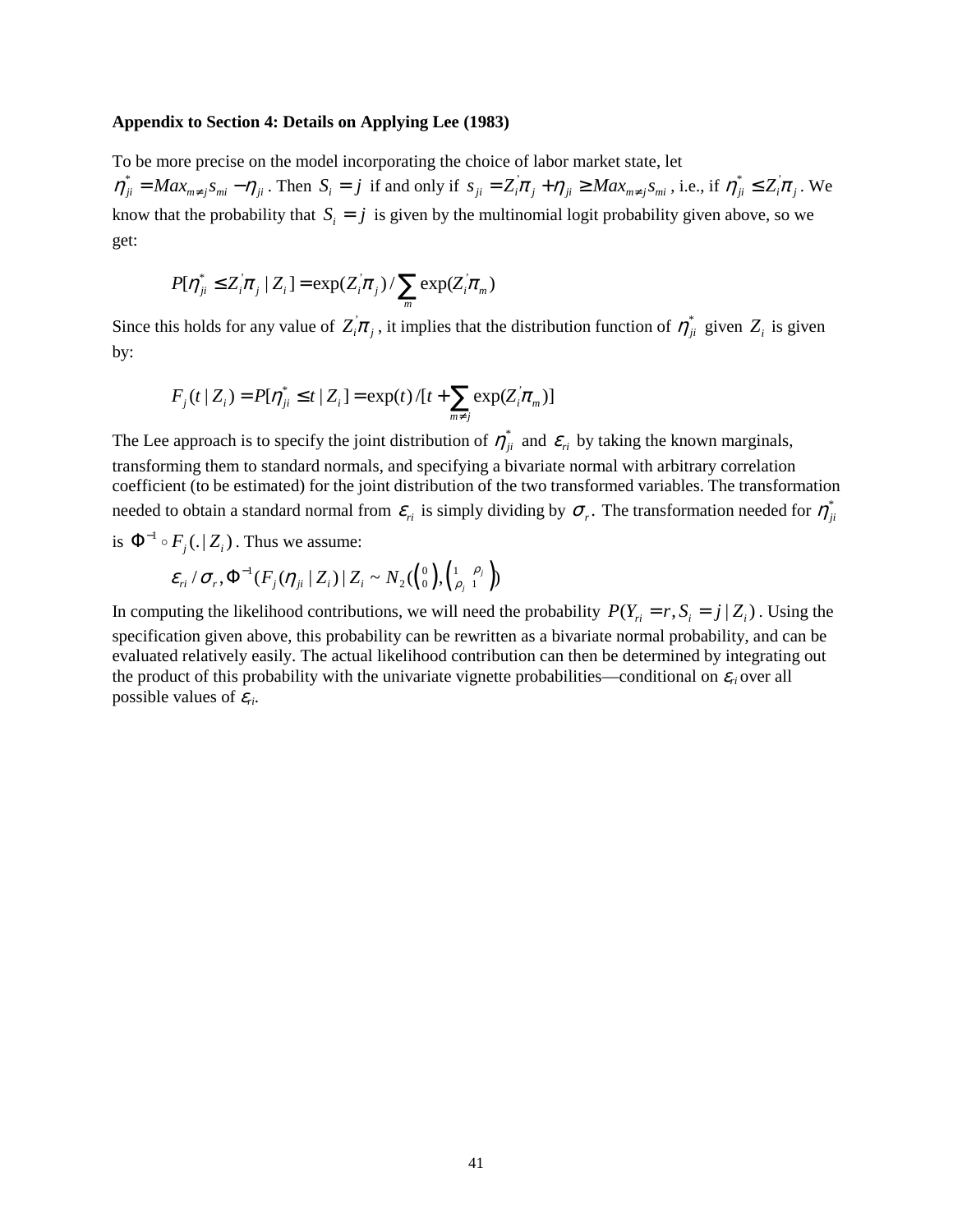**Appendix to Section 4: Details on Applying Lee (1983)**

To be more precise on the model incorporating the choice of labor market state, let $\eta_{ji}^* = Max_{m \neq j} s_{mi} - \eta_{ji}$. Then $S_i = j$ if and only if $s_{ji} = Z_i^{'}\pi_j + \eta_{ji} \geq Max_{m \neq j} s_{mi}$, i.e., if $\eta_{ji}^* \leq Z_i^{'}\pi_j$. We know that the probability that $S_i = j$ is given by the multinomial logit probability given above, so we get:

$$P[\eta_{ji}^* \leq Z_i^{'}\pi_j \mid Z_i] = \exp(Z_i^{'}\pi_j) / \sum_m \exp(Z_i^{'}\pi_m)$$

Since this holds for any value of $Z_i^{'}\pi_j$, it implies that the distribution function of $\eta_{ji}^*$ given $Z_i$ is given by:

$$F_j(t \mid Z_i) = P[\eta_{ji}^* \leq t \mid Z_i] = \exp(t) / [t + \sum_{m \neq j} \exp(Z_i^{'}\pi_m)]$$

The Lee approach is to specify the joint distribution of $\eta_{ji}^*$ and $\varepsilon_{ri}$ by taking the known marginals, transforming them to standard normals, and specifying a bivariate normal with arbitrary correlation coefficient (to be estimated) for the joint distribution of the two transformed variables. The transformation needed to obtain a standard normal from $\varepsilon_{ri}$ is simply dividing by $\sigma_r$. The transformation needed for $\eta_{ji}^*$ is $\Phi^{-1} \circ F_j(. \mid Z_i)$. Thus we assume:

$$\varepsilon_{ri} / \sigma_r, \Phi^{-1}(F_j(\eta_{ji} \mid Z_i) \mid Z_i \sim N_2\left(\begin{pmatrix} 0 \\ 0 \end{pmatrix}, \begin{pmatrix} 1 & \rho_j \\ \rho_j & 1 \end{pmatrix}\right)$$

In computing the likelihood contributions, we will need the probability $P(Y_{ri} = r, S_i = j \mid Z_i)$. Using the specification given above, this probability can be rewritten as a bivariate normal probability, and can be evaluated relatively easily. The actual likelihood contribution can then be determined by integrating out the product of this probability with the univariate vignette probabilities—conditional on $\varepsilon_{ri}$ over all possible values of $\varepsilon_{ri}$.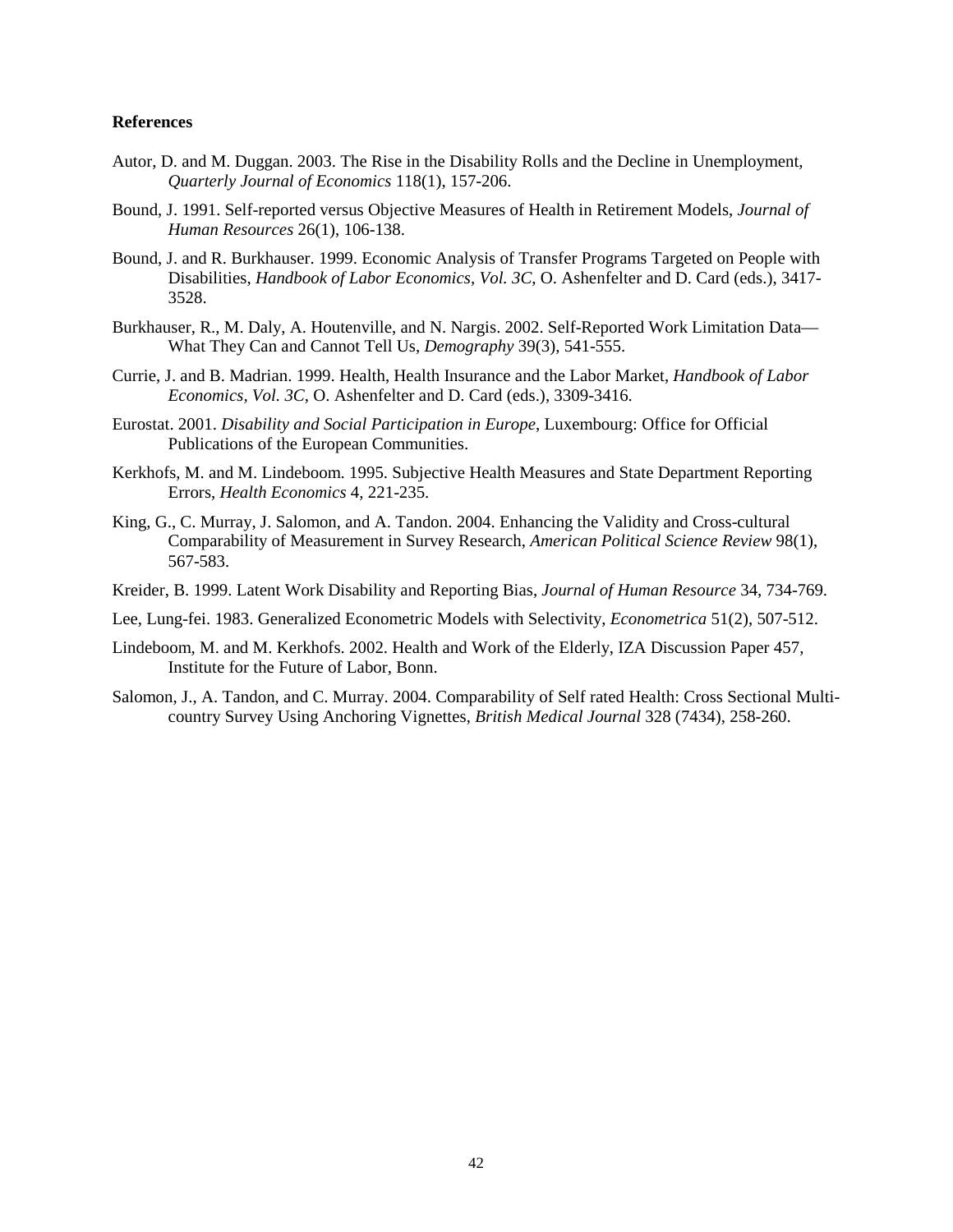**References**

Autor, D. and M. Duggan. 2003. The Rise in the Disability Rolls and the Decline in Unemployment, *Quarterly Journal of Economics* 118(1), 157-206.

Bound, J. 1991. Self-reported versus Objective Measures of Health in Retirement Models, *Journal of Human Resources* 26(1), 106-138.

Bound, J. and R. Burkhauser. 1999. Economic Analysis of Transfer Programs Targeted on People with Disabilities, *Handbook of Labor Economics, Vol. 3C*, O. Ashenfelter and D. Card (eds.), 3417-3528.

Burkhauser, R., M. Daly, A. Houtenville, and N. Nargis. 2002. Self-Reported Work Limitation Data—What They Can and Cannot Tell Us, *Demography* 39(3), 541-555.

Currie, J. and B. Madrian. 1999. Health, Health Insurance and the Labor Market, *Handbook of Labor Economics, Vol. 3C*, O. Ashenfelter and D. Card (eds.), 3309-3416.

Eurostat. 2001. *Disability and Social Participation in Europe*, Luxembourg: Office for Official Publications of the European Communities.

Kerkhofs, M. and M. Lindeboom. 1995. Subjective Health Measures and State Department Reporting Errors, *Health Economics* 4, 221-235.

King, G., C. Murray, J. Salomon, and A. Tandon. 2004. Enhancing the Validity and Cross-cultural Comparability of Measurement in Survey Research, *American Political Science Review* 98(1), 567-583.

Kreider, B. 1999. Latent Work Disability and Reporting Bias, *Journal of Human Resource* 34, 734-769.

Lee, Lung-fei. 1983. Generalized Econometric Models with Selectivity, *Econometrica* 51(2), 507-512.

Lindeboom, M. and M. Kerkhofs. 2002. Health and Work of the Elderly, IZA Discussion Paper 457, Institute for the Future of Labor, Bonn.

Salomon, J., A. Tandon, and C. Murray. 2004. Comparability of Self rated Health: Cross Sectional Multi-country Survey Using Anchoring Vignettes, *British Medical Journal* 328 (7434), 258-260.